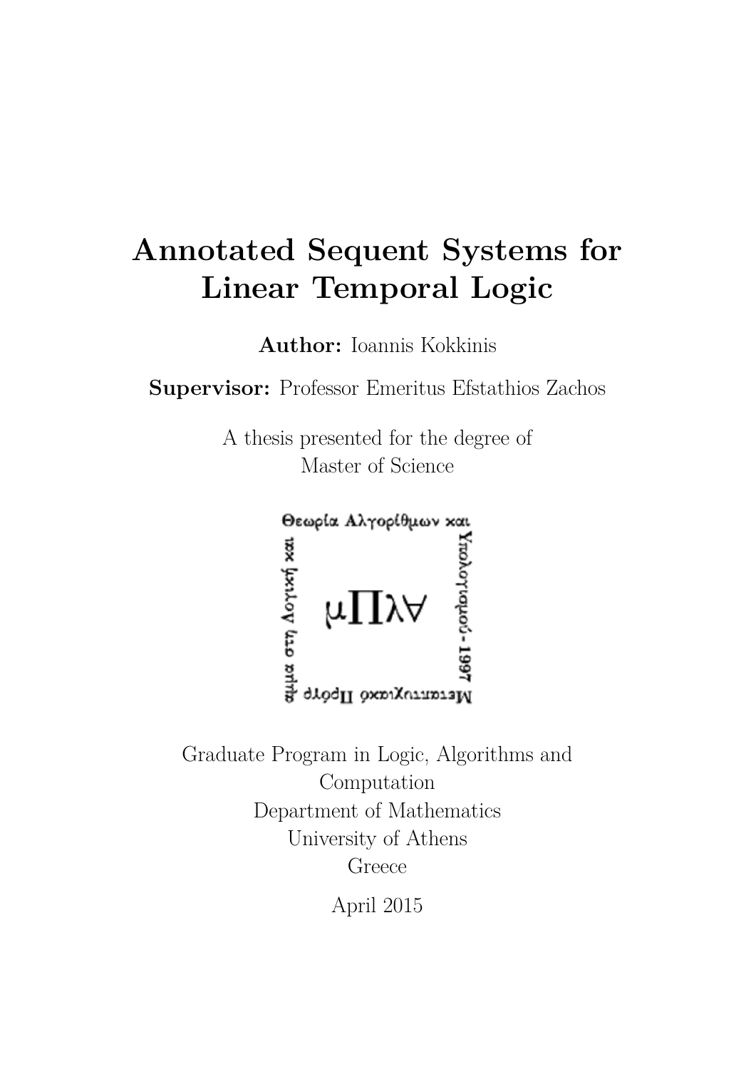# Annotated Sequent Systems for Linear Temporal Logic

**Author:** Ioannis Kokkinis

**Supervisor:** Professor Emeritus Efstathios Zachos

A thesis presented for the degree of
Master of Science

Graduate Program in Logic, Algorithms and Computation
Department of Mathematics
University of Athens
Greece

April 2015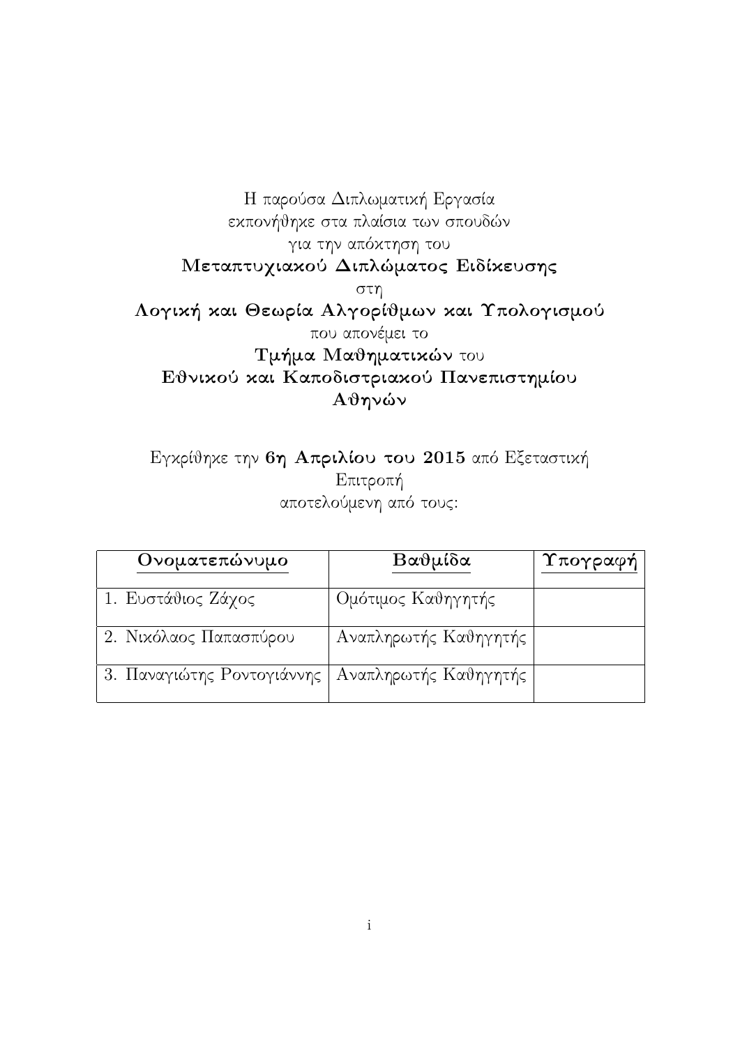Η παρούσα Διπλωματική Εργασία
εκπονήθηκε στα πλαίσια των σπουδών
για την απόκτηση του
**Μεταπτυχιακού Διπλώματος Ειδίκευσης**
στη
**Λογική και Θεωρία Αλγορίθμων και Υπολογισμού**
που απονέμει το
**Τμήμα Μαθηματικών** του
**Εθνικού και Καποδιστριακού Πανεπιστημίου Αθηνών**

Εγκρίθηκε την **6η Απριλίου του 2015** από Εξεταστική Επιτροπή
αποτελούμενη από τους:

| Ονοματεπώνυμο | Βαθμίδα | Υπογραφή |
|---|---|---|
| 1. Ευστάθιος Ζάχος | Ομότιμος Καθηγητής | |
| 2. Νικόλαος Παπασπύρου | Αναπληρωτής Καθηγητής | |
| 3. Παναγιώτης Ροντογιάννης | Αναπληρωτής Καθηγητής | |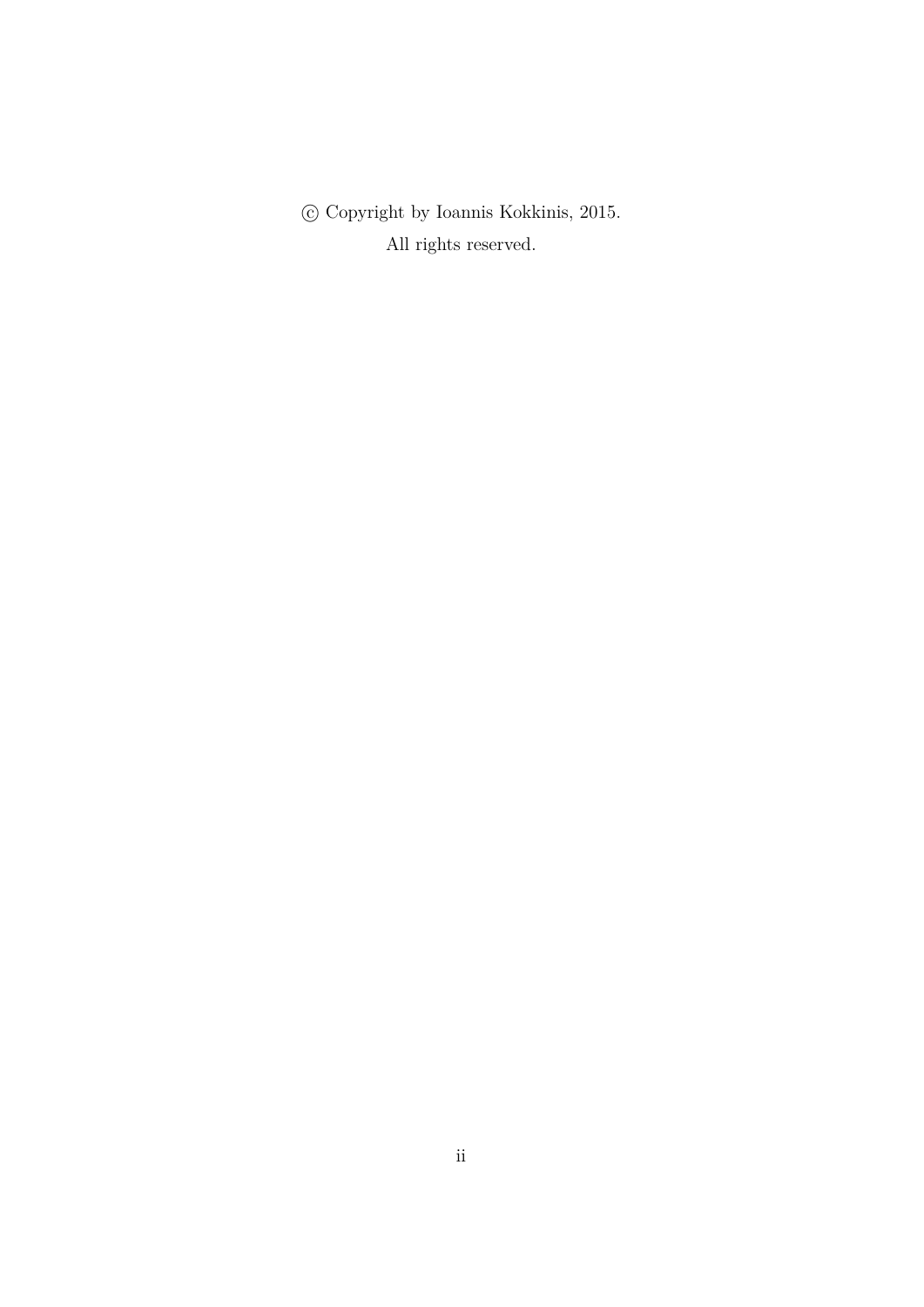© Copyright by Ioannis Kokkinis, 2015.

All rights reserved.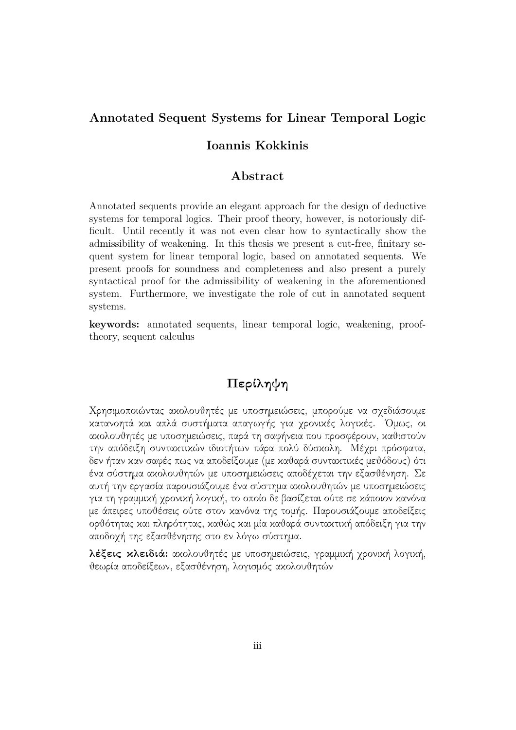# Annotated Sequent Systems for Linear Temporal Logic

## Ioannis Kokkinis

## Abstract

Annotated sequents provide an elegant approach for the design of deductive systems for temporal logics. Their proof theory, however, is notoriously difficult. Until recently it was not even clear how to syntactically show the admissibility of weakening. In this thesis we present a cut-free, finitary sequent system for linear temporal logic, based on annotated sequents. We present proofs for soundness and completeness and also present a purely syntactical proof for the admissibility of weakening in the aforementioned system. Furthermore, we investigate the role of cut in annotated sequent systems.

**keywords:** annotated sequents, linear temporal logic, weakening, proof-theory, sequent calculus

## Περίληψη

Χρησιμοποιώντας ακολουθητές με υποσημειώσεις, μπορούμε να σχεδιάσουμε κατανοητά και απλά συστήματα απαγωγής για χρονικές λογικές. Όμως, οι ακολουθητές με υποσημειώσεις, παρά τη σαφήνεια που προσφέρουν, καθιστούν την απόδειξη συντακτικών ιδιοτήτων πάρα πολύ δύσκολη. Μέχρι πρόσφατα, δεν ήταν καν σαφές πως να αποδείξουμε (με καθαρά συντακτικές μεθόδους) ότι ένα σύστημα ακολουθητών με υποσημειώσεις αποδέχεται την εξασθένηση. Σε αυτή την εργασία παρουσιάζουμε ένα σύστημα ακολουθητών με υποσημειώσεις για τη γραμμική χρονική λογική, το οποίο δε βασίζεται ούτε σε κάποιον κανόνα με άπειρες υποθέσεις ούτε στον κανόνα της τομής. Παρουσιάζουμε αποδείξεις ορθότητας και πληρότητας, καθώς και μία καθαρά συντακτική απόδειξη για την αποδοχή της εξασθένησης στο εν λόγω σύστημα.

**λέξεις κλειδιά:** ακολουθητές με υποσημειώσεις, γραμμική χρονική λογική, θεωρία αποδείξεων, εξασθένηση, λογισμός ακολουθητών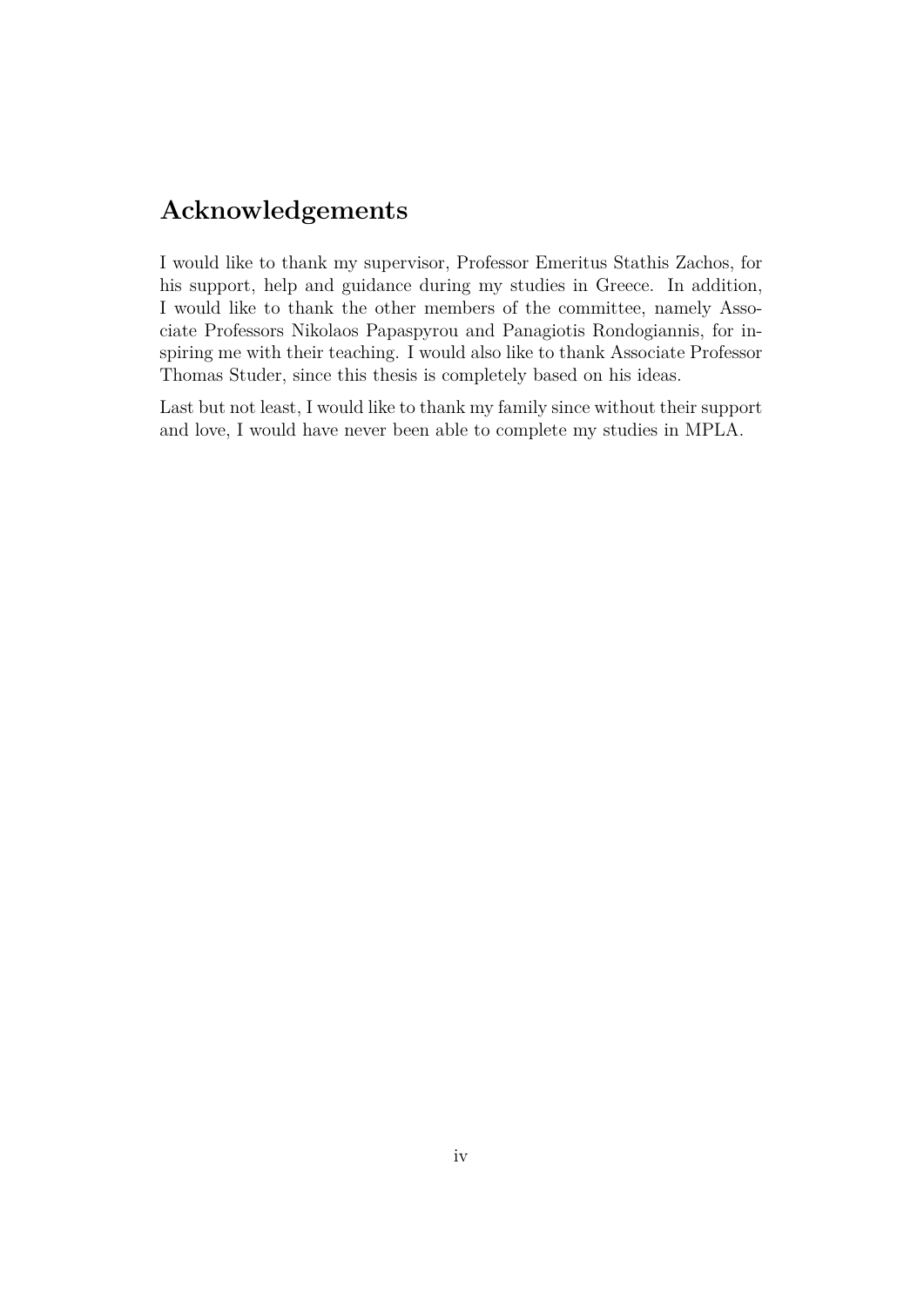## Acknowledgements

I would like to thank my supervisor, Professor Emeritus Stathis Zachos, for his support, help and guidance during my studies in Greece. In addition, I would like to thank the other members of the committee, namely Associate Professors Nikolaos Papaspyrou and Panagiotis Rondogiannis, for inspiring me with their teaching. I would also like to thank Associate Professor Thomas Studer, since this thesis is completely based on his ideas.

Last but not least, I would like to thank my family since without their support and love, I would have never been able to complete my studies in MPLA.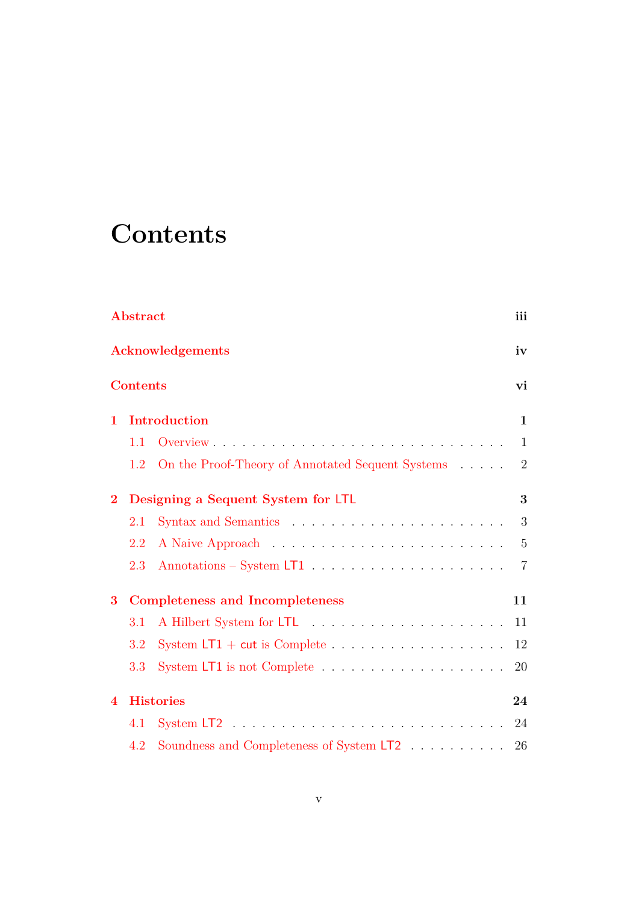# Contents

**Abstract** **iii**

**Acknowledgements** **iv**

**Contents** **vi**

**1 Introduction** **1**

1.1 Overview . . . . . . . . . . . . . . . . . . . . . . . . . . . . . 1

1.2 On the Proof-Theory of Annotated Sequent Systems . . . . . 2

**2 Designing a Sequent System for LTL** **3**

2.1 Syntax and Semantics . . . . . . . . . . . . . . . . . . . . . 3

2.2 A Naive Approach . . . . . . . . . . . . . . . . . . . . . . . 5

2.3 Annotations – System LT1 . . . . . . . . . . . . . . . . . . . 7

**3 Completeness and Incompleteness** **11**

3.1 A Hilbert System for LTL . . . . . . . . . . . . . . . . . . . 11

3.2 System LT1 + cut is Complete . . . . . . . . . . . . . . . . . 12

3.3 System LT1 is not Complete . . . . . . . . . . . . . . . . . . 20

**4 Histories** **24**

4.1 System LT2 . . . . . . . . . . . . . . . . . . . . . . . . . . . 24

4.2 Soundness and Completeness of System LT2 . . . . . . . . . . 26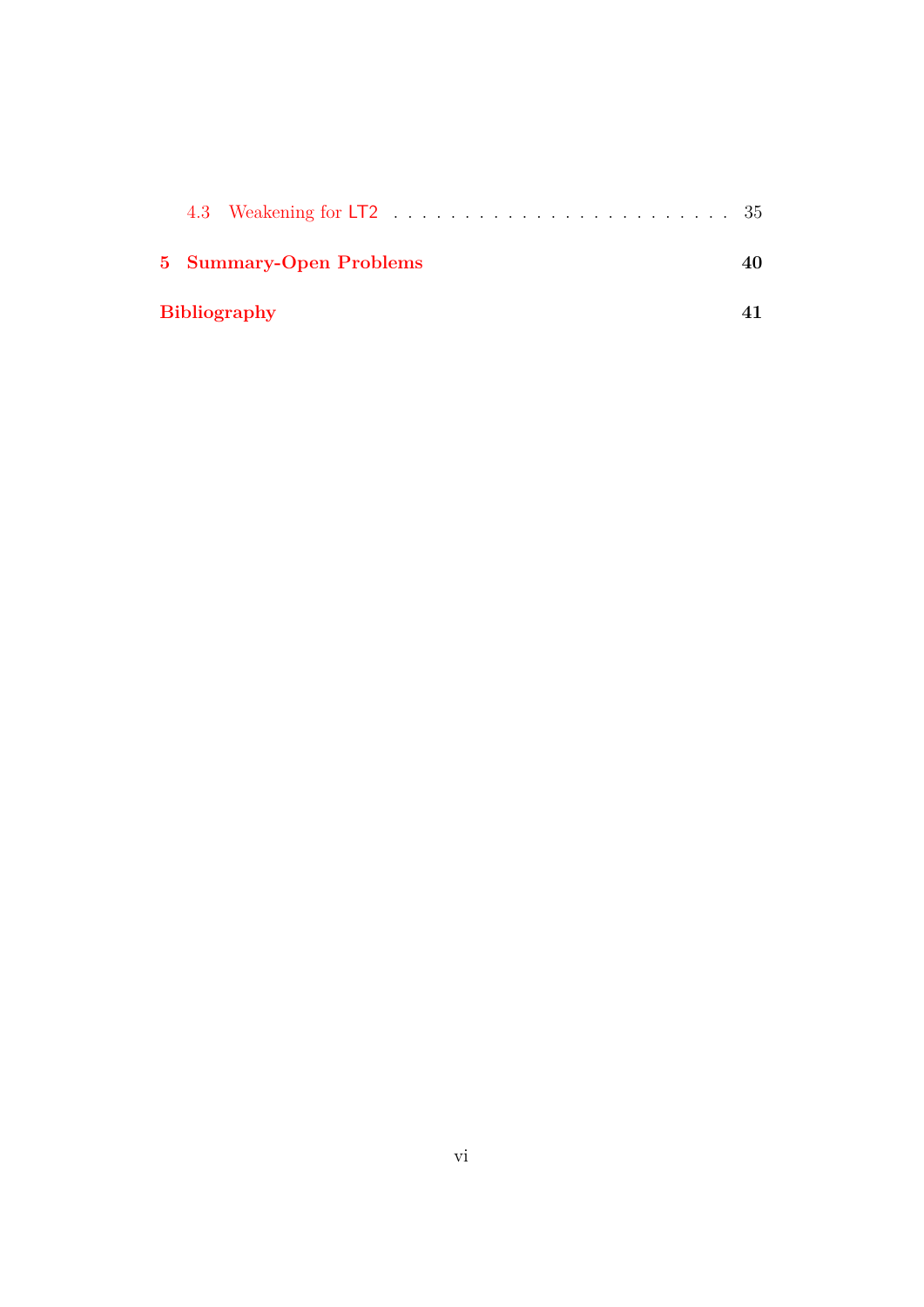4.3 Weakening for LT2 . . . . . . . . . . . . . . . . . . . . . . . . . 35

**5 Summary-Open Problems** **40**

**Bibliography** **41**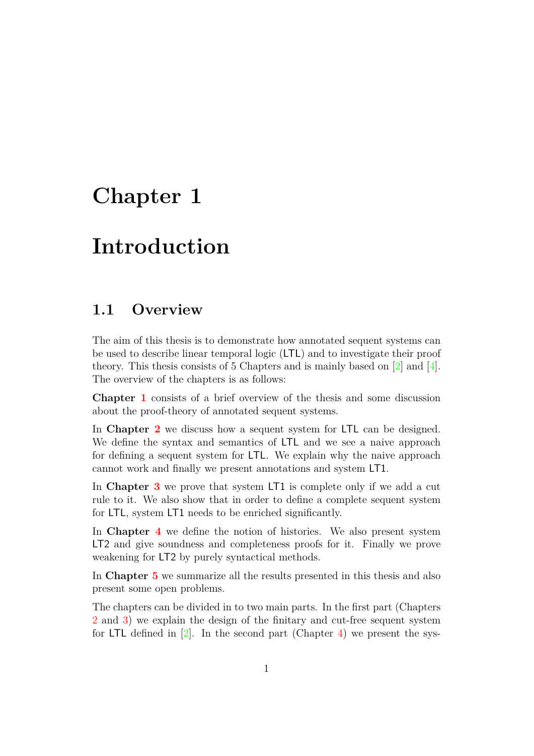# Chapter 1

# Introduction

## 1.1 Overview

The aim of this thesis is to demonstrate how annotated sequent systems can be used to describe linear temporal logic (LTL) and to investigate their proof theory. This thesis consists of 5 Chapters and is mainly based on [2] and [4]. The overview of the chapters is as follows:

**Chapter 1** consists of a brief overview of the thesis and some discussion about the proof-theory of annotated sequent systems.

In **Chapter 2** we discuss how a sequent system for LTL can be designed. We define the syntax and semantics of LTL and we see a naive approach for defining a sequent system for LTL. We explain why the naive approach cannot work and finally we present annotations and system LT1.

In **Chapter 3** we prove that system LT1 is complete only if we add a cut rule to it. We also show that in order to define a complete sequent system for LTL, system LT1 needs to be enriched significantly.

In **Chapter 4** we define the notion of histories. We also present system LT2 and give soundness and completeness proofs for it. Finally we prove weakening for LT2 by purely syntactical methods.

In **Chapter 5** we summarize all the results presented in this thesis and also present some open problems.

The chapters can be divided in to two main parts. In the first part (Chapters 2 and 3) we explain the design of the finitary and cut-free sequent system for LTL defined in [2]. In the second part (Chapter 4) we present the sys-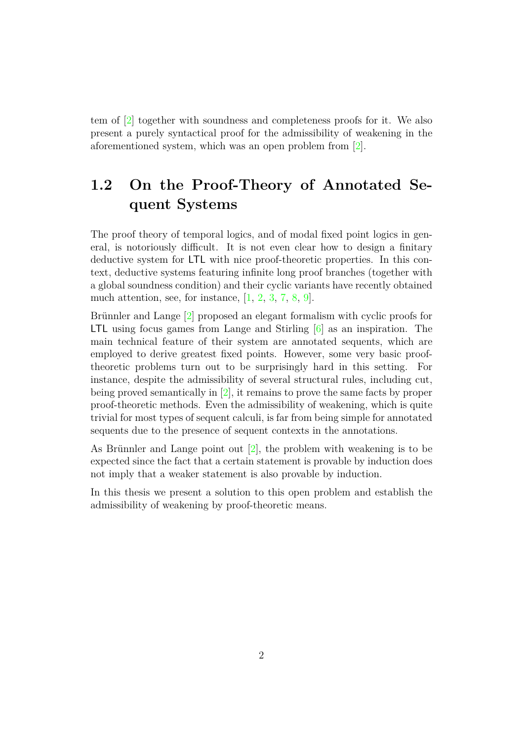tem of [2] together with soundness and completeness proofs for it. We also present a purely syntactical proof for the admissibility of weakening in the aforementioned system, which was an open problem from [2].

## 1.2 On the Proof-Theory of Annotated Sequent Systems

The proof theory of temporal logics, and of modal fixed point logics in general, is notoriously difficult. It is not even clear how to design a finitary deductive system for LTL with nice proof-theoretic properties. In this context, deductive systems featuring infinite long proof branches (together with a global soundness condition) and their cyclic variants have recently obtained much attention, see, for instance, [1, 2, 3, 7, 8, 9].

Brünnler and Lange [2] proposed an elegant formalism with cyclic proofs for LTL using focus games from Lange and Stirling [6] as an inspiration. The main technical feature of their system are annotated sequents, which are employed to derive greatest fixed points. However, some very basic proof-theoretic problems turn out to be surprisingly hard in this setting. For instance, despite the admissibility of several structural rules, including cut, being proved semantically in [2], it remains to prove the same facts by proper proof-theoretic methods. Even the admissibility of weakening, which is quite trivial for most types of sequent calculi, is far from being simple for annotated sequents due to the presence of sequent contexts in the annotations.

As Brünnler and Lange point out [2], the problem with weakening is to be expected since the fact that a certain statement is provable by induction does not imply that a weaker statement is also provable by induction.

In this thesis we present a solution to this open problem and establish the admissibility of weakening by proof-theoretic means.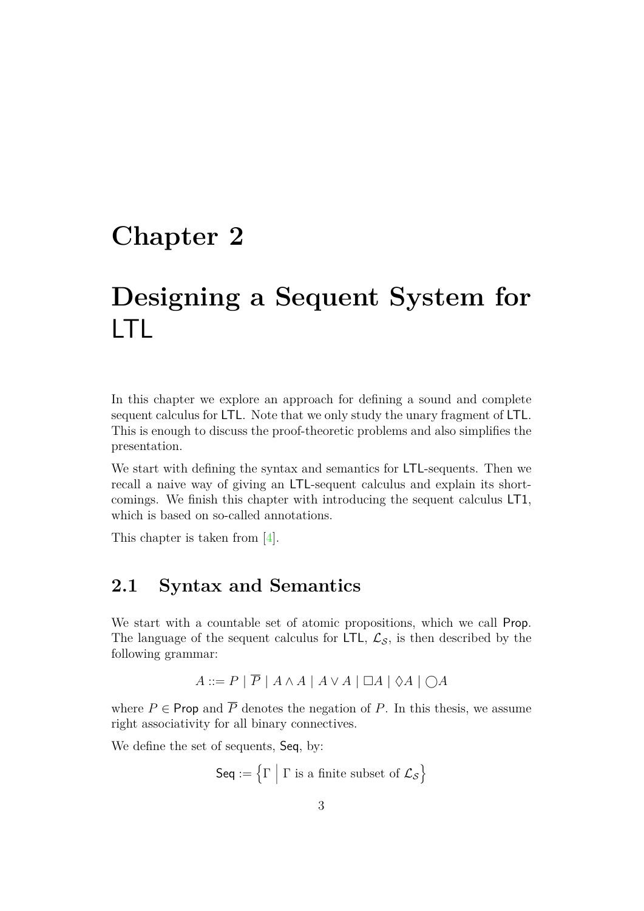# Chapter 2

# Designing a Sequent System for LTL

In this chapter we explore an approach for defining a sound and complete sequent calculus for LTL. Note that we only study the unary fragment of LTL. This is enough to discuss the proof-theoretic problems and also simplifies the presentation.

We start with defining the syntax and semantics for LTL-sequents. Then we recall a naive way of giving an LTL-sequent calculus and explain its shortcomings. We finish this chapter with introducing the sequent calculus LT1, which is based on so-called annotations.

This chapter is taken from [4].

## 2.1 Syntax and Semantics

We start with a countable set of atomic propositions, which we call Prop. The language of the sequent calculus for LTL, $\mathcal{L}_{\mathcal{S}}$, is then described by the following grammar:

$$A ::= P \mid \overline{P} \mid A \wedge A \mid A \vee A \mid \Box A \mid \Diamond A \mid \bigcirc A$$

where $P \in \mathsf{Prop}$ and $\overline{P}$ denotes the negation of $P$. In this thesis, we assume right associativity for all binary connectives.

We define the set of sequents, Seq, by:

$$\mathsf{Seq} := \left\{ \Gamma \;\middle|\; \Gamma \text{ is a finite subset of } \mathcal{L}_{\mathcal{S}} \right\}$$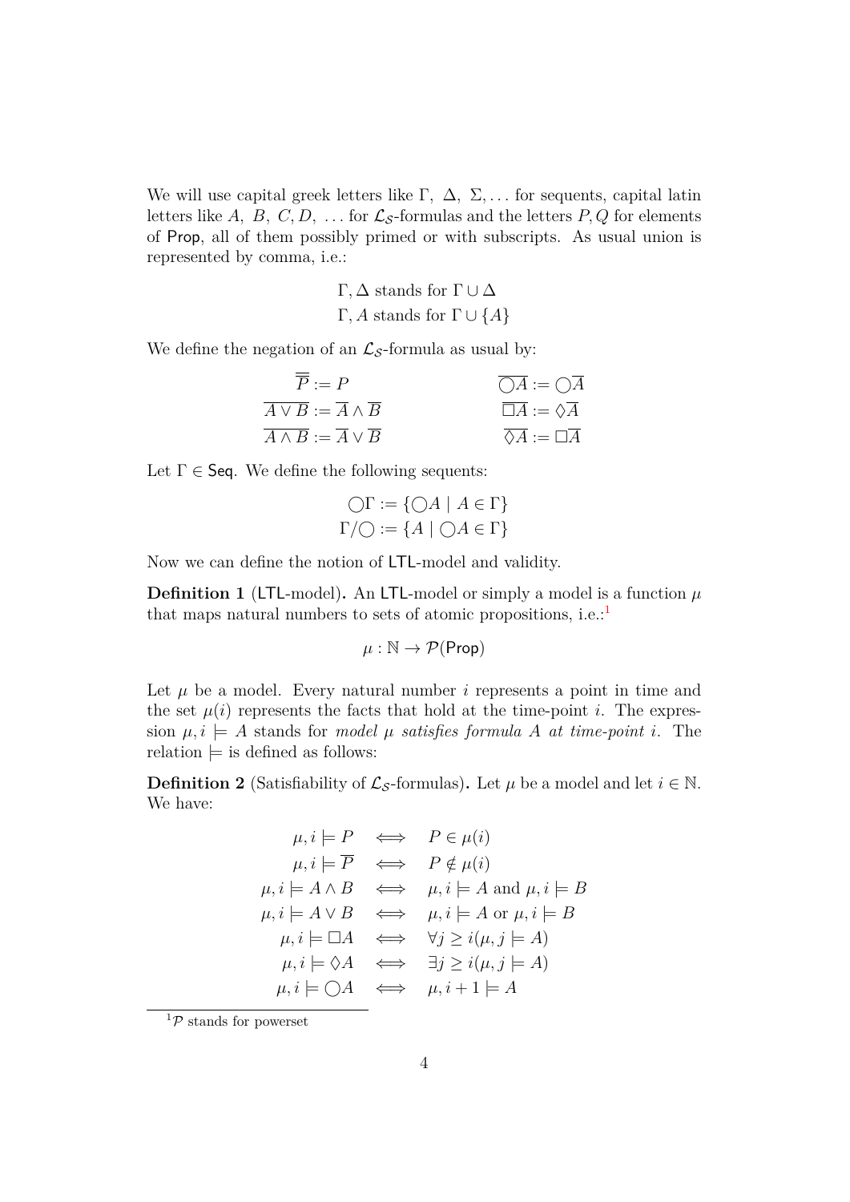We will use capital greek letters like $\Gamma,\ \Delta,\ \Sigma, \dots$ for sequents, capital latin letters like $A,\ B,\ C, D,\ \dots$ for $\mathcal{L}_{\mathcal{S}}$-formulas and the letters $P, Q$ for elements of $\mathsf{Prop}$, all of them possibly primed or with subscripts. As usual union is represented by comma, i.e.:

$$\Gamma, \Delta \text{ stands for } \Gamma \cup \Delta$$
$$\Gamma, A \text{ stands for } \Gamma \cup \{A\}$$

We define the negation of an $\mathcal{L}_{\mathcal{S}}$-formula as usual by:

$$\overline{\overline{P}} := P \qquad\qquad \overline{\bigcirc A} := \bigcirc \overline{A}$$
$$\overline{A \vee B} := \overline{A} \wedge \overline{B} \qquad\qquad \overline{\Box A} := \Diamond \overline{A}$$
$$\overline{A \wedge B} := \overline{A} \vee \overline{B} \qquad\qquad \overline{\Diamond A} := \Box \overline{A}$$

Let $\Gamma \in \mathsf{Seq}$. We define the following sequents:

$$\bigcirc\Gamma := \{\bigcirc A \mid A \in \Gamma\}$$
$$\Gamma/\bigcirc := \{A \mid \bigcirc A \in \Gamma\}$$

Now we can define the notion of $\mathsf{LTL}$-model and validity.

**Definition 1** ($\mathsf{LTL}$-model)**.** An $\mathsf{LTL}$-model or simply a model is a function $\mu$ that maps natural numbers to sets of atomic propositions, i.e.:[1]

$$\mu : \mathbb{N} \to \mathcal{P}(\mathsf{Prop})$$

Let $\mu$ be a model. Every natural number $i$ represents a point in time and the set $\mu(i)$ represents the facts that hold at the time-point $i$. The expression $\mu, i \models A$ stands for *model $\mu$ satisfies formula $A$ at time-point $i$*. The relation $\models$ is defined as follows:

**Definition 2** (Satisfiability of $\mathcal{L}_{\mathcal{S}}$-formulas)**.** Let $\mu$ be a model and let $i \in \mathbb{N}$. We have:

$$\begin{aligned}
\mu, i \models P &\iff P \in \mu(i)\\
\mu, i \models \overline{P} &\iff P \notin \mu(i)\\
\mu, i \models A \wedge B &\iff \mu, i \models A \text{ and } \mu, i \models B\\
\mu, i \models A \vee B &\iff \mu, i \models A \text{ or } \mu, i \models B\\
\mu, i \models \Box A &\iff \forall j \geq i(\mu, j \models A)\\
\mu, i \models \Diamond A &\iff \exists j \geq i(\mu, j \models A)\\
\mu, i \models \bigcirc A &\iff \mu, i+1 \models A
\end{aligned}$$

[1] $\mathcal{P}$ stands for powerset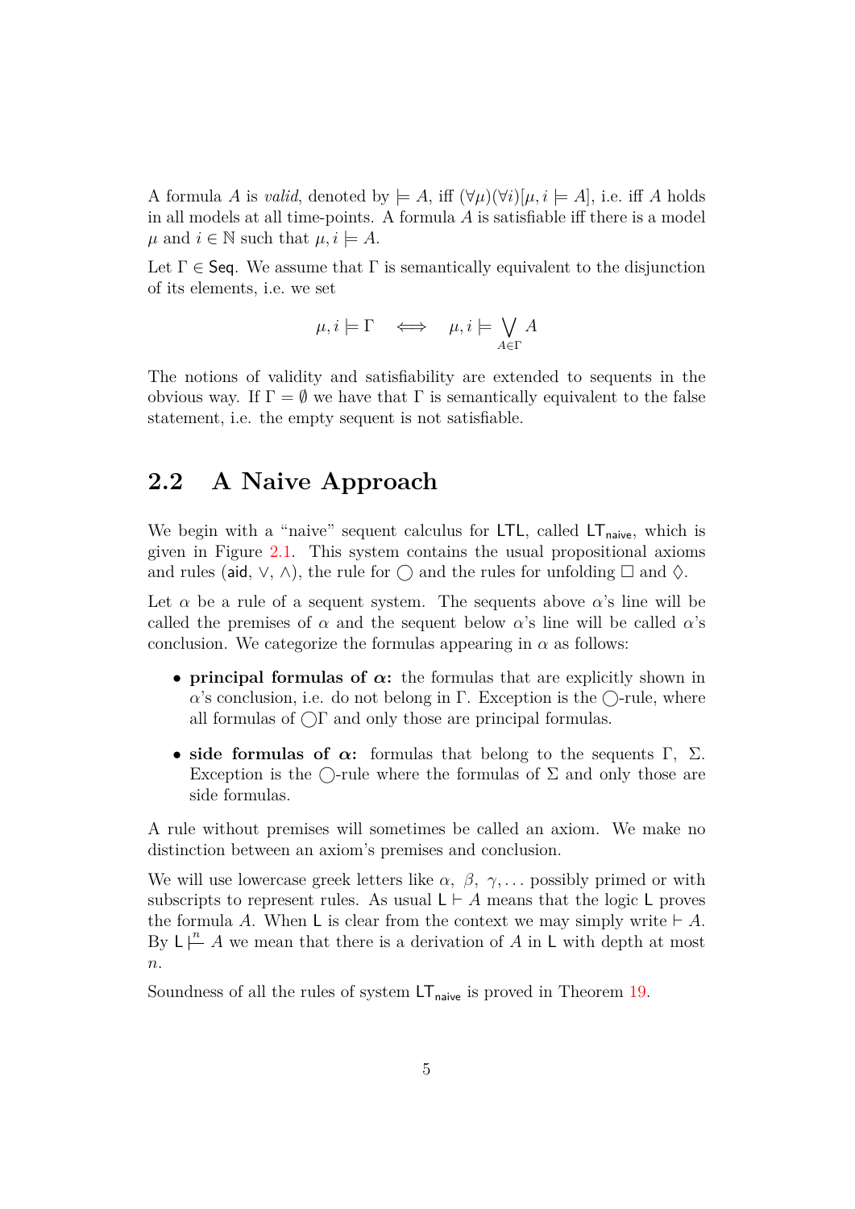A formula $A$ is *valid*, denoted by $\models A$, iff $(\forall \mu)(\forall i)[\mu, i \models A]$, i.e. iff $A$ holds in all models at all time-points. A formula $A$ is satisfiable iff there is a model $\mu$ and $i \in \mathbb{N}$ such that $\mu, i \models A$.

Let $\Gamma \in \mathsf{Seq}$. We assume that $\Gamma$ is semantically equivalent to the disjunction of its elements, i.e. we set

$$\mu, i \models \Gamma \quad \Longleftrightarrow \quad \mu, i \models \bigvee_{A \in \Gamma} A$$

The notions of validity and satisfiability are extended to sequents in the obvious way. If $\Gamma = \emptyset$ we have that $\Gamma$ is semantically equivalent to the false statement, i.e. the empty sequent is not satisfiable.

## 2.2 A Naive Approach

We begin with a "naive" sequent calculus for $\mathsf{LTL}$, called $\mathsf{LT}_{\mathsf{naive}}$, which is given in Figure 2.1. This system contains the usual propositional axioms and rules ($\mathsf{aid}$, $\vee$, $\wedge$), the rule for $\bigcirc$ and the rules for unfolding $\Box$ and $\Diamond$.

Let $\alpha$ be a rule of a sequent system. The sequents above $\alpha$'s line will be called the premises of $\alpha$ and the sequent below $\alpha$'s line will be called $\alpha$'s conclusion. We categorize the formulas appearing in $\alpha$ as follows:

- **principal formulas of $\alpha$:** the formulas that are explicitly shown in $\alpha$'s conclusion, i.e. do not belong in $\Gamma$. Exception is the $\bigcirc$-rule, where all formulas of $\bigcirc\Gamma$ and only those are principal formulas.
- **side formulas of $\alpha$:** formulas that belong to the sequents $\Gamma$, $\Sigma$. Exception is the $\bigcirc$-rule where the formulas of $\Sigma$ and only those are side formulas.

A rule without premises will sometimes be called an axiom. We make no distinction between an axiom's premises and conclusion.

We will use lowercase greek letters like $\alpha$, $\beta$, $\gamma, \ldots$ possibly primed or with subscripts to represent rules. As usual $\mathsf{L} \vdash A$ means that the logic $\mathsf{L}$ proves the formula $A$. When $\mathsf{L}$ is clear from the context we may simply write $\vdash A$. By $\mathsf{L} \overset{n}{\vdash} A$ we mean that there is a derivation of $A$ in $\mathsf{L}$ with depth at most $n$.

Soundness of all the rules of system $\mathsf{LT}_{\mathsf{naive}}$ is proved in Theorem 19.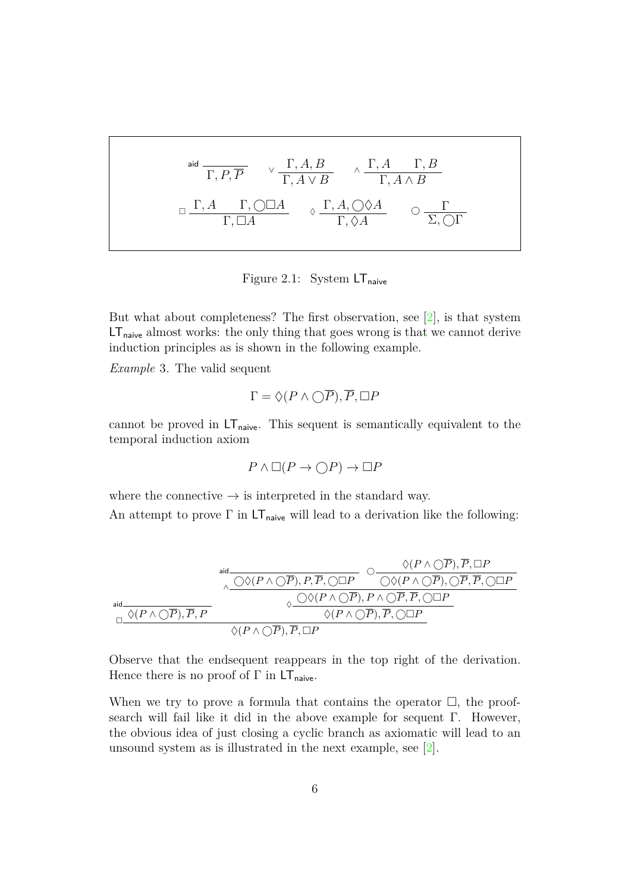$$
\textsf{aid}\ \frac{}{\Gamma, P, \overline{P}} \qquad \vee\ \frac{\Gamma, A, B}{\Gamma, A \vee B} \qquad \wedge\ \frac{\Gamma, A \qquad \Gamma, B}{\Gamma, A \wedge B}
$$

$$
\Box\ \frac{\Gamma, A \qquad \Gamma, \bigcirc\Box A}{\Gamma, \Box A} \qquad \Diamond\ \frac{\Gamma, A, \bigcirc\Diamond A}{\Gamma, \Diamond A} \qquad \bigcirc\ \frac{\Gamma}{\Sigma, \bigcirc\Gamma}
$$

Figure 2.1: System $\mathsf{LT}_{\mathsf{naive}}$

But what about completeness? The first observation, see [2], is that system $\mathsf{LT}_{\mathsf{naive}}$ almost works: the only thing that goes wrong is that we cannot derive induction principles as is shown in the following example.

*Example* 3. The valid sequent

$$\Gamma = \Diamond(P \wedge \bigcirc\overline{P}), \overline{P}, \Box P$$

cannot be proved in $\mathsf{LT}_{\mathsf{naive}}$. This sequent is semantically equivalent to the temporal induction axiom

$$P \wedge \Box(P \to \bigcirc P) \to \Box P$$

where the connective $\to$ is interpreted in the standard way.

An attempt to prove $\Gamma$ in $\mathsf{LT}_{\mathsf{naive}}$ will lead to a derivation like the following:

$$
\Box\ \cfrac{\textsf{aid}\ \cfrac{}{\Diamond(P \wedge \bigcirc\overline{P}), \overline{P}, P} \qquad \Diamond\ \cfrac{\wedge\ \cfrac{\textsf{aid}\ \cfrac{}{\bigcirc\Diamond(P \wedge \bigcirc\overline{P}), P, \overline{P}, \bigcirc\Box P} \qquad \bigcirc\ \cfrac{\Diamond(P \wedge \bigcirc\overline{P}), \overline{P}, \Box P}{\bigcirc\Diamond(P \wedge \bigcirc\overline{P}), \bigcirc\overline{P}, \overline{P}, \bigcirc\Box P}}{\bigcirc\Diamond(P \wedge \bigcirc\overline{P}), P \wedge \bigcirc\overline{P}, \overline{P}, \bigcirc\Box P}}{\Diamond(P \wedge \bigcirc\overline{P}), \overline{P}, \bigcirc\Box P}}{\Diamond(P \wedge \bigcirc\overline{P}), \overline{P}, \Box P}
$$

Observe that the endsequent reappears in the top right of the derivation. Hence there is no proof of $\Gamma$ in $\mathsf{LT}_{\mathsf{naive}}$.

When we try to prove a formula that contains the operator $\Box$, the proof-search will fail like it did in the above example for sequent $\Gamma$. However, the obvious idea of just closing a cyclic branch as axiomatic will lead to an unsound system as is illustrated in the next example, see [2].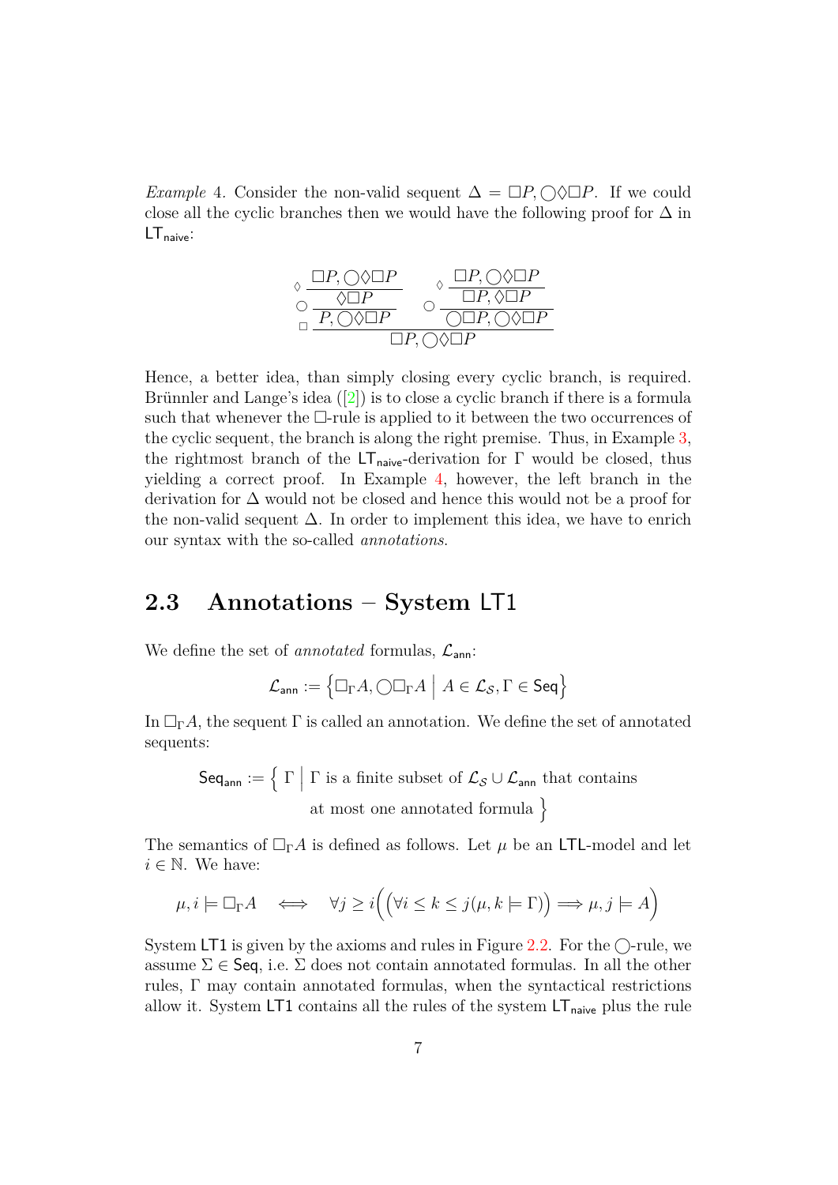*Example* 4. Consider the non-valid sequent $\Delta = \Box P, \bigcirc\Diamond\Box P$. If we could close all the cyclic branches then we would have the following proof for $\Delta$ in $\mathsf{LT}_{\mathsf{naive}}$:

$$
\dfrac{
\bigcirc\,\dfrac{\Diamond\,\dfrac{\Box P, \bigcirc\Diamond\Box P}{\Diamond\Box P}}{P, \bigcirc\Diamond\Box P}
\qquad
\bigcirc\,\dfrac{\Diamond\,\dfrac{\Box P, \bigcirc\Diamond\Box P}{\Box P, \Diamond\Box P}}{\bigcirc\Box P, \bigcirc\Diamond\Box P}
}{\Box P, \bigcirc\Diamond\Box P}\;\Box
$$

Hence, a better idea, than simply closing every cyclic branch, is required. Brünnler and Lange's idea ([2]) is to close a cyclic branch if there is a formula such that whenever the $\Box$-rule is applied to it between the two occurrences of the cyclic sequent, the branch is along the right premise. Thus, in Example 3, the rightmost branch of the $\mathsf{LT}_{\mathsf{naive}}$-derivation for $\Gamma$ would be closed, thus yielding a correct proof. In Example 4, however, the left branch in the derivation for $\Delta$ would not be closed and hence this would not be a proof for the non-valid sequent $\Delta$. In order to implement this idea, we have to enrich our syntax with the so-called *annotations*.

## 2.3 Annotations – System LT1

We define the set of *annotated* formulas, $\mathcal{L}_{\mathsf{ann}}$:

$$
\mathcal{L}_{\mathsf{ann}} := \left\{ \Box_\Gamma A, \bigcirc\Box_\Gamma A \;\middle|\; A \in \mathcal{L}_{\mathcal{S}}, \Gamma \in \mathsf{Seq} \right\}
$$

In $\Box_\Gamma A$, the sequent $\Gamma$ is called an annotation. We define the set of annotated sequents:

$$
\mathsf{Seq}_{\mathsf{ann}} := \Big\{ \; \Gamma \;\Big|\; \Gamma \text{ is a finite subset of } \mathcal{L}_{\mathcal{S}} \cup \mathcal{L}_{\mathsf{ann}} \text{ that contains at most one annotated formula} \Big\}
$$

The semantics of $\Box_\Gamma A$ is defined as follows. Let $\mu$ be an $\mathsf{LTL}$-model and let $i \in \mathbb{N}$. We have:

$$
\mu, i \models \Box_\Gamma A \quad\Longleftrightarrow\quad \forall j \geq i\Big( \big( \forall i \leq k \leq j(\mu, k \models \Gamma) \big) \Longrightarrow \mu, j \models A \Big)
$$

System LT1 is given by the axioms and rules in Figure 2.2. For the $\bigcirc$-rule, we assume $\Sigma \in \mathsf{Seq}$, i.e. $\Sigma$ does not contain annotated formulas. In all the other rules, $\Gamma$ may contain annotated formulas, when the syntactical restrictions allow it. System LT1 contains all the rules of the system $\mathsf{LT}_{\mathsf{naive}}$ plus the rule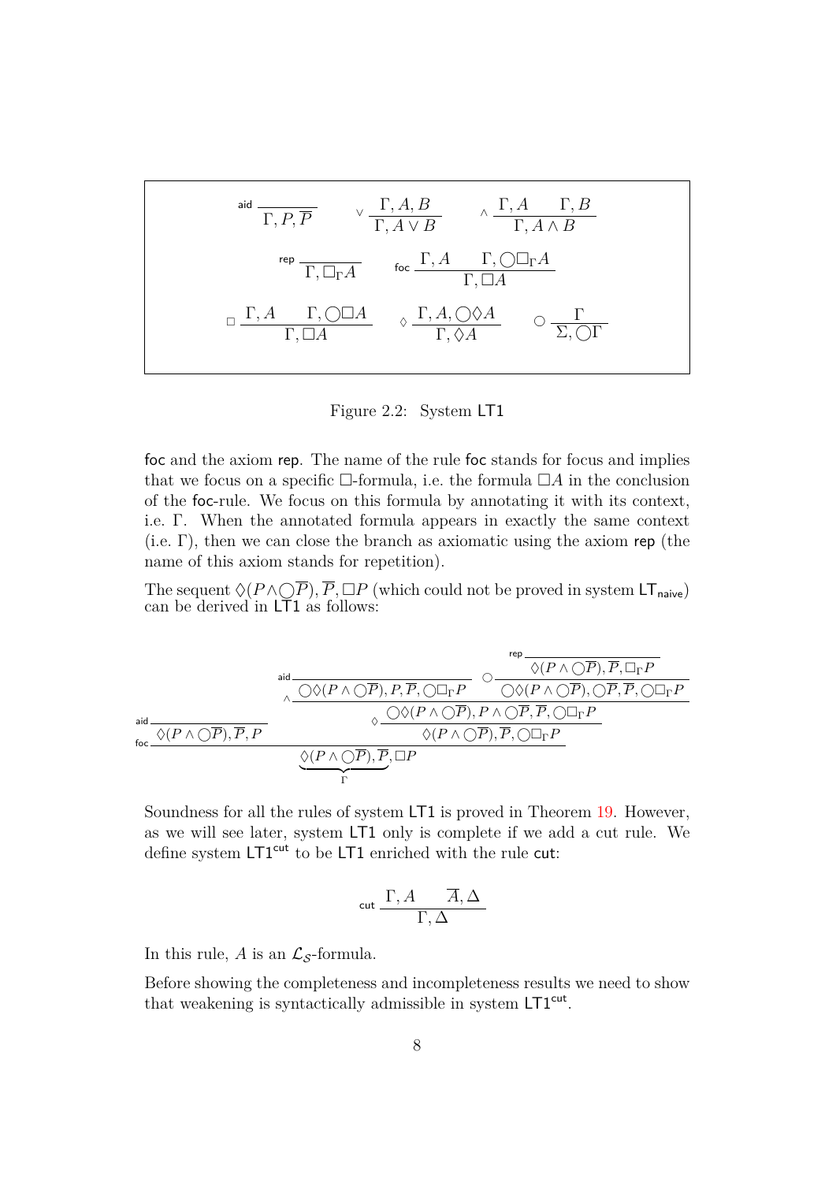$$
\textsf{aid}\ \frac{}{\Gamma, P, \overline{P}} \qquad \vee\ \frac{\Gamma, A, B}{\Gamma, A \vee B} \qquad \wedge\ \frac{\Gamma, A \qquad \Gamma, B}{\Gamma, A \wedge B}
$$

$$
\textsf{rep}\ \frac{}{\Gamma, \Box_\Gamma A} \qquad \textsf{foc}\ \frac{\Gamma, A \qquad \Gamma, \bigcirc\Box_\Gamma A}{\Gamma, \Box A}
$$

$$
\Box\ \frac{\Gamma, A \qquad \Gamma, \bigcirc\Box A}{\Gamma, \Box A} \qquad \Diamond\ \frac{\Gamma, A, \bigcirc\Diamond A}{\Gamma, \Diamond A} \qquad \bigcirc\ \frac{\Gamma}{\Sigma, \bigcirc\Gamma}
$$

Figure 2.2: System LT1

foc and the axiom rep. The name of the rule foc stands for focus and implies that we focus on a specific $\Box$-formula, i.e. the formula $\Box A$ in the conclusion of the foc-rule. We focus on this formula by annotating it with its context, i.e. $\Gamma$. When the annotated formula appears in exactly the same context (i.e. $\Gamma$), then we can close the branch as axiomatic using the axiom rep (the name of this axiom stands for repetition).

The sequent $\Diamond(P \wedge \bigcirc\overline{P}), \overline{P}, \Box P$ (which could not be proved in system $\mathsf{LT}_{\mathsf{naive}}$) can be derived in LT1 as follows:

$$
\textsf{foc}\ \dfrac{\textsf{aid}\ \dfrac{}{\Diamond(P \wedge \bigcirc\overline{P}), \overline{P}, P} \qquad \Diamond\ \dfrac{\wedge\ \dfrac{\textsf{aid}\ \dfrac{}{\bigcirc\Diamond(P \wedge \bigcirc\overline{P}), P, \overline{P}, \bigcirc\Box_\Gamma P} \qquad \bigcirc\ \dfrac{\textsf{rep}\ \dfrac{}{\Diamond(P \wedge \bigcirc\overline{P}), \overline{P}, \Box_\Gamma P}}{\bigcirc\Diamond(P \wedge \bigcirc\overline{P}), \bigcirc\overline{P}, \overline{P}, \bigcirc\Box_\Gamma P}}{\bigcirc\Diamond(P \wedge \bigcirc\overline{P}), P \wedge \bigcirc\overline{P}, \overline{P}, \bigcirc\Box_\Gamma P}}{\Diamond(P \wedge \bigcirc\overline{P}), \overline{P}, \bigcirc\Box_\Gamma P}}{\underbrace{\Diamond(P \wedge \bigcirc\overline{P}), \overline{P}}_{\Gamma}, \Box P}
$$

Soundness for all the rules of system LT1 is proved in Theorem 19. However, as we will see later, system LT1 only is complete if we add a cut rule. We define system $\mathsf{LT1}^{\mathsf{cut}}$ to be LT1 enriched with the rule cut:

$$
\textsf{cut}\ \frac{\Gamma, A \qquad \overline{A}, \Delta}{\Gamma, \Delta}
$$

In this rule, $A$ is an $\mathcal{L}_\mathcal{S}$-formula.

Before showing the completeness and incompleteness results we need to show that weakening is syntactically admissible in system $\mathsf{LT1}^{\mathsf{cut}}$.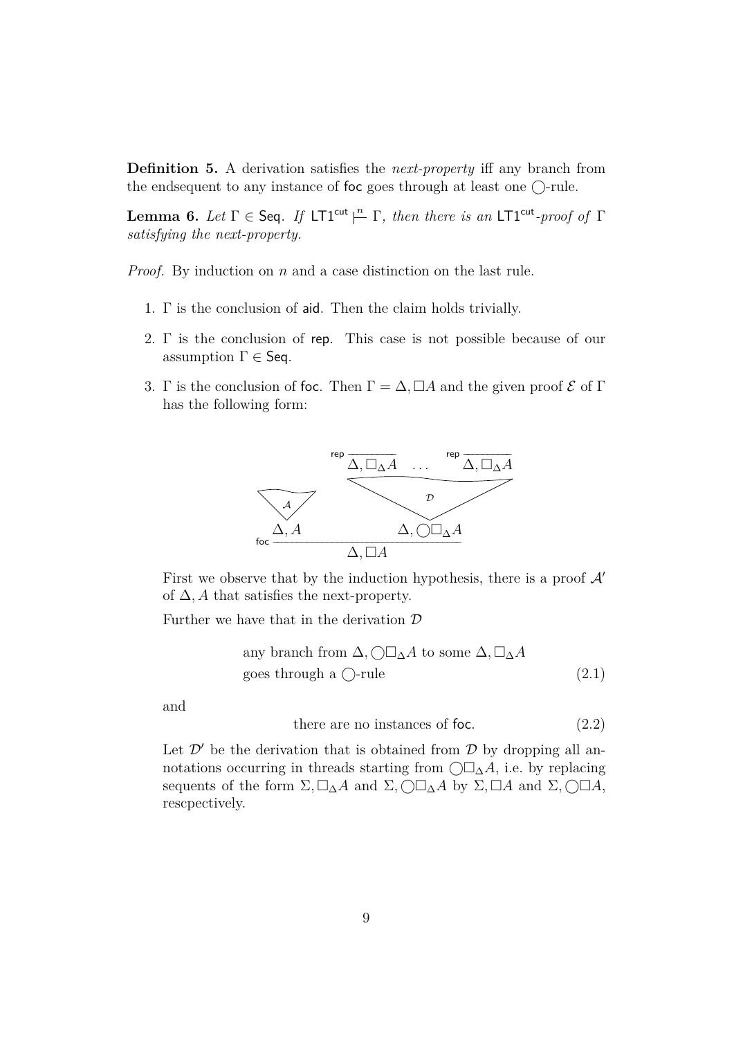**Definition 5.** A derivation satisfies the *next-property* iff any branch from the endsequent to any instance of $\mathsf{foc}$ goes through at least one $\bigcirc$-rule.

**Lemma 6.** *Let* $\Gamma \in \mathsf{Seq}$. *If* $\mathsf{LT1}^{\mathsf{cut}} \overset{n}{\vdash} \Gamma$, *then there is an* $\mathsf{LT1}^{\mathsf{cut}}$*-proof of* $\Gamma$ *satisfying the next-property.*

*Proof.* By induction on $n$ and a case distinction on the last rule.

1. $\Gamma$ is the conclusion of $\mathsf{aid}$. Then the claim holds trivially.

2. $\Gamma$ is the conclusion of $\mathsf{rep}$. This case is not possible because of our assumption $\Gamma \in \mathsf{Seq}$.

3. $\Gamma$ is the conclusion of $\mathsf{foc}$. Then $\Gamma = \Delta, \Box A$ and the given proof $\mathcal{E}$ of $\Gamma$ has the following form:

$$
\dfrac{\begin{matrix} \mathcal{A} \\ \Delta, A \end{matrix} \qquad \begin{matrix} \dfrac{}{\Delta, \Box_{\Delta} A}\,\mathsf{rep} \quad \dots \quad \dfrac{}{\Delta, \Box_{\Delta} A}\,\mathsf{rep} \\ \mathcal{D} \\ \Delta, \bigcirc\Box_{\Delta} A \end{matrix}}{\Delta, \Box A}\,\mathsf{foc}
$$

First we observe that by the induction hypothesis, there is a proof $\mathcal{A}'$ of $\Delta, A$ that satisfies the next-property.

Further we have that in the derivation $\mathcal{D}$

$$
\begin{array}{l}\text{any branch from } \Delta, \bigcirc\Box_{\Delta} A \text{ to some } \Delta, \Box_{\Delta} A \\ \text{goes through a } \bigcirc\text{-rule}\end{array} \tag{2.1}
$$

and

$$
\text{there are no instances of } \mathsf{foc}. \tag{2.2}
$$

Let $\mathcal{D}'$ be the derivation that is obtained from $\mathcal{D}$ by dropping all annotations occurring in threads starting from $\bigcirc\Box_{\Delta} A$, i.e. by replacing sequents of the form $\Sigma, \Box_{\Delta} A$ and $\Sigma, \bigcirc\Box_{\Delta} A$ by $\Sigma, \Box A$ and $\Sigma, \bigcirc\Box A$, rescpectively.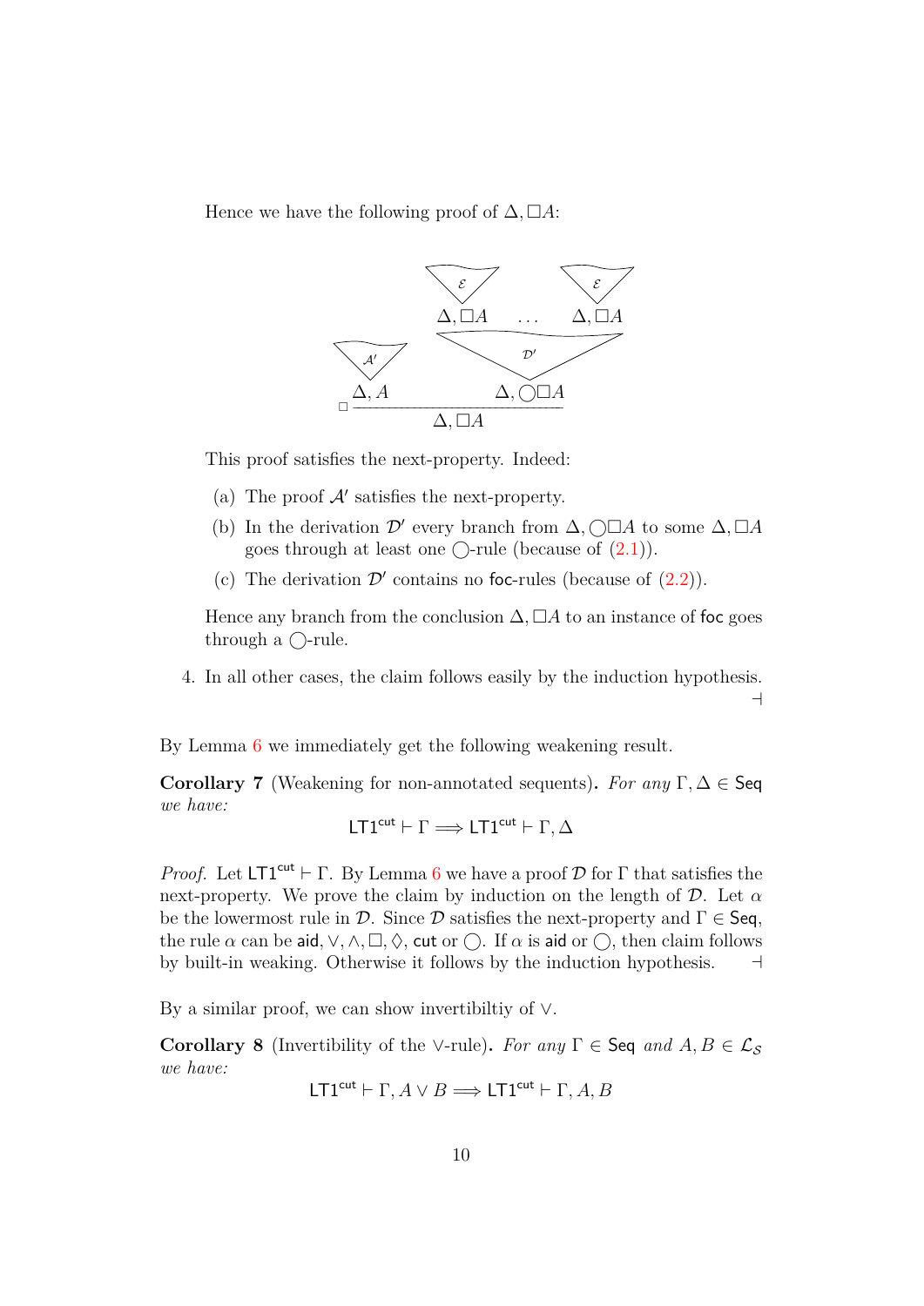Hence we have the following proof of $\Delta, \Box A$:

$$
\dfrac{\dfrac{\mathcal{A}'}{\Delta, A} \qquad \dfrac{\dfrac{\mathcal{E}}{\Delta, \Box A} \quad \ldots \quad \dfrac{\mathcal{E}}{\Delta, \Box A}}{\Delta, \bigcirc\Box A}\,\mathcal{D}'}{\Delta, \Box A}\;\Box
$$

This proof satisfies the next-property. Indeed:

(a) The proof $\mathcal{A}'$ satisfies the next-property.

(b) In the derivation $\mathcal{D}'$ every branch from $\Delta, \bigcirc\Box A$ to some $\Delta, \Box A$ goes through at least one $\bigcirc$-rule (because of (2.1)).

(c) The derivation $\mathcal{D}'$ contains no $\mathsf{foc}$-rules (because of (2.2)).

Hence any branch from the conclusion $\Delta, \Box A$ to an instance of $\mathsf{foc}$ goes through a $\bigcirc$-rule.

4. In all other cases, the claim follows easily by the induction hypothesis. ⊣

By Lemma 6 we immediately get the following weakening result.

**Corollary 7** (Weakening for non-annotated sequents)**.** *For any* $\Gamma, \Delta \in \mathsf{Seq}$ *we have:*

$$\mathsf{LT1}^{\mathsf{cut}} \vdash \Gamma \Longrightarrow \mathsf{LT1}^{\mathsf{cut}} \vdash \Gamma, \Delta$$

*Proof.* Let $\mathsf{LT1}^{\mathsf{cut}} \vdash \Gamma$. By Lemma 6 we have a proof $\mathcal{D}$ for $\Gamma$ that satisfies the next-property. We prove the claim by induction on the length of $\mathcal{D}$. Let $\alpha$ be the lowermost rule in $\mathcal{D}$. Since $\mathcal{D}$ satisfies the next-property and $\Gamma \in \mathsf{Seq}$, the rule $\alpha$ can be $\mathsf{aid}, \vee, \wedge, \Box, \Diamond$, $\mathsf{cut}$ or $\bigcirc$. If $\alpha$ is $\mathsf{aid}$ or $\bigcirc$, then claim follows by built-in weaking. Otherwise it follows by the induction hypothesis. ⊣

By a similar proof, we can show invertibiltiy of $\vee$.

**Corollary 8** (Invertibility of the $\vee$-rule)**.** *For any* $\Gamma \in \mathsf{Seq}$ *and* $A, B \in \mathcal{L}_{\mathcal{S}}$ *we have:*

$$\mathsf{LT1}^{\mathsf{cut}} \vdash \Gamma, A \vee B \Longrightarrow \mathsf{LT1}^{\mathsf{cut}} \vdash \Gamma, A, B$$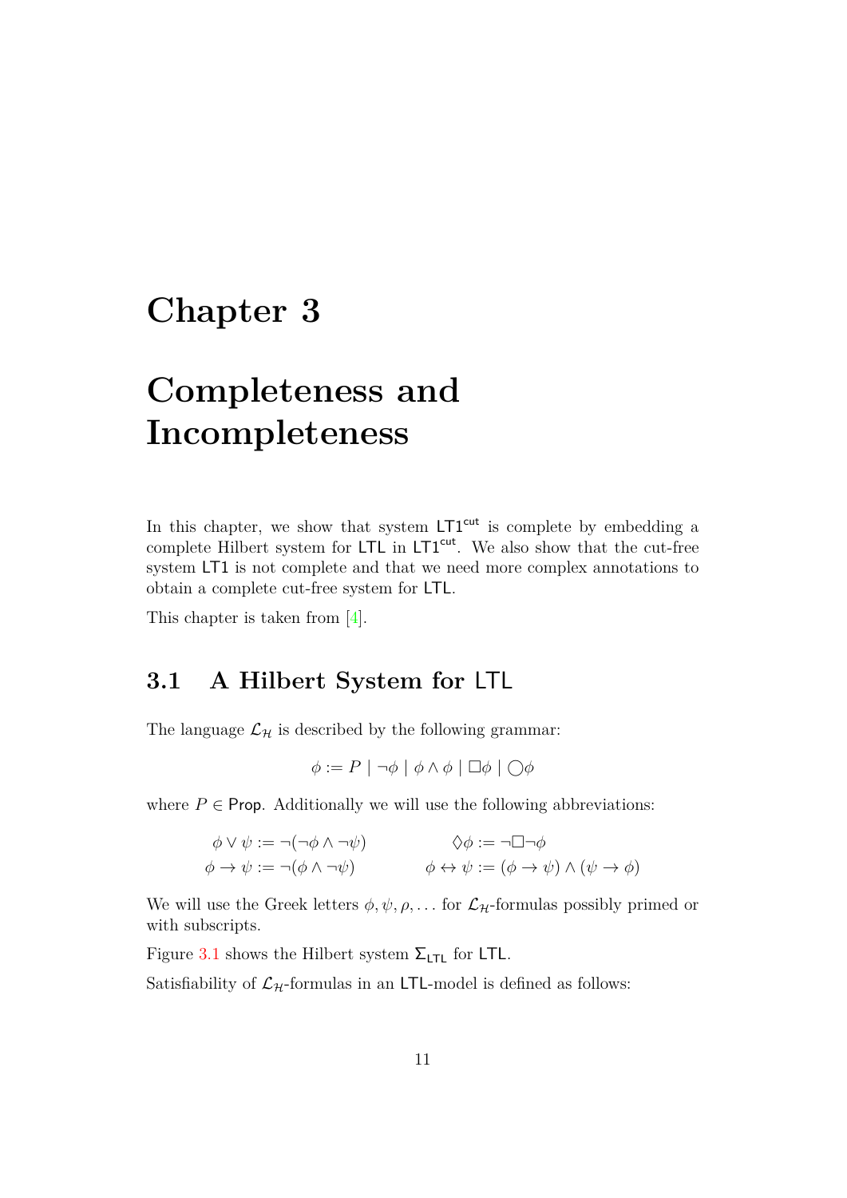# Chapter 3

# Completeness and Incompleteness

In this chapter, we show that system $\mathsf{LT1}^{\mathsf{cut}}$ is complete by embedding a complete Hilbert system for $\mathsf{LTL}$ in $\mathsf{LT1}^{\mathsf{cut}}$. We also show that the cut-free system $\mathsf{LT1}$ is not complete and that we need more complex annotations to obtain a complete cut-free system for $\mathsf{LTL}$.

This chapter is taken from [4].

## 3.1 A Hilbert System for LTL

The language $\mathcal{L}_{\mathcal{H}}$ is described by the following grammar:

$$\phi := P \mid \neg\phi \mid \phi \wedge \phi \mid \Box\phi \mid \bigcirc\phi$$

where $P \in \mathsf{Prop}$. Additionally we will use the following abbreviations:

$$\phi \vee \psi := \neg(\neg\phi \wedge \neg\psi) \qquad \Diamond\phi := \neg\Box\neg\phi$$

$$\phi \to \psi := \neg(\phi \wedge \neg\psi) \qquad \phi \leftrightarrow \psi := (\phi \to \psi) \wedge (\psi \to \phi)$$

We will use the Greek letters $\phi, \psi, \rho, \ldots$ for $\mathcal{L}_{\mathcal{H}}$-formulas possibly primed or with subscripts.

Figure 3.1 shows the Hilbert system $\Sigma_{\mathsf{LTL}}$ for $\mathsf{LTL}$.

Satisfiability of $\mathcal{L}_{\mathcal{H}}$-formulas in an $\mathsf{LTL}$-model is defined as follows: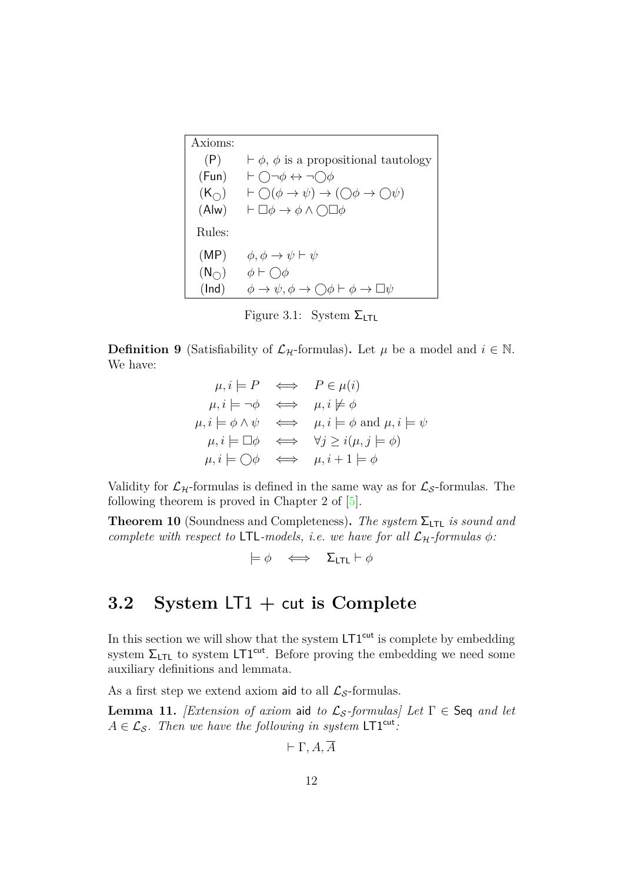| Axioms: | |
|---|---|
| (P) | $\vdash \phi$, $\phi$ is a propositional tautology |
| (Fun) | $\vdash \bigcirc\neg\phi \leftrightarrow \neg\bigcirc\phi$ |
| ($\mathsf{K}_\bigcirc$) | $\vdash \bigcirc(\phi \to \psi) \to (\bigcirc\phi \to \bigcirc\psi)$ |
| (Alw) | $\vdash \Box\phi \to \phi \wedge \bigcirc\Box\phi$ |
| Rules: | |
| (MP) | $\phi, \phi \to \psi \vdash \psi$ |
| ($\mathsf{N}_\bigcirc$) | $\phi \vdash \bigcirc\phi$ |
| (Ind) | $\phi \to \psi, \phi \to \bigcirc\phi \vdash \phi \to \Box\psi$ |

Figure 3.1: System $\Sigma_{\mathsf{LTL}}$

**Definition 9** (Satisfiability of $\mathcal{L}_\mathcal{H}$-formulas)**.** Let $\mu$ be a model and $i \in \mathbb{N}$. We have:

$$\begin{aligned}
\mu, i \models P &\iff P \in \mu(i) \\
\mu, i \models \neg\phi &\iff \mu, i \not\models \phi \\
\mu, i \models \phi \wedge \psi &\iff \mu, i \models \phi \text{ and } \mu, i \models \psi \\
\mu, i \models \Box\phi &\iff \forall j \geq i(\mu, j \models \phi) \\
\mu, i \models \bigcirc\phi &\iff \mu, i+1 \models \phi
\end{aligned}$$

Validity for $\mathcal{L}_\mathcal{H}$-formulas is defined in the same way as for $\mathcal{L}_\mathcal{S}$-formulas. The following theorem is proved in Chapter 2 of [5].

**Theorem 10** (Soundness and Completeness)**.** *The system $\Sigma_{\mathsf{LTL}}$ is sound and complete with respect to* LTL*-models, i.e. we have for all $\mathcal{L}_\mathcal{H}$-formulas $\phi$:*

$$\models \phi \iff \Sigma_{\mathsf{LTL}} \vdash \phi$$

## 3.2 System LT1 + cut is Complete

In this section we will show that the system $\mathsf{LT1}^{\mathsf{cut}}$ is complete by embedding system $\Sigma_{\mathsf{LTL}}$ to system $\mathsf{LT1}^{\mathsf{cut}}$. Before proving the embedding we need some auxiliary definitions and lemmata.

As a first step we extend axiom aid to all $\mathcal{L}_\mathcal{S}$-formulas.

**Lemma 11.** *[Extension of axiom* aid *to $\mathcal{L}_\mathcal{S}$-formulas] Let $\Gamma \in$* Seq *and let $A \in \mathcal{L}_\mathcal{S}$. Then we have the following in system $\mathsf{LT1}^{\mathsf{cut}}$:*

$$\vdash \Gamma, A, \overline{A}$$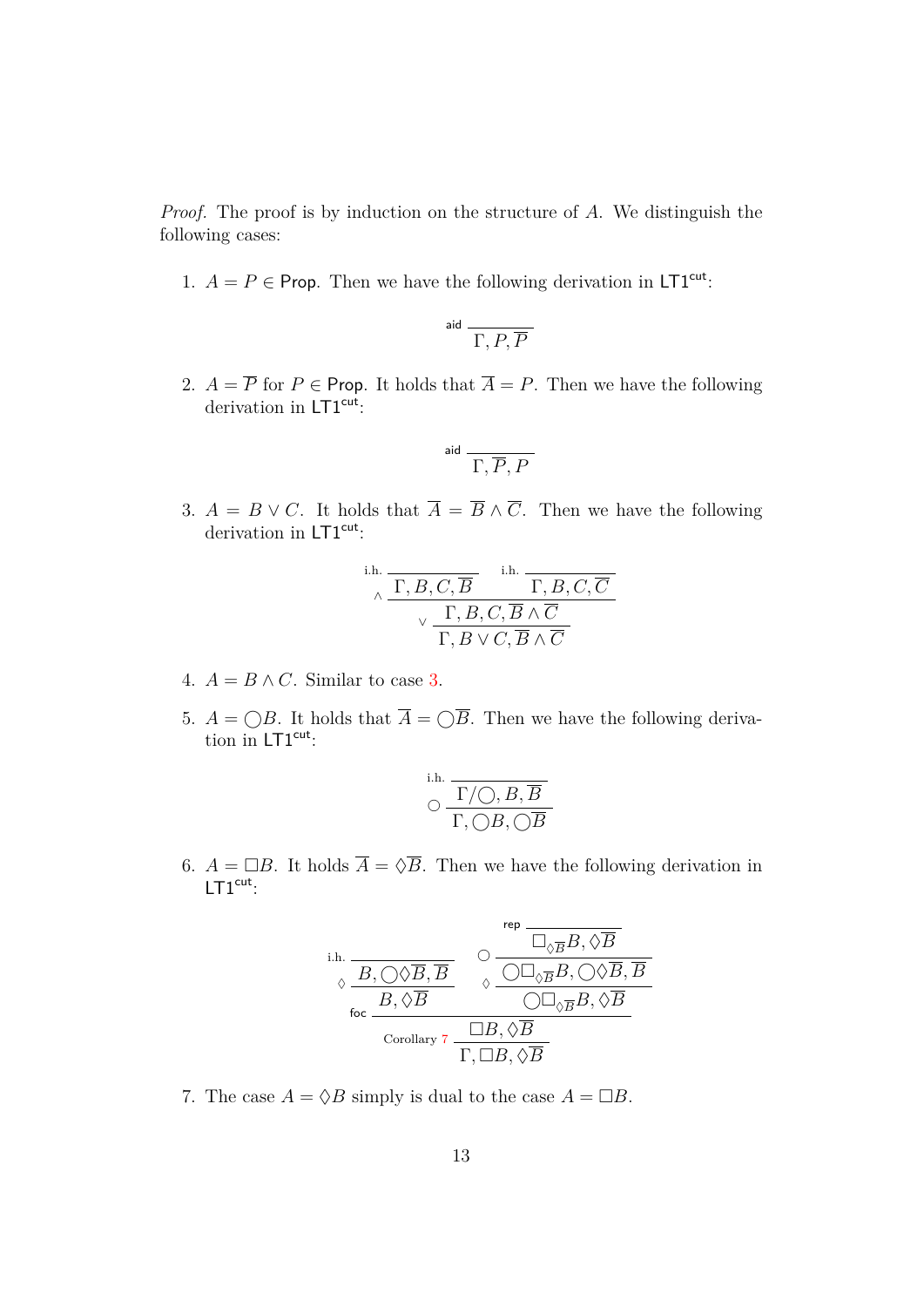*Proof.* The proof is by induction on the structure of $A$. We distinguish the following cases:

1. $A = P \in \mathsf{Prop}$. Then we have the following derivation in $\mathsf{LT1}^{\mathsf{cut}}$:

$$\dfrac{}{\Gamma, P, \overline{P}}\,\mathsf{aid}$$

2. $A = \overline{P}$ for $P \in \mathsf{Prop}$. It holds that $\overline{A} = P$. Then we have the following derivation in $\mathsf{LT1}^{\mathsf{cut}}$:

$$\dfrac{}{\Gamma, \overline{P}, P}\,\mathsf{aid}$$

3. $A = B \vee C$. It holds that $\overline{A} = \overline{B} \wedge \overline{C}$. Then we have the following derivation in $\mathsf{LT1}^{\mathsf{cut}}$:

$$\vee\,\dfrac{\wedge\,\dfrac{\dfrac{}{\Gamma, B, C, \overline{B}}\,\text{i.h.} \qquad \dfrac{}{\Gamma, B, C, \overline{C}}\,\text{i.h.}}{\Gamma, B, C, \overline{B} \wedge \overline{C}}}{\Gamma, B \vee C, \overline{B} \wedge \overline{C}}$$

4. $A = B \wedge C$. Similar to case 3.

5. $A = \bigcirc B$. It holds that $\overline{A} = \bigcirc \overline{B}$. Then we have the following derivation in $\mathsf{LT1}^{\mathsf{cut}}$:

$$\bigcirc\,\dfrac{\dfrac{}{\Gamma/\bigcirc, B, \overline{B}}\,\text{i.h.}}{\Gamma, \bigcirc B, \bigcirc \overline{B}}$$

6. $A = \Box B$. It holds $\overline{A} = \Diamond \overline{B}$. Then we have the following derivation in $\mathsf{LT1}^{\mathsf{cut}}$:

$$\text{Corollary 7}\,\dfrac{\mathsf{foc}\,\dfrac{\Diamond\,\dfrac{\dfrac{}{B, \bigcirc\Diamond\overline{B}, \overline{B}}\,\text{i.h.}}{B, \Diamond\overline{B}} \qquad \Diamond\,\dfrac{\bigcirc\,\dfrac{\dfrac{}{\Box_{\Diamond\overline{B}} B, \Diamond\overline{B}}\,\mathsf{rep}}{\bigcirc\Box_{\Diamond\overline{B}} B, \bigcirc\Diamond\overline{B}, \overline{B}}}{\bigcirc\Box_{\Diamond\overline{B}} B, \Diamond\overline{B}}}{\Box B, \Diamond\overline{B}}}{\Gamma, \Box B, \Diamond\overline{B}}$$

7. The case $A = \Diamond B$ simply is dual to the case $A = \Box B$.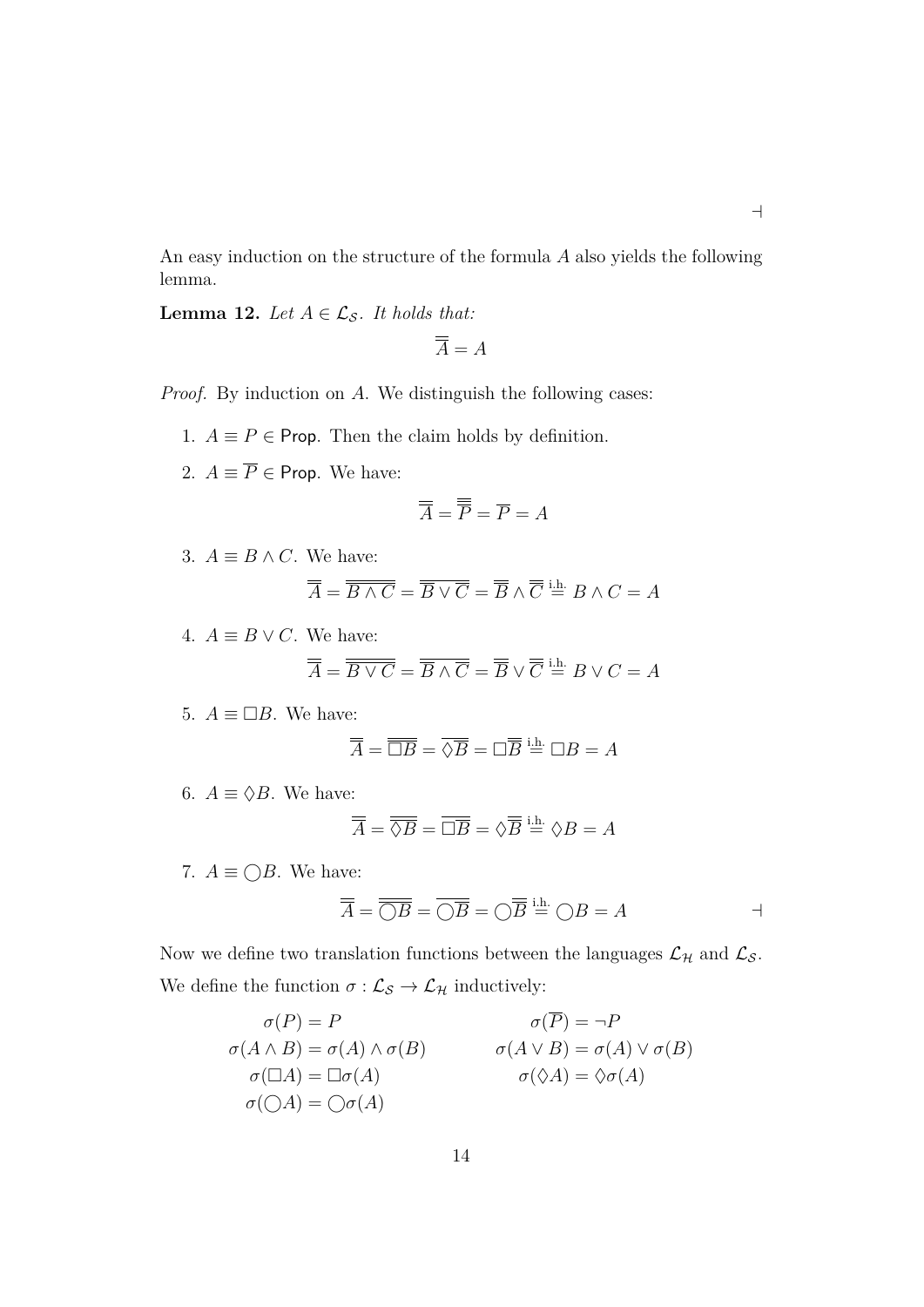$\dashv$

An easy induction on the structure of the formula $A$ also yields the following lemma.

**Lemma 12.** *Let $A \in \mathcal{L}_\mathcal{S}$. It holds that:*

$$\overline{\overline{A}} = A$$

*Proof.* By induction on $A$. We distinguish the following cases:

1. $A \equiv P \in \mathsf{Prop}$. Then the claim holds by definition.

2. $A \equiv \overline{P} \in \mathsf{Prop}$. We have:

$$\overline{\overline{A}} = \overline{\overline{\overline{P}}} = \overline{P} = A$$

3. $A \equiv B \wedge C$. We have:

$$\overline{\overline{A}} = \overline{\overline{B \wedge C}} = \overline{\overline{B} \vee \overline{C}} = \overline{\overline{B}} \wedge \overline{\overline{C}} \overset{\text{i.h.}}{=} B \wedge C = A$$

4. $A \equiv B \vee C$. We have:

$$\overline{\overline{A}} = \overline{\overline{B \vee C}} = \overline{\overline{B} \wedge \overline{C}} = \overline{\overline{B}} \vee \overline{\overline{C}} \overset{\text{i.h.}}{=} B \vee C = A$$

5. $A \equiv \Box B$. We have:

$$\overline{\overline{A}} = \overline{\overline{\Box B}} = \overline{\Diamond \overline{B}} = \Box \overline{\overline{B}} \overset{\text{i.h.}}{=} \Box B = A$$

6. $A \equiv \Diamond B$. We have:

$$\overline{\overline{A}} = \overline{\overline{\Diamond B}} = \overline{\Box \overline{B}} = \Diamond \overline{\overline{B}} \overset{\text{i.h.}}{=} \Diamond B = A$$

7. $A \equiv \bigcirc B$. We have:

$$\overline{\overline{A}} = \overline{\overline{\bigcirc B}} = \overline{\bigcirc \overline{B}} = \bigcirc \overline{\overline{B}} \overset{\text{i.h.}}{=} \bigcirc B = A$$

$\dashv$

Now we define two translation functions between the languages $\mathcal{L}_\mathcal{H}$ and $\mathcal{L}_\mathcal{S}$. We define the function $\sigma : \mathcal{L}_\mathcal{S} \to \mathcal{L}_\mathcal{H}$ inductively:

$$\begin{aligned}
\sigma(P) &= P & \sigma(\overline{P}) &= \neg P \\
\sigma(A \wedge B) &= \sigma(A) \wedge \sigma(B) & \sigma(A \vee B) &= \sigma(A) \vee \sigma(B) \\
\sigma(\Box A) &= \Box \sigma(A) & \sigma(\Diamond A) &= \Diamond \sigma(A) \\
\sigma(\bigcirc A) &= \bigcirc \sigma(A) & &
\end{aligned}$$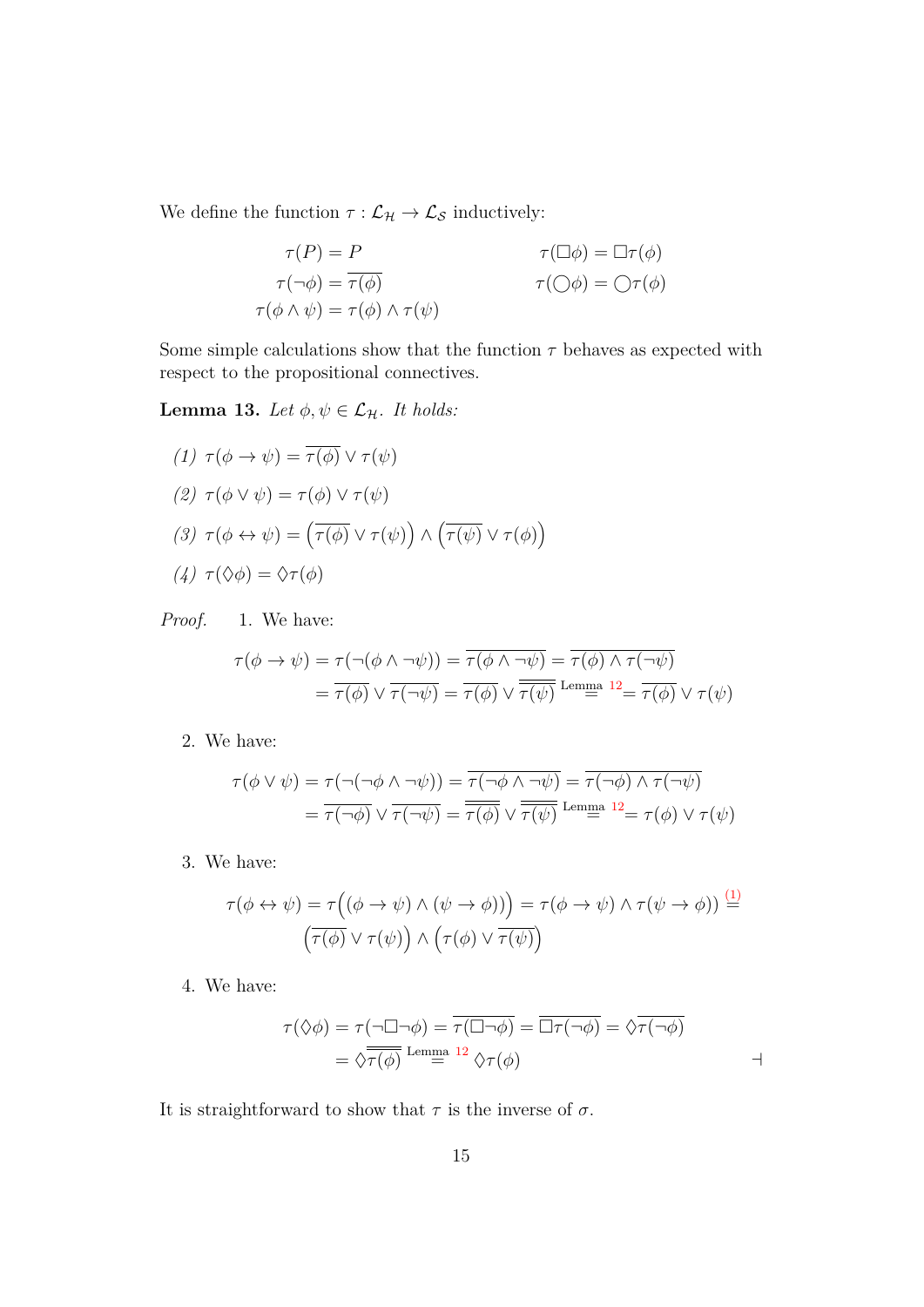We define the function $\tau : \mathcal{L}_{\mathcal{H}} \to \mathcal{L}_{\mathcal{S}}$ inductively:

$$\tau(P) = P \qquad\qquad \tau(\Box\phi) = \Box\tau(\phi)$$
$$\tau(\neg\phi) = \overline{\tau(\phi)} \qquad\qquad \tau(\bigcirc\phi) = \bigcirc\tau(\phi)$$
$$\tau(\phi \wedge \psi) = \tau(\phi) \wedge \tau(\psi)$$

Some simple calculations show that the function $\tau$ behaves as expected with respect to the propositional connectives.

**Lemma 13.** *Let $\phi, \psi \in \mathcal{L}_{\mathcal{H}}$. It holds:*

*(1)* $\tau(\phi \to \psi) = \overline{\tau(\phi)} \vee \tau(\psi)$

*(2)* $\tau(\phi \vee \psi) = \tau(\phi) \vee \tau(\psi)$

*(3)* $\tau(\phi \leftrightarrow \psi) = \left(\overline{\tau(\phi)} \vee \tau(\psi)\right) \wedge \left(\overline{\tau(\psi)} \vee \tau(\phi)\right)$

*(4)* $\tau(\Diamond\phi) = \Diamond\tau(\phi)$

*Proof.* 1. We have:

$$\begin{aligned}\tau(\phi \to \psi) &= \tau(\neg(\phi \wedge \neg\psi)) = \overline{\tau(\phi \wedge \neg\psi)} = \overline{\tau(\phi) \wedge \tau(\neg\psi)} \\ &= \overline{\tau(\phi)} \vee \overline{\tau(\neg\psi)} = \overline{\tau(\phi)} \vee \overline{\overline{\tau(\psi)}} \overset{\text{Lemma 12}}{=} \overline{\tau(\phi)} \vee \tau(\psi)\end{aligned}$$

2. We have:

$$\begin{aligned}\tau(\phi \vee \psi) &= \tau(\neg(\neg\phi \wedge \neg\psi)) = \overline{\tau(\neg\phi \wedge \neg\psi)} = \overline{\tau(\neg\phi) \wedge \tau(\neg\psi)} \\ &= \overline{\tau(\neg\phi)} \vee \overline{\tau(\neg\psi)} = \overline{\overline{\tau(\phi)}} \vee \overline{\overline{\tau(\psi)}} \overset{\text{Lemma 12}}{=} \tau(\phi) \vee \tau(\psi)\end{aligned}$$

3. We have:

$$\begin{aligned}\tau(\phi \leftrightarrow \psi) &= \tau\Big((\phi \to \psi) \wedge (\psi \to \phi)\Big) = \tau(\phi \to \psi) \wedge \tau(\psi \to \phi)) \overset{(1)}{=} \\ &\left(\overline{\tau(\phi)} \vee \tau(\psi)\right) \wedge \left(\tau(\phi) \vee \overline{\tau(\psi)}\right)\end{aligned}$$

4. We have:

$$\begin{aligned}\tau(\Diamond\phi) &= \tau(\neg\Box\neg\phi) = \overline{\tau(\Box\neg\phi)} = \overline{\Box\tau(\neg\phi)} = \Diamond\overline{\tau(\neg\phi)} \\ &= \Diamond\overline{\overline{\tau(\phi)}} \overset{\text{Lemma 12}}{=} \Diamond\tau(\phi)\end{aligned}$$

$\dashv$

It is straightforward to show that $\tau$ is the inverse of $\sigma$.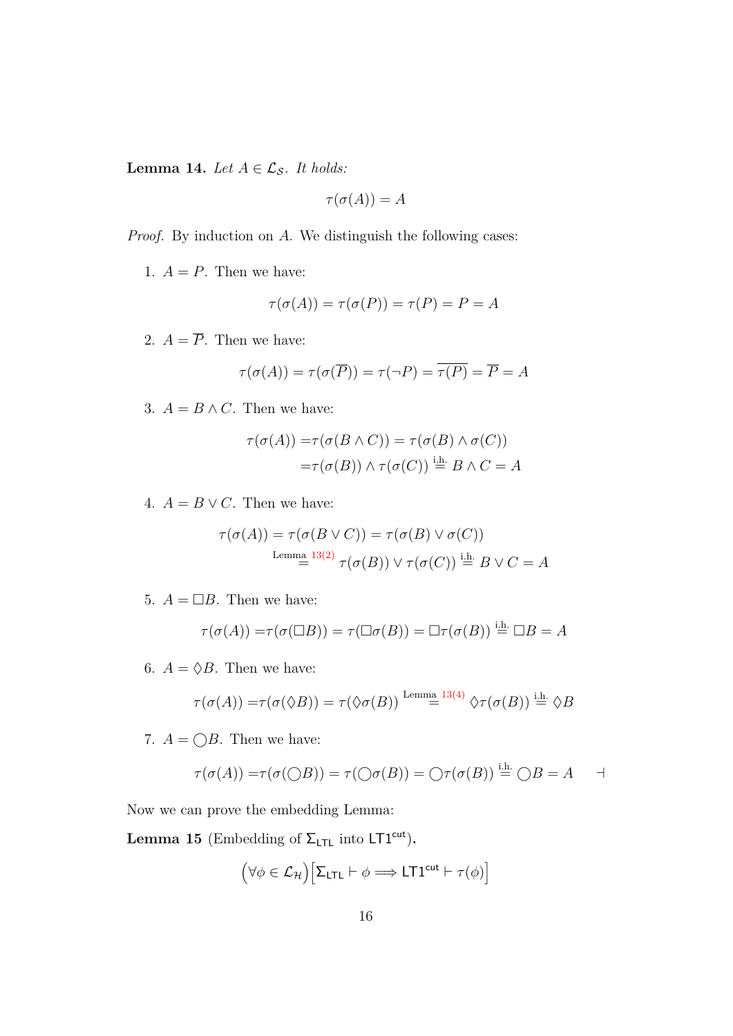**Lemma 14.** *Let $A \in \mathcal{L}_{\mathcal{S}}$. It holds:*

$$\tau(\sigma(A)) = A$$

*Proof.* By induction on $A$. We distinguish the following cases:

1. $A = P$. Then we have:

$$\tau(\sigma(A)) = \tau(\sigma(P)) = \tau(P) = P = A$$

2. $A = \overline{P}$. Then we have:

$$\tau(\sigma(A)) = \tau(\sigma(\overline{P})) = \tau(\neg P) = \overline{\tau(P)} = \overline{P} = A$$

3. $A = B \wedge C$. Then we have:

$$\begin{aligned}\tau(\sigma(A)) =& \tau(\sigma(B \wedge C)) = \tau(\sigma(B) \wedge \sigma(C)) \\ =& \tau(\sigma(B)) \wedge \tau(\sigma(C)) \overset{\text{i.h.}}{=} B \wedge C = A\end{aligned}$$

4. $A = B \vee C$. Then we have:

$$\begin{aligned}\tau(\sigma(A)) = \tau(\sigma(B \vee C)) = \tau(\sigma(B) \vee \sigma(C)) \\ \overset{\text{Lemma 13(2)}}{=} \tau(\sigma(B)) \vee \tau(\sigma(C)) \overset{\text{i.h.}}{=} B \vee C = A\end{aligned}$$

5. $A = \Box B$. Then we have:

$$\tau(\sigma(A)) = \tau(\sigma(\Box B)) = \tau(\Box \sigma(B)) = \Box \tau(\sigma(B)) \overset{\text{i.h.}}{=} \Box B = A$$

6. $A = \Diamond B$. Then we have:

$$\tau(\sigma(A)) = \tau(\sigma(\Diamond B)) = \tau(\Diamond \sigma(B)) \overset{\text{Lemma 13(4)}}{=} \Diamond \tau(\sigma(B)) \overset{\text{i.h.}}{=} \Diamond B$$

7. $A = \bigcirc B$. Then we have:

$$\tau(\sigma(A)) = \tau(\sigma(\bigcirc B)) = \tau(\bigcirc \sigma(B)) = \bigcirc \tau(\sigma(B)) \overset{\text{i.h.}}{=} \bigcirc B = A \qquad \dashv$$

Now we can prove the embedding Lemma:

**Lemma 15** (Embedding of $\Sigma_{\mathsf{LTL}}$ into $\mathsf{LT1}^{\mathsf{cut}}$)**.**

$$\left(\forall \phi \in \mathcal{L}_{\mathcal{H}}\right)\left[\Sigma_{\mathsf{LTL}} \vdash \phi \Longrightarrow \mathsf{LT1}^{\mathsf{cut}} \vdash \tau(\phi)\right]$$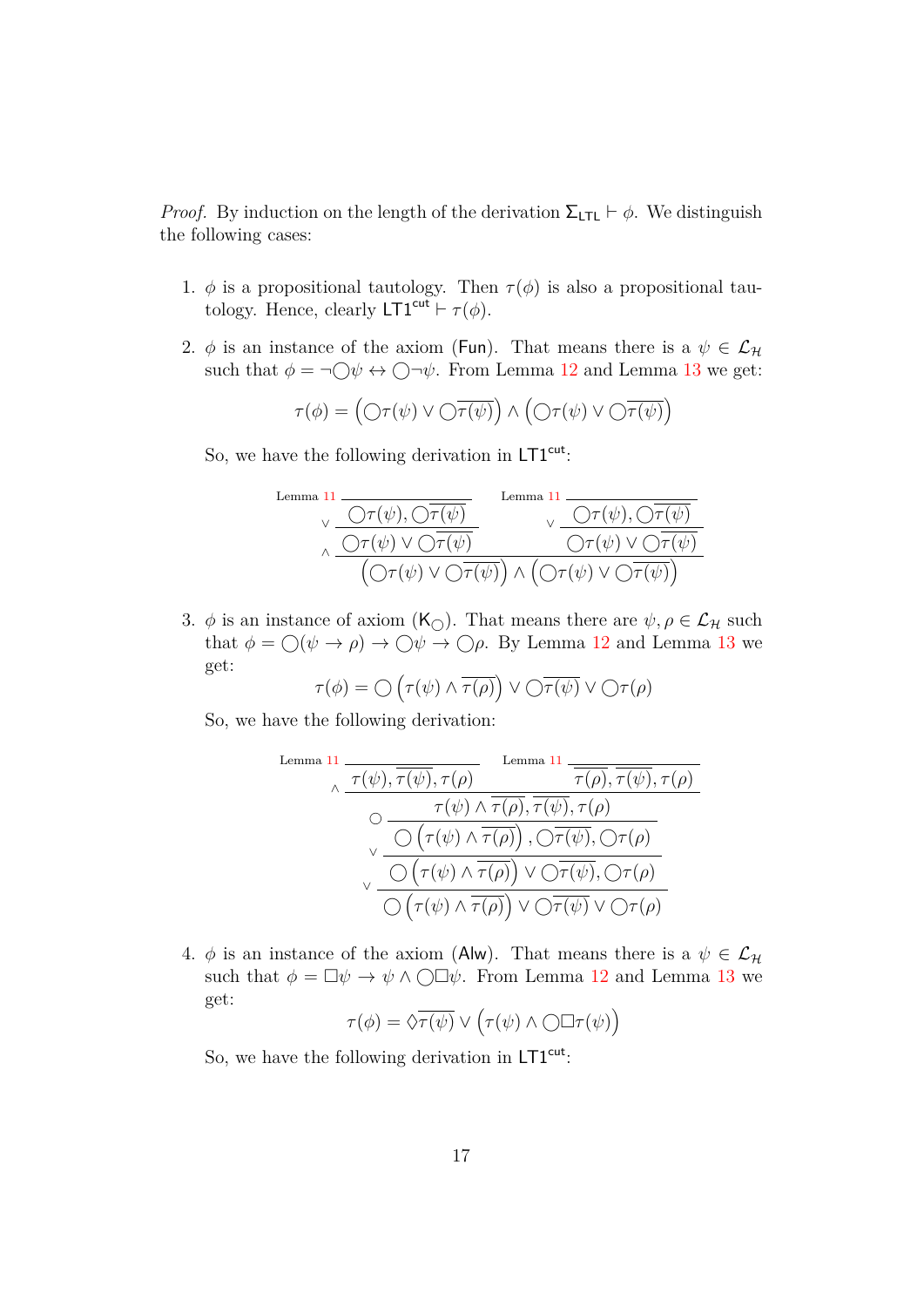*Proof.* By induction on the length of the derivation $\Sigma_{\mathsf{LTL}} \vdash \phi$. We distinguish the following cases:

1. $\phi$ is a propositional tautology. Then $\tau(\phi)$ is also a propositional tautology. Hence, clearly $\mathsf{LT1}^{\mathsf{cut}} \vdash \tau(\phi)$.

2. $\phi$ is an instance of the axiom $(\mathsf{Fun})$. That means there is a $\psi \in \mathcal{L}_{\mathcal{H}}$ such that $\phi = \neg\bigcirc\psi \leftrightarrow \bigcirc\neg\psi$. From Lemma 12 and Lemma 13 we get:

$$\tau(\phi) = \left(\bigcirc\tau(\psi) \vee \bigcirc\overline{\tau(\psi)}\right) \wedge \left(\bigcirc\tau(\psi) \vee \bigcirc\overline{\tau(\psi)}\right)$$

So, we have the following derivation in $\mathsf{LT1}^{\mathsf{cut}}$:

$$\dfrac{\vee\dfrac{\text{Lemma 11}\ \dfrac{}{\bigcirc\tau(\psi), \bigcirc\overline{\tau(\psi)}}}{\bigcirc\tau(\psi) \vee \bigcirc\overline{\tau(\psi)}} \qquad \vee\dfrac{\text{Lemma 11}\ \dfrac{}{\bigcirc\tau(\psi), \bigcirc\overline{\tau(\psi)}}}{\bigcirc\tau(\psi) \vee \bigcirc\overline{\tau(\psi)}}}{\left(\bigcirc\tau(\psi) \vee \bigcirc\overline{\tau(\psi)}\right) \wedge \left(\bigcirc\tau(\psi) \vee \bigcirc\overline{\tau(\psi)}\right)}\ \wedge$$

3. $\phi$ is an instance of axiom $(\mathsf{K}_{\bigcirc})$. That means there are $\psi, \rho \in \mathcal{L}_{\mathcal{H}}$ such that $\phi = \bigcirc(\psi \to \rho) \to \bigcirc\psi \to \bigcirc\rho$. By Lemma 12 and Lemma 13 we get:

$$\tau(\phi) = \bigcirc\left(\tau(\psi) \wedge \overline{\tau(\rho)}\right) \vee \bigcirc\overline{\tau(\psi)} \vee \bigcirc\tau(\rho)$$

So, we have the following derivation:

$$\vee\dfrac{\vee\dfrac{\bigcirc\dfrac{\wedge\dfrac{\text{Lemma 11}\ \dfrac{}{\tau(\psi), \overline{\tau(\psi)}, \tau(\rho)} \qquad \text{Lemma 11}\ \dfrac{}{\overline{\tau(\rho)}, \overline{\tau(\psi)}, \tau(\rho)}}{\tau(\psi) \wedge \overline{\tau(\rho)}, \overline{\tau(\psi)}, \tau(\rho)}}{\bigcirc\left(\tau(\psi) \wedge \overline{\tau(\rho)}\right), \bigcirc\overline{\tau(\psi)}, \bigcirc\tau(\rho)}}{\bigcirc\left(\tau(\psi) \wedge \overline{\tau(\rho)}\right) \vee \bigcirc\overline{\tau(\psi)}, \bigcirc\tau(\rho)}}{\bigcirc\left(\tau(\psi) \wedge \overline{\tau(\rho)}\right) \vee \bigcirc\overline{\tau(\psi)} \vee \bigcirc\tau(\rho)}$$

4. $\phi$ is an instance of the axiom $(\mathsf{Alw})$. That means there is a $\psi \in \mathcal{L}_{\mathcal{H}}$ such that $\phi = \Box\psi \to \psi \wedge \bigcirc\Box\psi$. From Lemma 12 and Lemma 13 we get:

$$\tau(\phi) = \Diamond\overline{\tau(\psi)} \vee \left(\tau(\psi) \wedge \bigcirc\Box\tau(\psi)\right)$$

So, we have the following derivation in $\mathsf{LT1}^{\mathsf{cut}}$: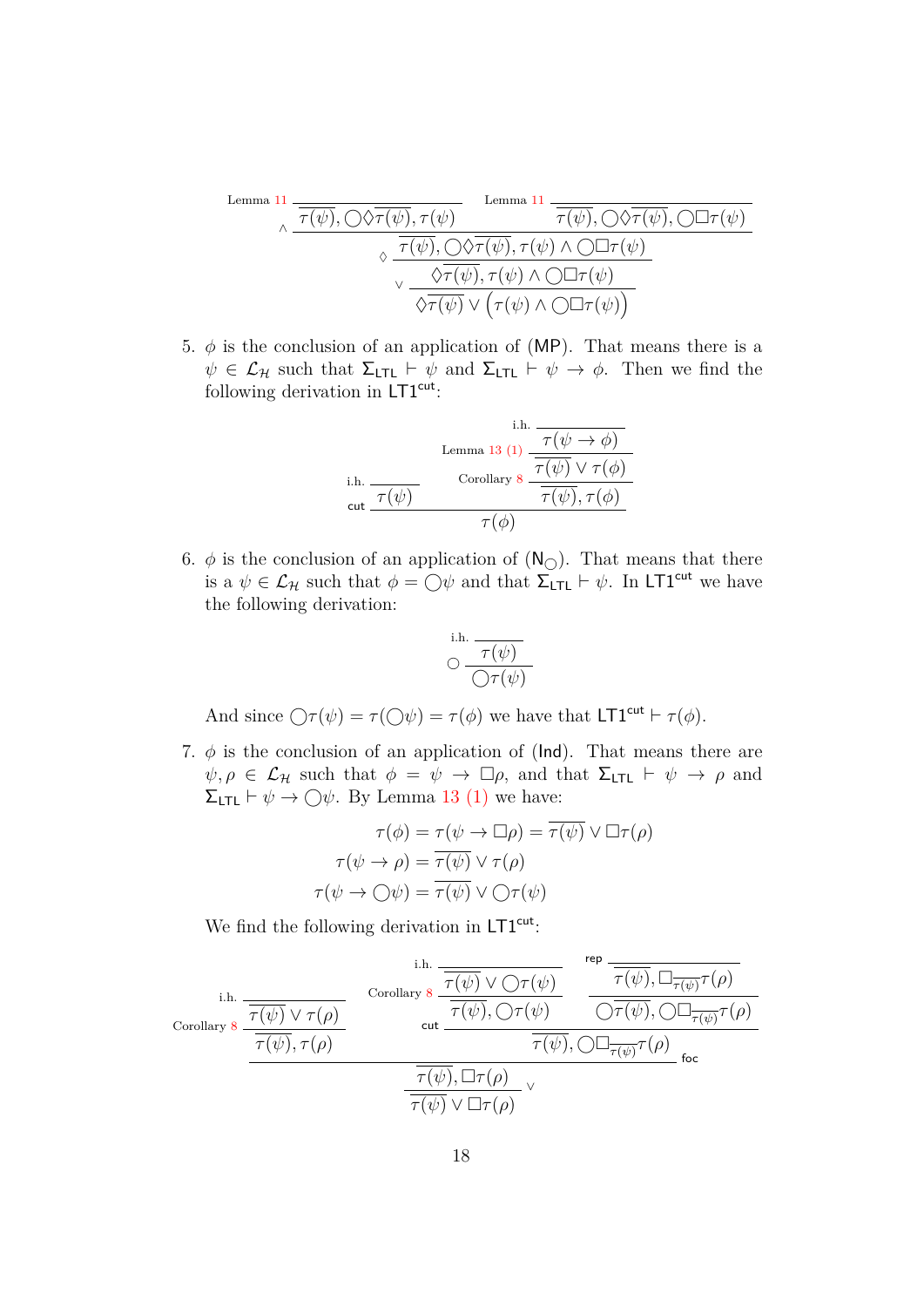$$\dfrac{\dfrac{\overline{\overline{\tau(\psi)}, \bigcirc\Diamond\overline{\tau(\psi)}, \tau(\psi)}\ \text{Lemma 11} \qquad \overline{\overline{\tau(\psi)}, \bigcirc\Diamond\overline{\tau(\psi)}, \bigcirc\Box\tau(\psi)}\ \text{Lemma 11}}{\dfrac{\overline{\tau(\psi)}, \bigcirc\Diamond\overline{\tau(\psi)}, \tau(\psi) \wedge \bigcirc\Box\tau(\psi)}{\dfrac{\Diamond\overline{\tau(\psi)}, \tau(\psi) \wedge \bigcirc\Box\tau(\psi)}{\Diamond\overline{\tau(\psi)} \vee \left(\tau(\psi) \wedge \bigcirc\Box\tau(\psi)\right)}\ \vee}\ \Diamond}\ \wedge}{}$$

5. $\phi$ is the conclusion of an application of (MP). That means there is a $\psi \in \mathcal{L}_{\mathcal{H}}$ such that $\Sigma_{\mathsf{LTL}} \vdash \psi$ and $\Sigma_{\mathsf{LTL}} \vdash \psi \to \phi$. Then we find the following derivation in $\mathsf{LT1}^{\mathsf{cut}}$:

$$\dfrac{\dfrac{}{\tau(\psi)}\ \text{i.h.} \qquad \dfrac{\dfrac{\dfrac{}{\tau(\psi \to \phi)}\ \text{i.h.}}{\overline{\tau(\psi)} \vee \tau(\phi)}\ \text{Lemma 13 (1)}}{\overline{\tau(\psi)}, \tau(\phi)}\ \text{Corollary 8}}{\tau(\phi)}\ \mathsf{cut}$$

6. $\phi$ is the conclusion of an application of ($\mathsf{N}_{\bigcirc}$). That means that there is a $\psi \in \mathcal{L}_{\mathcal{H}}$ such that $\phi = \bigcirc\psi$ and that $\Sigma_{\mathsf{LTL}} \vdash \psi$. In $\mathsf{LT1}^{\mathsf{cut}}$ we have the following derivation:

$$\dfrac{\dfrac{}{\tau(\psi)}\ \text{i.h.}}{\bigcirc\tau(\psi)}\ \bigcirc$$

And since $\bigcirc\tau(\psi) = \tau(\bigcirc\psi) = \tau(\phi)$ we have that $\mathsf{LT1}^{\mathsf{cut}} \vdash \tau(\phi)$.

7. $\phi$ is the conclusion of an application of (Ind). That means there are $\psi, \rho \in \mathcal{L}_{\mathcal{H}}$ such that $\phi = \psi \to \Box\rho$, and that $\Sigma_{\mathsf{LTL}} \vdash \psi \to \rho$ and $\Sigma_{\mathsf{LTL}} \vdash \psi \to \bigcirc\psi$. By Lemma 13 (1) we have:

$$\tau(\phi) = \tau(\psi \to \Box\rho) = \overline{\tau(\psi)} \vee \Box\tau(\rho)$$
$$\tau(\psi \to \rho) = \overline{\tau(\psi)} \vee \tau(\rho)$$
$$\tau(\psi \to \bigcirc\psi) = \overline{\tau(\psi)} \vee \bigcirc\tau(\psi)$$

We find the following derivation in $\mathsf{LT1}^{\mathsf{cut}}$:

$$\dfrac{\dfrac{\dfrac{\dfrac{}{\overline{\tau(\psi)} \vee \tau(\rho)}\ \text{i.h.}}{\overline{\tau(\psi)}, \tau(\rho)}\ \text{Corollary 8} \qquad \dfrac{\dfrac{\dfrac{}{\overline{\tau(\psi)} \vee \bigcirc\tau(\psi)}\ \text{i.h.}}{\overline{\tau(\psi)}, \bigcirc\tau(\psi)}\ \text{Corollary 8} \qquad \dfrac{\dfrac{}{\overline{\tau(\psi)}, \Box_{\overline{\tau(\psi)}}\tau(\rho)}\ \mathsf{rep}}{\bigcirc\overline{\tau(\psi)}, \bigcirc\Box_{\overline{\tau(\psi)}}\tau(\rho)}}{\overline{\tau(\psi)}, \bigcirc\Box_{\overline{\tau(\psi)}}\tau(\rho)}\ \mathsf{cut}}{\overline{\tau(\psi)}, \Box\tau(\rho)}\ \mathsf{foc}}{\overline{\tau(\psi)} \vee \Box\tau(\rho)}\ \vee$$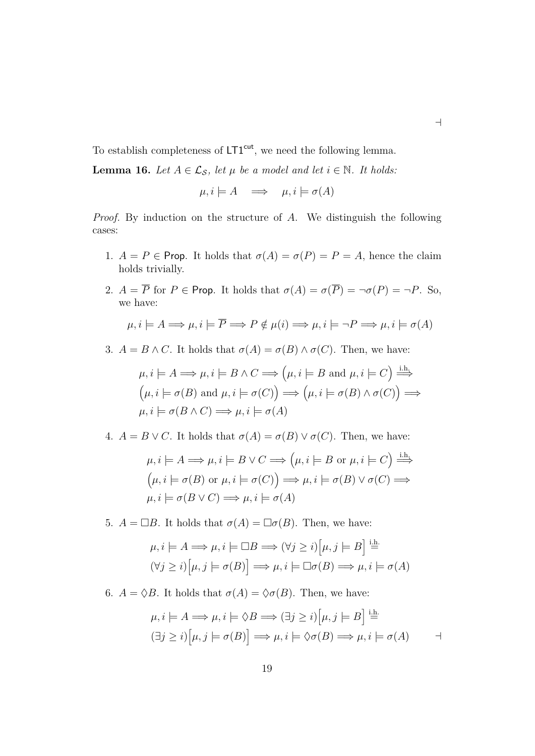$\dashv$

To establish completeness of $\mathsf{LT1}^{\mathsf{cut}}$, we need the following lemma.

**Lemma 16.** *Let $A \in \mathcal{L}_{\mathcal{S}}$, let $\mu$ be a model and let $i \in \mathbb{N}$. It holds:*

$$\mu, i \models A \quad \Longrightarrow \quad \mu, i \models \sigma(A)$$

*Proof.* By induction on the structure of $A$. We distinguish the following cases:

1. $A = P \in \mathsf{Prop}$. It holds that $\sigma(A) = \sigma(P) = P = A$, hence the claim holds trivially.

2. $A = \overline{P}$ for $P \in \mathsf{Prop}$. It holds that $\sigma(A) = \sigma(\overline{P}) = \neg\sigma(P) = \neg P$. So, we have:

$$\mu, i \models A \Longrightarrow \mu, i \models \overline{P} \Longrightarrow P \notin \mu(i) \Longrightarrow \mu, i \models \neg P \Longrightarrow \mu, i \models \sigma(A)$$

3. $A = B \wedge C$. It holds that $\sigma(A) = \sigma(B) \wedge \sigma(C)$. Then, we have:

$$\mu, i \models A \Longrightarrow \mu, i \models B \wedge C \Longrightarrow \Big(\mu, i \models B \text{ and } \mu, i \models C\Big) \overset{\text{i.h.}}{\Longrightarrow} \Big(\mu, i \models \sigma(B) \text{ and } \mu, i \models \sigma(C)\Big) \Longrightarrow \Big(\mu, i \models \sigma(B) \wedge \sigma(C)\Big) \Longrightarrow \mu, i \models \sigma(B \wedge C) \Longrightarrow \mu, i \models \sigma(A)$$

4. $A = B \vee C$. It holds that $\sigma(A) = \sigma(B) \vee \sigma(C)$. Then, we have:

$$\mu, i \models A \Longrightarrow \mu, i \models B \vee C \Longrightarrow \Big(\mu, i \models B \text{ or } \mu, i \models C\Big) \overset{\text{i.h.}}{\Longrightarrow} \Big(\mu, i \models \sigma(B) \text{ or } \mu, i \models \sigma(C)\Big) \Longrightarrow \mu, i \models \sigma(B) \vee \sigma(C) \Longrightarrow \mu, i \models \sigma(B \vee C) \Longrightarrow \mu, i \models \sigma(A)$$

5. $A = \Box B$. It holds that $\sigma(A) = \Box\sigma(B)$. Then, we have:

$$\mu, i \models A \Longrightarrow \mu, i \models \Box B \Longrightarrow (\forall j \geq i)\Big[\mu, j \models B\Big] \overset{\text{i.h.}}{=} (\forall j \geq i)\Big[\mu, j \models \sigma(B)\Big] \Longrightarrow \mu, i \models \Box\sigma(B) \Longrightarrow \mu, i \models \sigma(A)$$

6. $A = \Diamond B$. It holds that $\sigma(A) = \Diamond\sigma(B)$. Then, we have:

$$\mu, i \models A \Longrightarrow \mu, i \models \Diamond B \Longrightarrow (\exists j \geq i)\Big[\mu, j \models B\Big] \overset{\text{i.h.}}{=} (\exists j \geq i)\Big[\mu, j \models \sigma(B)\Big] \Longrightarrow \mu, i \models \Diamond\sigma(B) \Longrightarrow \mu, i \models \sigma(A)$$

$\dashv$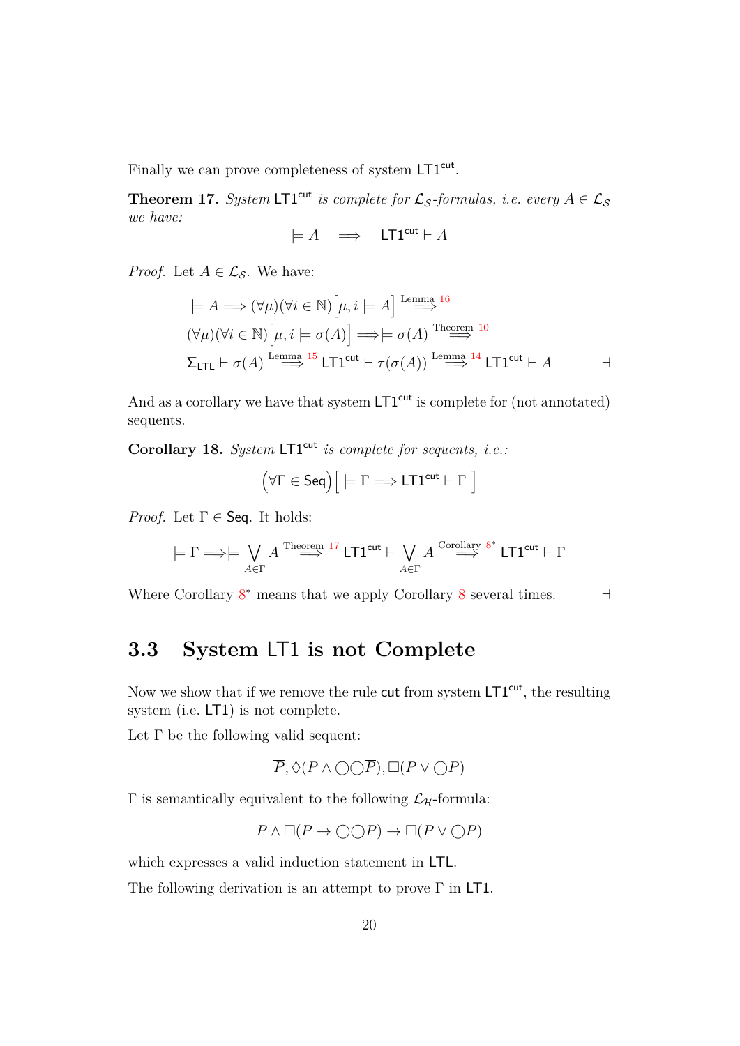Finally we can prove completeness of system $\mathsf{LT1}^{\mathsf{cut}}$.

**Theorem 17.** *System $\mathsf{LT1}^{\mathsf{cut}}$ is complete for $\mathcal{L}_{\mathcal{S}}$-formulas, i.e. every $A \in \mathcal{L}_{\mathcal{S}}$ we have:*

$$\models A \quad \Longrightarrow \quad \mathsf{LT1}^{\mathsf{cut}} \vdash A$$

*Proof.* Let $A \in \mathcal{L}_{\mathcal{S}}$. We have:

$$\models A \Longrightarrow (\forall \mu)(\forall i \in \mathbb{N})\Big[\mu, i \models A\Big] \overset{\text{Lemma 16}}{\Longrightarrow}$$
$$(\forall \mu)(\forall i \in \mathbb{N})\Big[\mu, i \models \sigma(A)\Big] \Longrightarrow \models \sigma(A) \overset{\text{Theorem 10}}{\Longrightarrow}$$
$$\Sigma_{\mathsf{LTL}} \vdash \sigma(A) \overset{\text{Lemma 15}}{\Longrightarrow} \mathsf{LT1}^{\mathsf{cut}} \vdash \tau(\sigma(A)) \overset{\text{Lemma 14}}{\Longrightarrow} \mathsf{LT1}^{\mathsf{cut}} \vdash A$$

⊣

And as a corollary we have that system $\mathsf{LT1}^{\mathsf{cut}}$ is complete for (not annotated) sequents.

**Corollary 18.** *System $\mathsf{LT1}^{\mathsf{cut}}$ is complete for sequents, i.e.:*

$$\Big(\forall \Gamma \in \mathsf{Seq}\Big)\Big[\models \Gamma \Longrightarrow \mathsf{LT1}^{\mathsf{cut}} \vdash \Gamma\Big]$$

*Proof.* Let $\Gamma \in \mathsf{Seq}$. It holds:

$$\models \Gamma \Longrightarrow \models \bigvee_{A \in \Gamma} A \overset{\text{Theorem 17}}{\Longrightarrow} \mathsf{LT1}^{\mathsf{cut}} \vdash \bigvee_{A \in \Gamma} A \overset{\text{Corollary 8}^*}{\Longrightarrow} \mathsf{LT1}^{\mathsf{cut}} \vdash \Gamma$$

Where Corollary $8^*$ means that we apply Corollary 8 several times. ⊣

## 3.3 System LT1 is not Complete

Now we show that if we remove the rule $\mathsf{cut}$ from system $\mathsf{LT1}^{\mathsf{cut}}$, the resulting system (i.e. $\mathsf{LT1}$) is not complete.

Let $\Gamma$ be the following valid sequent:

$$\overline{P}, \Diamond(P \wedge \bigcirc\bigcirc\overline{P}), \Box(P \vee \bigcirc P)$$

$\Gamma$ is semantically equivalent to the following $\mathcal{L}_{\mathcal{H}}$-formula:

$$P \wedge \Box(P \rightarrow \bigcirc\bigcirc P) \rightarrow \Box(P \vee \bigcirc P)$$

which expresses a valid induction statement in $\mathsf{LTL}$.

The following derivation is an attempt to prove $\Gamma$ in $\mathsf{LT1}$.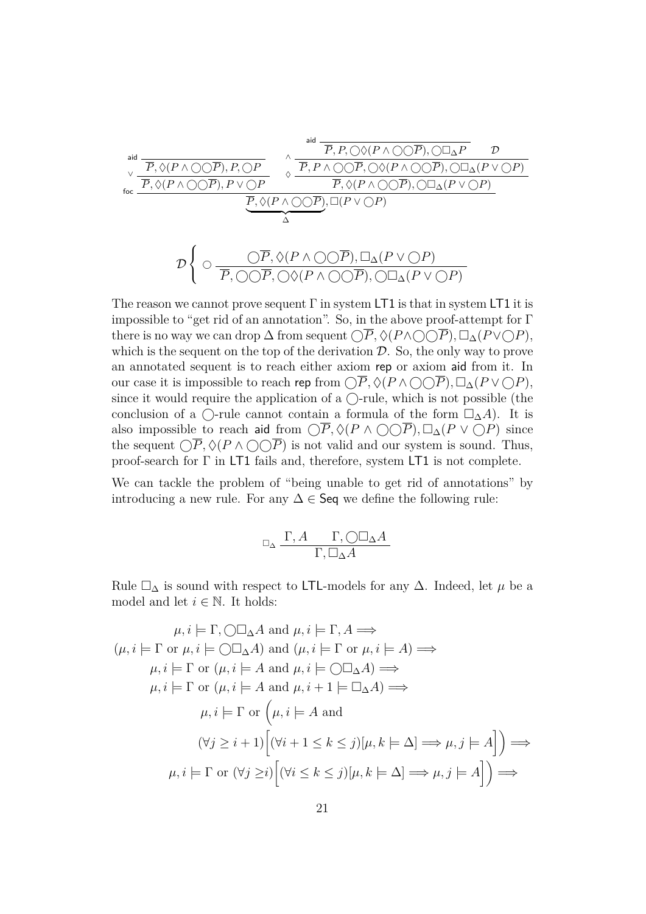$$
\dfrac{
  \dfrac{
    \dfrac{}{\overline{P}, \Diamond(P \wedge \bigcirc\bigcirc\overline{P}), P, \bigcirc P}\,\textsf{aid}
  }{
    \overline{P}, \Diamond(P \wedge \bigcirc\bigcirc\overline{P}), P \vee \bigcirc P
  }\,\vee
  \qquad
  \dfrac{
    \dfrac{
      \dfrac{}{\overline{P}, P, \bigcirc\Diamond(P \wedge \bigcirc\bigcirc\overline{P}), \bigcirc\Box_\Delta P}\,\textsf{aid}
      \qquad \mathcal{D}
    }{
      \overline{P}, P \wedge \bigcirc\bigcirc\overline{P}, \bigcirc\Diamond(P \wedge \bigcirc\bigcirc\overline{P}), \bigcirc\Box_\Delta(P \vee \bigcirc P)
    }\,\wedge
  }{
    \overline{P}, \Diamond(P \wedge \bigcirc\bigcirc\overline{P}), \bigcirc\Box_\Delta(P \vee \bigcirc P)
  }\,\Diamond
}{
  \underbrace{\overline{P}, \Diamond(P \wedge \bigcirc\bigcirc\overline{P})}_{\Delta}, \Box(P \vee \bigcirc P)
}\,\textsf{foc}
$$

$$
\mathcal{D}\left\{ \;\dfrac{\bigcirc\overline{P}, \Diamond(P \wedge \bigcirc\bigcirc\overline{P}), \Box_\Delta(P \vee \bigcirc P)}{\overline{P}, \bigcirc\bigcirc\overline{P}, \bigcirc\Diamond(P \wedge \bigcirc\bigcirc\overline{P}), \bigcirc\Box_\Delta(P \vee \bigcirc P)}\,\bigcirc \right.
$$

The reason we cannot prove sequent $\Gamma$ in system LT1 is that in system LT1 it is impossible to "get rid of an annotation". So, in the above proof-attempt for $\Gamma$ there is no way we can drop $\Delta$ from sequent $\bigcirc\overline{P}, \Diamond(P \wedge \bigcirc\bigcirc\overline{P}), \Box_\Delta(P \vee \bigcirc P)$, which is the sequent on the top of the derivation $\mathcal{D}$. So, the only way to prove an annotated sequent is to reach either axiom rep or axiom aid from it. In our case it is impossible to reach rep from $\bigcirc\overline{P}, \Diamond(P \wedge \bigcirc\bigcirc\overline{P}), \Box_\Delta(P \vee \bigcirc P)$, since it would require the application of a $\bigcirc$-rule, which is not possible (the conclusion of a $\bigcirc$-rule cannot contain a formula of the form $\Box_\Delta A$). It is also impossible to reach aid from $\bigcirc\overline{P}, \Diamond(P \wedge \bigcirc\bigcirc\overline{P}), \Box_\Delta(P \vee \bigcirc P)$ since the sequent $\bigcirc\overline{P}, \Diamond(P \wedge \bigcirc\bigcirc\overline{P})$ is not valid and our system is sound. Thus, proof-search for $\Gamma$ in LT1 fails and, therefore, system LT1 is not complete.

We can tackle the problem of "being unable to get rid of annotations" by introducing a new rule. For any $\Delta \in \textsf{Seq}$ we define the following rule:

$$
\dfrac{\Gamma, A \qquad \Gamma, \bigcirc\Box_\Delta A}{\Gamma, \Box_\Delta A}\,\Box_\Delta
$$

Rule $\Box_\Delta$ is sound with respect to LTL-models for any $\Delta$. Indeed, let $\mu$ be a model and let $i \in \mathbb{N}$. It holds:

$$
\begin{aligned}
&\mu, i \models \Gamma, \bigcirc\Box_\Delta A \text{ and } \mu, i \models \Gamma, A \Longrightarrow \\
&(\mu, i \models \Gamma \text{ or } \mu, i \models \bigcirc\Box_\Delta A) \text{ and } (\mu, i \models \Gamma \text{ or } \mu, i \models A) \Longrightarrow \\
&\mu, i \models \Gamma \text{ or } (\mu, i \models A \text{ and } \mu, i \models \bigcirc\Box_\Delta A) \Longrightarrow \\
&\mu, i \models \Gamma \text{ or } (\mu, i \models A \text{ and } \mu, i+1 \models \Box_\Delta A) \Longrightarrow \\
&\mu, i \models \Gamma \text{ or } \Big(\mu, i \models A \text{ and} \\
&(\forall j \geq i+1)\Big[(\forall i+1 \leq k \leq j)[\mu, k \models \Delta] \Longrightarrow \mu, j \models A\Big]\Big) \Longrightarrow \\
&\mu, i \models \Gamma \text{ or } (\forall j \geq i)\Big[(\forall i \leq k \leq j)[\mu, k \models \Delta] \Longrightarrow \mu, j \models A\Big]\Big) \Longrightarrow
\end{aligned}
$$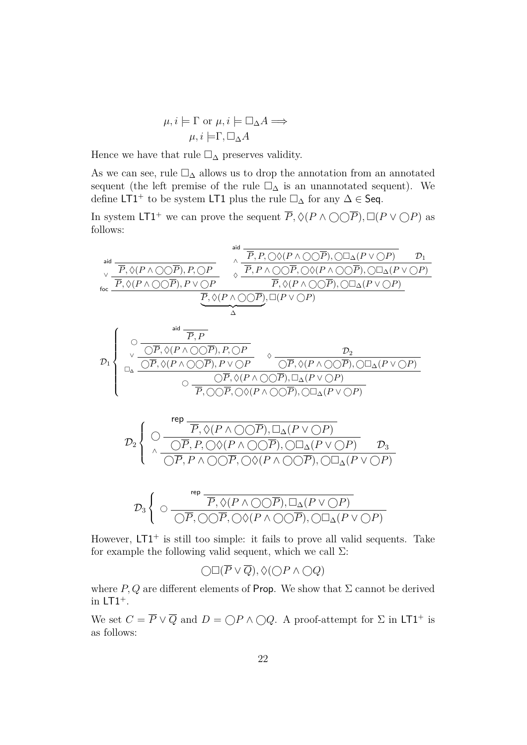$$\mu, i \models \Gamma \text{ or } \mu, i \models \Box_\Delta A \Longrightarrow$$
$$\mu, i \models \Gamma, \Box_\Delta A$$

Hence we have that rule $\Box_\Delta$ preserves validity.

As we can see, rule $\Box_\Delta$ allows us to drop the annotation from an annotated sequent (the left premise of the rule $\Box_\Delta$ is an unannotated sequent). We define $\mathsf{LT1}^+$ to be system $\mathsf{LT1}$ plus the rule $\Box_\Delta$ for any $\Delta \in \mathsf{Seq}$.

In system $\mathsf{LT1}^+$ we can prove the sequent $\overline{P}, \Diamond(P \wedge \bigcirc\bigcirc\overline{P}), \Box(P \vee \bigcirc P)$ as follows:

$$\dfrac{\dfrac{\dfrac{}{\overline{P}, \Diamond(P \wedge \bigcirc\bigcirc\overline{P}), P, \bigcirc P}\,\mathsf{aid}}{\overline{P}, \Diamond(P \wedge \bigcirc\bigcirc\overline{P}), P \vee \bigcirc P}\,\vee \qquad \dfrac{\dfrac{\dfrac{}{\overline{P}, P, \bigcirc\Diamond(P \wedge \bigcirc\bigcirc\overline{P}), \bigcirc\Box_\Delta(P \vee \bigcirc P)}\,\mathsf{aid} \qquad \mathcal{D}_1}{\overline{P}, P \wedge \bigcirc\bigcirc\overline{P}, \bigcirc\Diamond(P \wedge \bigcirc\bigcirc\overline{P}), \bigcirc\Box_\Delta(P \vee \bigcirc P)}\,\wedge}{\overline{P}, \Diamond(P \wedge \bigcirc\bigcirc\overline{P}), \bigcirc\Box_\Delta(P \vee \bigcirc P)}\,\Diamond}{\underbrace{\overline{P}, \Diamond(P \wedge \bigcirc\bigcirc\overline{P})}_{\Delta}, \Box(P \vee \bigcirc P)}\,\mathsf{foc}$$

$$\mathcal{D}_1 \left\{ \dfrac{\dfrac{\dfrac{\dfrac{}{\overline{P}, P}\,\mathsf{aid}}{\bigcirc\overline{P}, \Diamond(P \wedge \bigcirc\bigcirc\overline{P}), P, \bigcirc P}\,\bigcirc}{\bigcirc\overline{P}, \Diamond(P \wedge \bigcirc\bigcirc\overline{P}), P \vee \bigcirc P}\,\vee \qquad \dfrac{\mathcal{D}_2}{\bigcirc\overline{P}, \Diamond(P \wedge \bigcirc\bigcirc\overline{P}), \bigcirc\Box_\Delta(P \vee \bigcirc P)}\,\Diamond}{\dfrac{\bigcirc\overline{P}, \Diamond(P \wedge \bigcirc\bigcirc\overline{P}), \Box_\Delta(P \vee \bigcirc P)}{\overline{P}, \bigcirc\bigcirc\overline{P}, \bigcirc\Diamond(P \wedge \bigcirc\bigcirc\overline{P}), \bigcirc\Box_\Delta(P \vee \bigcirc P)}\,\bigcirc}\,\Box_\Delta \right.$$

$$\mathcal{D}_2 \left\{ \dfrac{\dfrac{\dfrac{}{\overline{P}, \Diamond(P \wedge \bigcirc\bigcirc\overline{P}), \Box_\Delta(P \vee \bigcirc P)}\,\mathsf{rep}}{\bigcirc\overline{P}, P, \bigcirc\Diamond(P \wedge \bigcirc\bigcirc\overline{P}), \bigcirc\Box_\Delta(P \vee \bigcirc P)}\,\bigcirc \qquad \mathcal{D}_3}{\bigcirc\overline{P}, P \wedge \bigcirc\bigcirc\overline{P}, \bigcirc\Diamond(P \wedge \bigcirc\bigcirc\overline{P}), \bigcirc\Box_\Delta(P \vee \bigcirc P)}\,\wedge \right.$$

$$\mathcal{D}_3 \left\{ \dfrac{\dfrac{}{\overline{P}, \Diamond(P \wedge \bigcirc\bigcirc\overline{P}), \Box_\Delta(P \vee \bigcirc P)}\,\mathsf{rep}}{\bigcirc\overline{P}, \bigcirc\bigcirc\overline{P}, \bigcirc\Diamond(P \wedge \bigcirc\bigcirc\overline{P}), \bigcirc\Box_\Delta(P \vee \bigcirc P)}\,\bigcirc \right.$$

However, $\mathsf{LT1}^+$ is still too simple: it fails to prove all valid sequents. Take for example the following valid sequent, which we call $\Sigma$:

$$\bigcirc\Box(\overline{P} \vee \overline{Q}), \Diamond(\bigcirc P \wedge \bigcirc Q)$$

where $P, Q$ are different elements of $\mathsf{Prop}$. We show that $\Sigma$ cannot be derived in $\mathsf{LT1}^+$.

We set $C = \overline{P} \vee \overline{Q}$ and $D = \bigcirc P \wedge \bigcirc Q$. A proof-attempt for $\Sigma$ in $\mathsf{LT1}^+$ is as follows: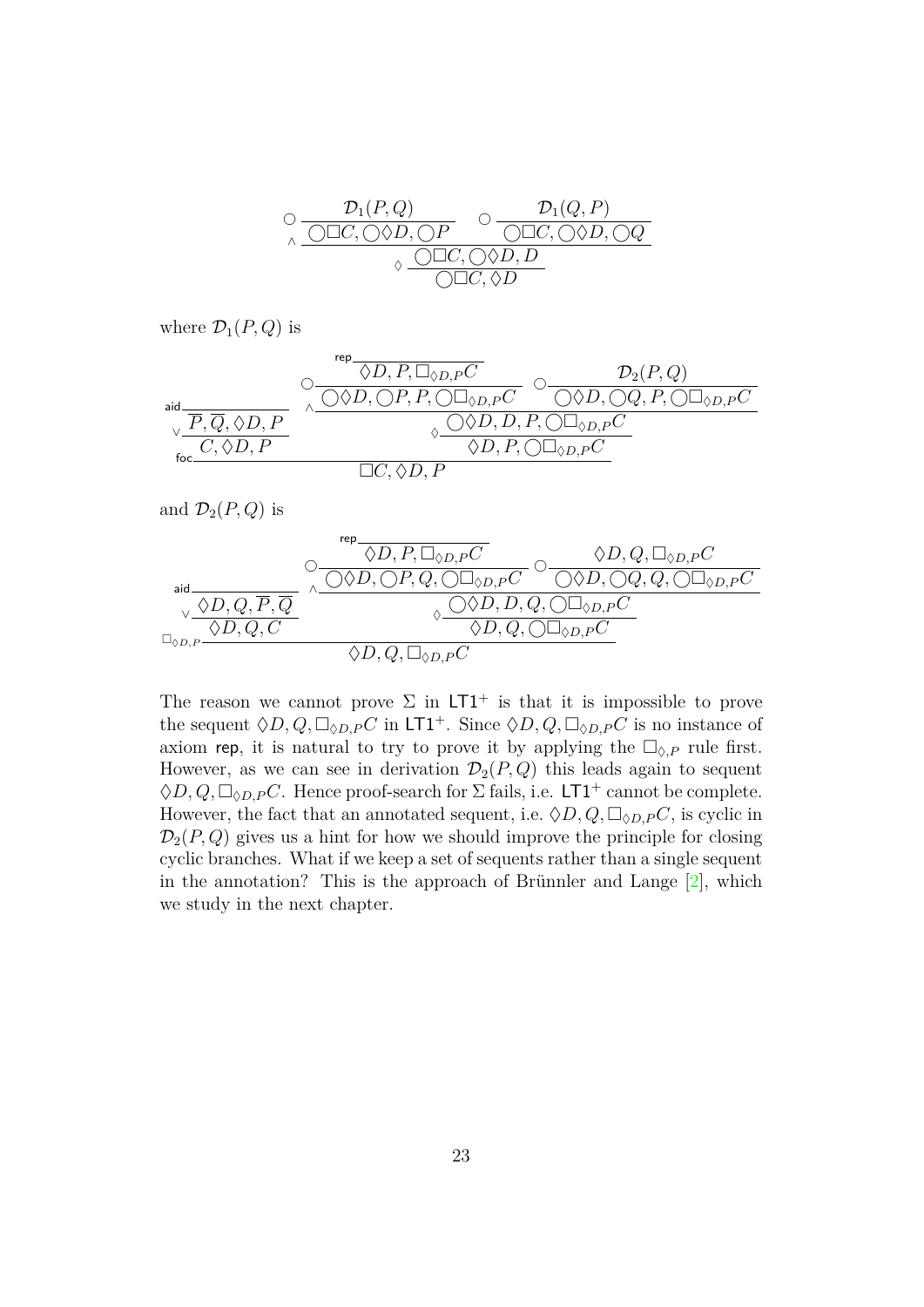$$
\dfrac{\dfrac{\dfrac{\mathcal{D}_1(P,Q)}{\bigcirc\Box C, \bigcirc\Diamond D, \bigcirc P}\bigcirc \quad \dfrac{\mathcal{D}_1(Q,P)}{\bigcirc\Box C, \bigcirc\Diamond D, \bigcirc Q}\bigcirc}{\bigcirc\Box C, \bigcirc\Diamond D, D}\wedge}{\bigcirc\Box C, \Diamond D}\Diamond
$$

where $\mathcal{D}_1(P,Q)$ is

$$
\dfrac{\dfrac{\dfrac{}{\overline{P}, \overline{Q}, \Diamond D, P}\text{aid}}{C, \Diamond D, P}\vee \quad \dfrac{\dfrac{\dfrac{\dfrac{}{\Diamond D, P, \Box_{\Diamond D,P} C}\text{rep}}{\bigcirc\Diamond D, \bigcirc P, P, \bigcirc\Box_{\Diamond D,P} C}\bigcirc \quad \dfrac{\mathcal{D}_2(P,Q)}{\bigcirc\Diamond D, \bigcirc Q, P, \bigcirc\Box_{\Diamond D,P} C}\bigcirc}{\bigcirc\Diamond D, D, P, \bigcirc\Box_{\Diamond D,P} C}\wedge}{\Diamond D, P, \bigcirc\Box_{\Diamond D,P} C}\Diamond}{\Box C, \Diamond D, P}\text{foc}
$$

and $\mathcal{D}_2(P,Q)$ is

$$
\dfrac{\dfrac{\dfrac{}{\Diamond D, Q, \overline{P}, \overline{Q}}\text{aid}}{\Diamond D, Q, C}\vee \quad \dfrac{\dfrac{\dfrac{\dfrac{}{\Diamond D, P, \Box_{\Diamond D,P} C}\text{rep}}{\bigcirc\Diamond D, \bigcirc P, Q, \bigcirc\Box_{\Diamond D,P} C}\bigcirc \quad \dfrac{\Diamond D, Q, \Box_{\Diamond D,P} C}{\bigcirc\Diamond D, \bigcirc Q, Q, \bigcirc\Box_{\Diamond D,P} C}\bigcirc}{\bigcirc\Diamond D, D, Q, \bigcirc\Box_{\Diamond D,P} C}\wedge}{\Diamond D, Q, \bigcirc\Box_{\Diamond D,P} C}\Diamond}{\Diamond D, Q, \Box_{\Diamond D,P} C}\Box_{\Diamond D,P}
$$

The reason we cannot prove $\Sigma$ in $\mathsf{LT1}^+$ is that it is impossible to prove the sequent $\Diamond D, Q, \Box_{\Diamond D,P} C$ in $\mathsf{LT1}^+$. Since $\Diamond D, Q, \Box_{\Diamond D,P} C$ is no instance of axiom rep, it is natural to try to prove it by applying the $\Box_{\Diamond,P}$ rule first. However, as we can see in derivation $\mathcal{D}_2(P,Q)$ this leads again to sequent $\Diamond D, Q, \Box_{\Diamond D,P} C$. Hence proof-search for $\Sigma$ fails, i.e. $\mathsf{LT1}^+$ cannot be complete. However, the fact that an annotated sequent, i.e. $\Diamond D, Q, \Box_{\Diamond D,P} C$, is cyclic in $\mathcal{D}_2(P,Q)$ gives us a hint for how we should improve the principle for closing cyclic branches. What if we keep a set of sequents rather than a single sequent in the annotation? This is the approach of Brünnler and Lange [2], which we study in the next chapter.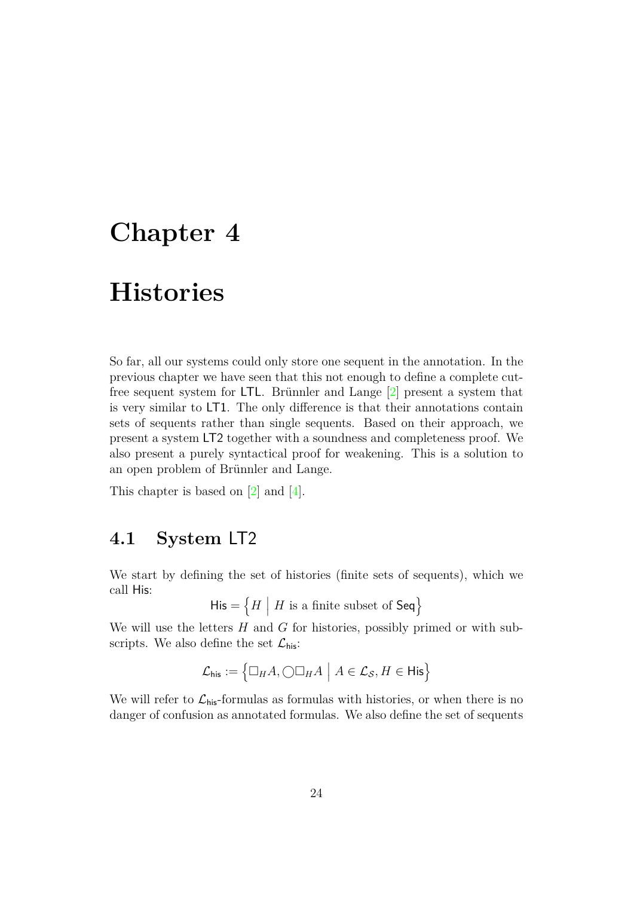# Chapter 4

# Histories

So far, all our systems could only store one sequent in the annotation. In the previous chapter we have seen that this not enough to define a complete cut-free sequent system for LTL. Brünnler and Lange [2] present a system that is very similar to LT1. The only difference is that their annotations contain sets of sequents rather than single sequents. Based on their approach, we present a system LT2 together with a soundness and completeness proof. We also present a purely syntactical proof for weakening. This is a solution to an open problem of Brünnler and Lange.

This chapter is based on [2] and [4].

## 4.1 System LT2

We start by defining the set of histories (finite sets of sequents), which we call His:

$$\mathsf{His} = \left\{ H \;\middle|\; H \text{ is a finite subset of } \mathsf{Seq} \right\}$$

We will use the letters $H$ and $G$ for histories, possibly primed or with subscripts. We also define the set $\mathcal{L}_{\mathsf{his}}$:

$$\mathcal{L}_{\mathsf{his}} := \left\{ \Box_H A, \bigcirc\Box_H A \;\middle|\; A \in \mathcal{L}_{\mathcal{S}}, H \in \mathsf{His} \right\}$$

We will refer to $\mathcal{L}_{\mathsf{his}}$-formulas as formulas with histories, or when there is no danger of confusion as annotated formulas. We also define the set of sequents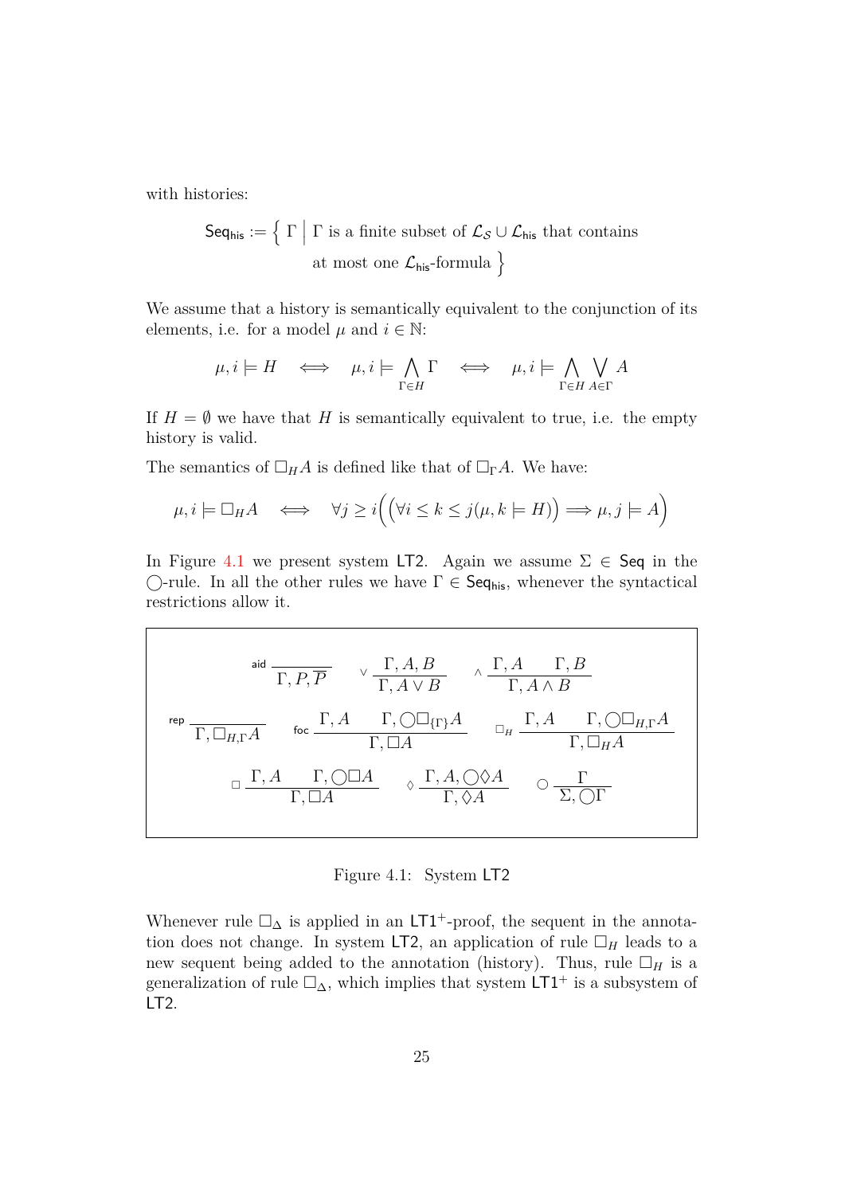with histories:

$$\mathsf{Seq}_{\mathsf{his}} := \Big\{ \Gamma \;\Big|\; \Gamma \text{ is a finite subset of } \mathcal{L}_{\mathcal{S}} \cup \mathcal{L}_{\mathsf{his}} \text{ that contains at most one } \mathcal{L}_{\mathsf{his}}\text{-formula} \Big\}$$

We assume that a history is semantically equivalent to the conjunction of its elements, i.e. for a model $\mu$ and $i \in \mathbb{N}$:

$$\mu, i \models H \iff \mu, i \models \bigwedge_{\Gamma \in H} \Gamma \iff \mu, i \models \bigwedge_{\Gamma \in H} \bigvee_{A \in \Gamma} A$$

If $H = \emptyset$ we have that $H$ is semantically equivalent to true, i.e. the empty history is valid.

The semantics of $\Box_H A$ is defined like that of $\Box_\Gamma A$. We have:

$$\mu, i \models \Box_H A \iff \forall j \geq i\Big(\big(\forall i \leq k \leq j(\mu, k \models H)\big) \Longrightarrow \mu, j \models A\Big)$$

In Figure 4.1 we present system $\mathsf{LT2}$. Again we assume $\Sigma \in \mathsf{Seq}$ in the $\bigcirc$-rule. In all the other rules we have $\Gamma \in \mathsf{Seq}_{\mathsf{his}}$, whenever the syntactical restrictions allow it.

$$\mathsf{aid}\ \frac{}{\Gamma, P, \overline{P}} \qquad \vee\ \frac{\Gamma, A, B}{\Gamma, A \vee B} \qquad \wedge\ \frac{\Gamma, A \qquad \Gamma, B}{\Gamma, A \wedge B}$$

$$\mathsf{rep}\ \frac{}{\Gamma, \Box_{H,\Gamma} A} \qquad \mathsf{foc}\ \frac{\Gamma, A \qquad \Gamma, \bigcirc\Box_{\{\Gamma\}} A}{\Gamma, \Box A} \qquad \Box_H\ \frac{\Gamma, A \qquad \Gamma, \bigcirc\Box_{H,\Gamma} A}{\Gamma, \Box_H A}$$

$$\Box\ \frac{\Gamma, A \qquad \Gamma, \bigcirc\Box A}{\Gamma, \Box A} \qquad \Diamond\ \frac{\Gamma, A, \bigcirc\Diamond A}{\Gamma, \Diamond A} \qquad \bigcirc\ \frac{\Gamma}{\Sigma, \bigcirc\Gamma}$$

Figure 4.1: System $\mathsf{LT2}$

Whenever rule $\Box_\Delta$ is applied in an $\mathsf{LT1}^+$-proof, the sequent in the annotation does not change. In system $\mathsf{LT2}$, an application of rule $\Box_H$ leads to a new sequent being added to the annotation (history). Thus, rule $\Box_H$ is a generalization of rule $\Box_\Delta$, which implies that system $\mathsf{LT1}^+$ is a subsystem of $\mathsf{LT2}$.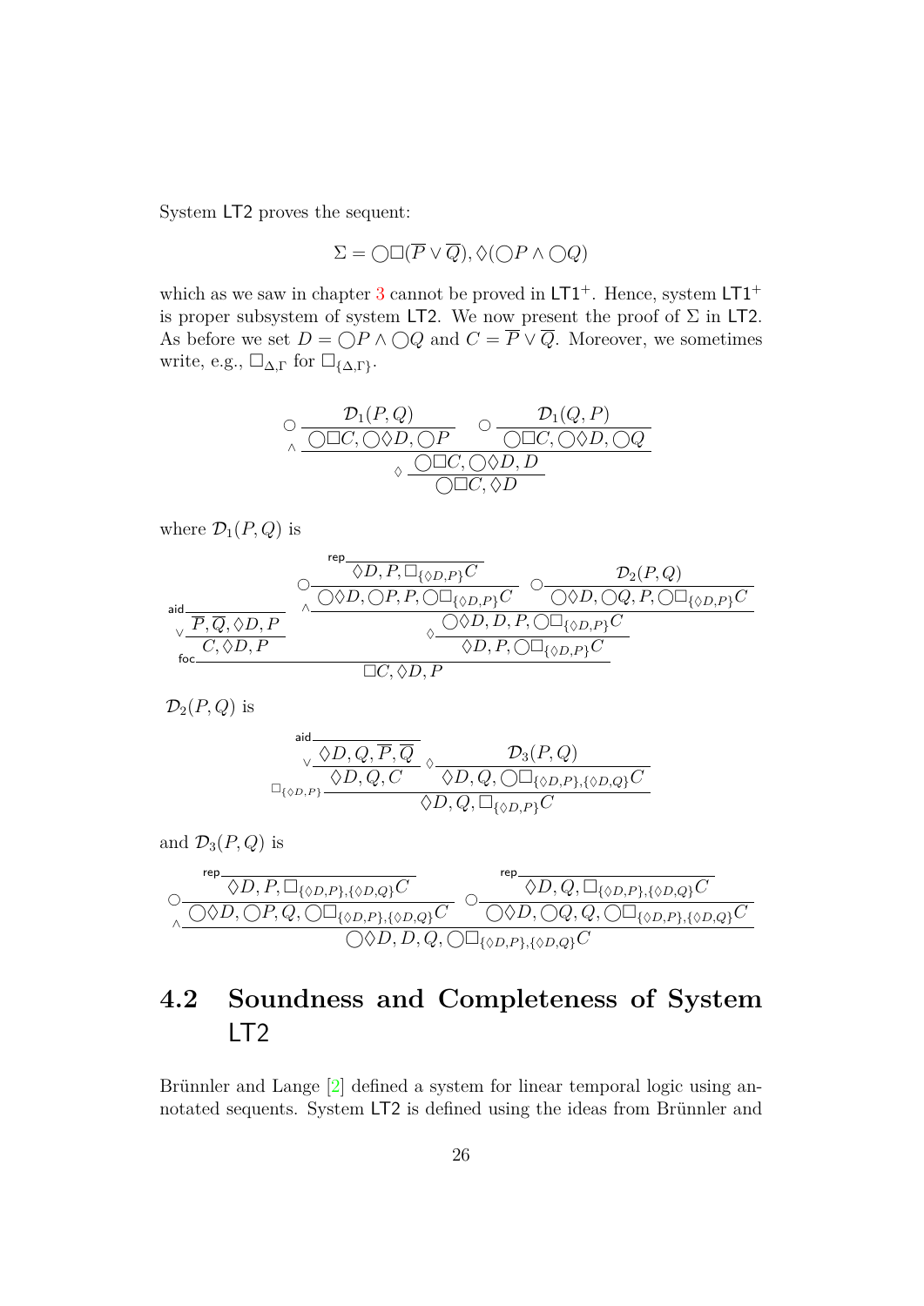System LT2 proves the sequent:

$$\Sigma = \bigcirc\Box(\overline{P} \vee \overline{Q}), \Diamond(\bigcirc P \wedge \bigcirc Q)$$

which as we saw in chapter 3 cannot be proved in $\mathsf{LT1}^+$. Hence, system $\mathsf{LT1}^+$ is proper subsystem of system LT2. We now present the proof of $\Sigma$ in LT2. As before we set $D = \bigcirc P \wedge \bigcirc Q$ and $C = \overline{P} \vee \overline{Q}$. Moreover, we sometimes write, e.g., $\Box_{\Delta,\Gamma}$ for $\Box_{\{\Delta,\Gamma\}}$.

$$\dfrac{\bigcirc\dfrac{\mathcal{D}_1(P,Q)}{\bigcirc\Box C, \bigcirc\Diamond D, \bigcirc P} \quad \bigcirc\dfrac{\mathcal{D}_1(Q,P)}{\bigcirc\Box C, \bigcirc\Diamond D, \bigcirc Q}}{\Diamond\dfrac{\bigcirc\Box C, \bigcirc\Diamond D, D}{\bigcirc\Box C, \Diamond D}}\wedge$$

where $\mathcal{D}_1(P,Q)$ is

$$\mathsf{foc}\dfrac{\vee\dfrac{\mathsf{aid}\dfrac{}{\overline{P}, \overline{Q}, \Diamond D, P}}{C, \Diamond D, P} \qquad \Diamond\dfrac{\wedge\dfrac{\bigcirc\dfrac{\mathsf{rep}\dfrac{}{\Diamond D, P, \Box_{\{\Diamond D,P\}}C}}{\bigcirc\Diamond D, \bigcirc P, P, \bigcirc\Box_{\{\Diamond D,P\}}C} \quad \bigcirc\dfrac{\mathcal{D}_2(P,Q)}{\bigcirc\Diamond D, \bigcirc Q, P, \bigcirc\Box_{\{\Diamond D,P\}}C}}{\bigcirc\Diamond D, D, P, \bigcirc\Box_{\{\Diamond D,P\}}C}}{\Diamond D, P, \bigcirc\Box_{\{\Diamond D,P\}}C}}{\Box C, \Diamond D, P}$$

$\mathcal{D}_2(P,Q)$ is

$$\Box_{\{\Diamond D,P\}}\dfrac{\vee\dfrac{\mathsf{aid}\dfrac{}{\Diamond D, Q, \overline{P}, \overline{Q}}}{\Diamond D, Q, C} \quad \Diamond\dfrac{\mathcal{D}_3(P,Q)}{\Diamond D, Q, \bigcirc\Box_{\{\Diamond D,P\},\{\Diamond D,Q\}}C}}{\Diamond D, Q, \Box_{\{\Diamond D,P\}}C}$$

and $\mathcal{D}_3(P,Q)$ is

$$\wedge\dfrac{\bigcirc\dfrac{\mathsf{rep}\dfrac{}{\Diamond D, P, \Box_{\{\Diamond D,P\},\{\Diamond D,Q\}}C}}{\bigcirc\Diamond D, \bigcirc P, Q, \bigcirc\Box_{\{\Diamond D,P\},\{\Diamond D,Q\}}C} \quad \bigcirc\dfrac{\mathsf{rep}\dfrac{}{\Diamond D, Q, \Box_{\{\Diamond D,P\},\{\Diamond D,Q\}}C}}{\bigcirc\Diamond D, \bigcirc Q, Q, \bigcirc\Box_{\{\Diamond D,P\},\{\Diamond D,Q\}}C}}{\bigcirc\Diamond D, D, Q, \bigcirc\Box_{\{\Diamond D,P\},\{\Diamond D,Q\}}C}$$

## 4.2 Soundness and Completeness of System LT2

Brünnler and Lange [2] defined a system for linear temporal logic using annotated sequents. System LT2 is defined using the ideas from Brünnler and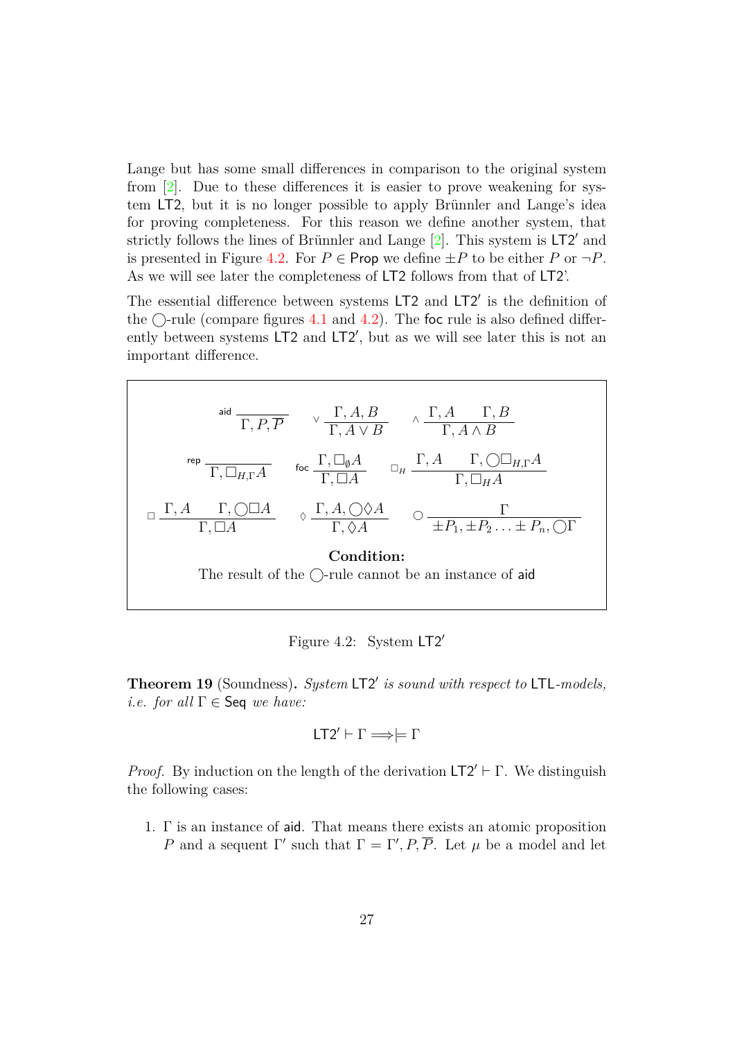Lange but has some small differences in comparison to the original system from [2]. Due to these differences it is easier to prove weakening for system LT2, but it is no longer possible to apply Brünnler and Lange's idea for proving completeness. For this reason we define another system, that strictly follows the lines of Brünnler and Lange [2]. This system is LT2′ and is presented in Figure 4.2. For $P \in \mathsf{Prop}$ we define $\pm P$ to be either $P$ or $\neg P$. As we will see later the completeness of LT2 follows from that of LT2'.

The essential difference between systems LT2 and LT2′ is the definition of the $\bigcirc$-rule (compare figures 4.1 and 4.2). The foc rule is also defined differently between systems LT2 and LT2′, but as we will see later this is not an important difference.

$$\mathsf{aid}\ \frac{}{\Gamma, P, \overline{P}} \qquad \vee\ \frac{\Gamma, A, B}{\Gamma, A \vee B} \qquad \wedge\ \frac{\Gamma, A \qquad \Gamma, B}{\Gamma, A \wedge B}$$

$$\mathsf{rep}\ \frac{}{\Gamma, \Box_{H,\Gamma} A} \qquad \mathsf{foc}\ \frac{\Gamma, \Box_{\emptyset} A}{\Gamma, \Box A} \qquad \Box_H\ \frac{\Gamma, A \qquad \Gamma, \bigcirc\Box_{H,\Gamma} A}{\Gamma, \Box_H A}$$

$$\Box\ \frac{\Gamma, A \qquad \Gamma, \bigcirc\Box A}{\Gamma, \Box A} \qquad \Diamond\ \frac{\Gamma, A, \bigcirc\Diamond A}{\Gamma, \Diamond A} \qquad \bigcirc\ \frac{\Gamma}{\pm P_1, \pm P_2 \ldots \pm P_n, \bigcirc\Gamma}$$

**Condition:**
The result of the $\bigcirc$-rule cannot be an instance of aid

Figure 4.2: System LT2′

**Theorem 19** (Soundness)**.** *System LT2′ is sound with respect to LTL-models, i.e. for all $\Gamma \in \mathsf{Seq}$ we have:*

$$\mathsf{LT2'} \vdash \Gamma \Longrightarrow \models \Gamma$$

*Proof.* By induction on the length of the derivation $\mathsf{LT2'} \vdash \Gamma$. We distinguish the following cases:

1. $\Gamma$ is an instance of aid. That means there exists an atomic proposition $P$ and a sequent $\Gamma'$ such that $\Gamma = \Gamma', P, \overline{P}$. Let $\mu$ be a model and let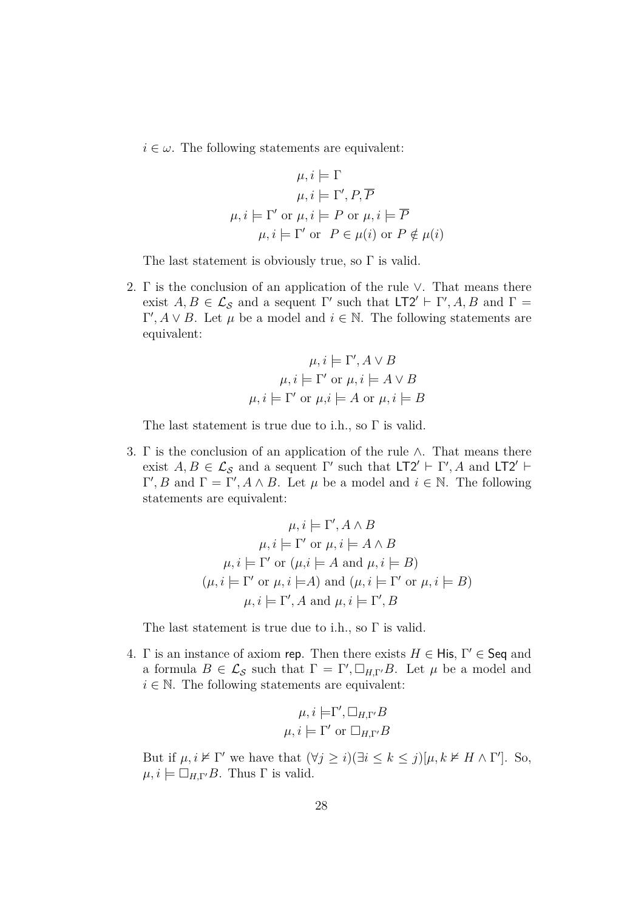$i \in \omega$. The following statements are equivalent:

$$\mu, i \models \Gamma$$
$$\mu, i \models \Gamma', P, \overline{P}$$
$$\mu, i \models \Gamma' \text{ or } \mu, i \models P \text{ or } \mu, i \models \overline{P}$$
$$\mu, i \models \Gamma' \text{ or } \ P \in \mu(i) \text{ or } P \notin \mu(i)$$

The last statement is obviously true, so $\Gamma$ is valid.

2. $\Gamma$ is the conclusion of an application of the rule $\vee$. That means there exist $A, B \in \mathcal{L}_\mathcal{S}$ and a sequent $\Gamma'$ such that $\mathsf{LT2}' \vdash \Gamma', A, B$ and $\Gamma = \Gamma', A \vee B$. Let $\mu$ be a model and $i \in \mathbb{N}$. The following statements are equivalent:

$$\mu, i \models \Gamma', A \vee B$$
$$\mu, i \models \Gamma' \text{ or } \mu, i \models A \vee B$$
$$\mu, i \models \Gamma' \text{ or } \mu, i \models A \text{ or } \mu, i \models B$$

The last statement is true due to i.h., so $\Gamma$ is valid.

3. $\Gamma$ is the conclusion of an application of the rule $\wedge$. That means there exist $A, B \in \mathcal{L}_\mathcal{S}$ and a sequent $\Gamma'$ such that $\mathsf{LT2}' \vdash \Gamma', A$ and $\mathsf{LT2}' \vdash \Gamma', B$ and $\Gamma = \Gamma', A \wedge B$. Let $\mu$ be a model and $i \in \mathbb{N}$. The following statements are equivalent:

$$\mu, i \models \Gamma', A \wedge B$$
$$\mu, i \models \Gamma' \text{ or } \mu, i \models A \wedge B$$
$$\mu, i \models \Gamma' \text{ or } (\mu, i \models A \text{ and } \mu, i \models B)$$
$$(\mu, i \models \Gamma' \text{ or } \mu, i \models A) \text{ and } (\mu, i \models \Gamma' \text{ or } \mu, i \models B)$$
$$\mu, i \models \Gamma', A \text{ and } \mu, i \models \Gamma', B$$

The last statement is true due to i.h., so $\Gamma$ is valid.

4. $\Gamma$ is an instance of axiom $\mathsf{rep}$. Then there exists $H \in \mathsf{His}$, $\Gamma' \in \mathsf{Seq}$ and a formula $B \in \mathcal{L}_\mathcal{S}$ such that $\Gamma = \Gamma', \Box_{H,\Gamma'} B$. Let $\mu$ be a model and $i \in \mathbb{N}$. The following statements are equivalent:

$$\mu, i \models \Gamma', \Box_{H,\Gamma'} B$$
$$\mu, i \models \Gamma' \text{ or } \Box_{H,\Gamma'} B$$

But if $\mu, i \not\models \Gamma'$ we have that $(\forall j \geq i)(\exists i \leq k \leq j)[\mu, k \not\models H \wedge \Gamma']$. So, $\mu, i \models \Box_{H,\Gamma'} B$. Thus $\Gamma$ is valid.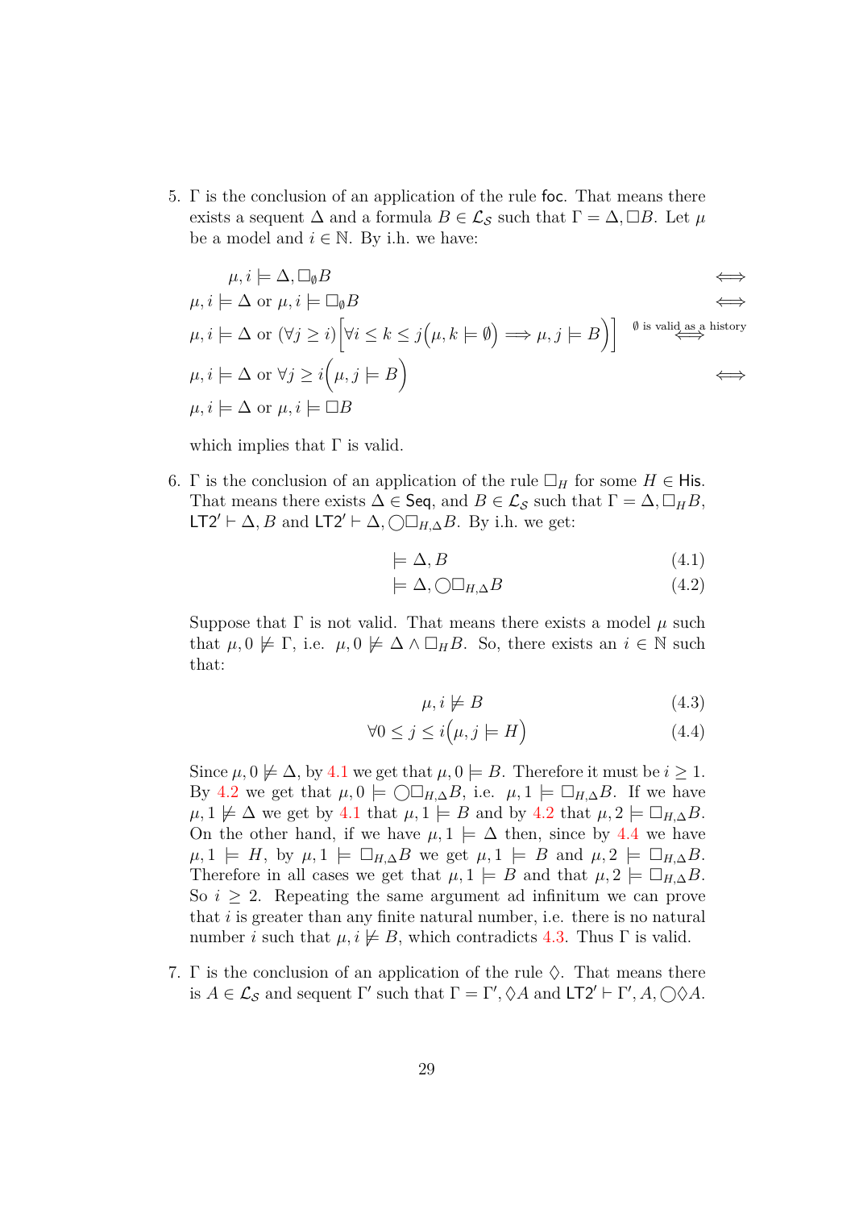5. $\Gamma$ is the conclusion of an application of the rule $\mathsf{foc}$. That means there exists a sequent $\Delta$ and a formula $B \in \mathcal{L}_{\mathcal{S}}$ such that $\Gamma = \Delta, \Box B$. Let $\mu$ be a model and $i \in \mathbb{N}$. By i.h. we have:

$$
\begin{array}{ll}
\mu, i \models \Delta, \Box_{\emptyset} B & \iff \\
\mu, i \models \Delta \text{ or } \mu, i \models \Box_{\emptyset} B & \iff \\
\mu, i \models \Delta \text{ or } (\forall j \geq i)\Big[\forall i \leq k \leq j\Big(\mu, k \models \emptyset\Big) \implies \mu, j \models B\Big)\Big] & \overset{\emptyset \text{ is valid as a history}}{\iff} \\
\mu, i \models \Delta \text{ or } \forall j \geq i\Big(\mu, j \models B\Big) & \iff \\
\mu, i \models \Delta \text{ or } \mu, i \models \Box B &
\end{array}
$$

which implies that $\Gamma$ is valid.

6. $\Gamma$ is the conclusion of an application of the rule $\Box_H$ for some $H \in \mathsf{His}$. That means there exists $\Delta \in \mathsf{Seq}$, and $B \in \mathcal{L}_{\mathcal{S}}$ such that $\Gamma = \Delta, \Box_H B$, $\mathsf{LT2}' \vdash \Delta, B$ and $\mathsf{LT2}' \vdash \Delta, \bigcirc \Box_{H,\Delta} B$. By i.h. we get:

$$\models \Delta, B \tag{4.1}$$
$$\models \Delta, \bigcirc \Box_{H,\Delta} B \tag{4.2}$$

Suppose that $\Gamma$ is not valid. That means there exists a model $\mu$ such that $\mu, 0 \not\models \Gamma$, i.e. $\mu, 0 \not\models \Delta \wedge \Box_H B$. So, there exists an $i \in \mathbb{N}$ such that:

$$\mu, i \not\models B \tag{4.3}$$
$$\forall 0 \leq j \leq i\Big(\mu, j \models H\Big) \tag{4.4}$$

Since $\mu, 0 \not\models \Delta$, by 4.1 we get that $\mu, 0 \models B$. Therefore it must be $i \geq 1$. By 4.2 we get that $\mu, 0 \models \bigcirc \Box_{H,\Delta} B$, i.e. $\mu, 1 \models \Box_{H,\Delta} B$. If we have $\mu, 1 \not\models \Delta$ we get by 4.1 that $\mu, 1 \models B$ and by 4.2 that $\mu, 2 \models \Box_{H,\Delta} B$. On the other hand, if we have $\mu, 1 \models \Delta$ then, since by 4.4 we have $\mu, 1 \models H$, by $\mu, 1 \models \Box_{H,\Delta} B$ we get $\mu, 1 \models B$ and $\mu, 2 \models \Box_{H,\Delta} B$. Therefore in all cases we get that $\mu, 1 \models B$ and that $\mu, 2 \models \Box_{H,\Delta} B$. So $i \geq 2$. Repeating the same argument ad infinitum we can prove that $i$ is greater than any finite natural number, i.e. there is no natural number $i$ such that $\mu, i \not\models B$, which contradicts 4.3. Thus $\Gamma$ is valid.

7. $\Gamma$ is the conclusion of an application of the rule $\Diamond$. That means there is $A \in \mathcal{L}_{\mathcal{S}}$ and sequent $\Gamma'$ such that $\Gamma = \Gamma', \Diamond A$ and $\mathsf{LT2}' \vdash \Gamma', A, \bigcirc \Diamond A$.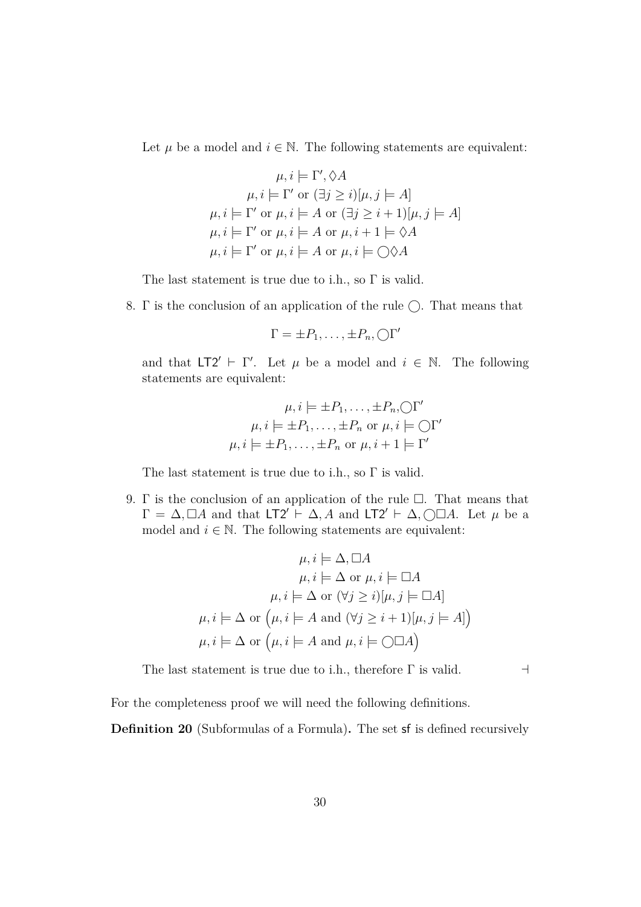Let $\mu$ be a model and $i \in \mathbb{N}$. The following statements are equivalent:

$$\mu, i \models \Gamma', \Diamond A$$
$$\mu, i \models \Gamma' \text{ or } (\exists j \geq i)[\mu, j \models A]$$
$$\mu, i \models \Gamma' \text{ or } \mu, i \models A \text{ or } (\exists j \geq i+1)[\mu, j \models A]$$
$$\mu, i \models \Gamma' \text{ or } \mu, i \models A \text{ or } \mu, i+1 \models \Diamond A$$
$$\mu, i \models \Gamma' \text{ or } \mu, i \models A \text{ or } \mu, i \models \bigcirc\Diamond A$$

The last statement is true due to i.h., so $\Gamma$ is valid.

8. $\Gamma$ is the conclusion of an application of the rule $\bigcirc$. That means that

$$\Gamma = \pm P_1, \ldots, \pm P_n, \bigcirc\Gamma'$$

and that $\mathsf{LT2}' \vdash \Gamma'$. Let $\mu$ be a model and $i \in \mathbb{N}$. The following statements are equivalent:

$$\mu, i \models \pm P_1, \ldots, \pm P_n, \bigcirc\Gamma'$$
$$\mu, i \models \pm P_1, \ldots, \pm P_n \text{ or } \mu, i \models \bigcirc\Gamma'$$
$$\mu, i \models \pm P_1, \ldots, \pm P_n \text{ or } \mu, i+1 \models \Gamma'$$

The last statement is true due to i.h., so $\Gamma$ is valid.

9. $\Gamma$ is the conclusion of an application of the rule $\Box$. That means that $\Gamma = \Delta, \Box A$ and that $\mathsf{LT2}' \vdash \Delta, A$ and $\mathsf{LT2}' \vdash \Delta, \bigcirc\Box A$. Let $\mu$ be a model and $i \in \mathbb{N}$. The following statements are equivalent:

$$\mu, i \models \Delta, \Box A$$
$$\mu, i \models \Delta \text{ or } \mu, i \models \Box A$$
$$\mu, i \models \Delta \text{ or } (\forall j \geq i)[\mu, j \models \Box A]$$
$$\mu, i \models \Delta \text{ or } \Big(\mu, i \models A \text{ and } (\forall j \geq i+1)[\mu, j \models A]\Big)$$
$$\mu, i \models \Delta \text{ or } \Big(\mu, i \models A \text{ and } \mu, i \models \bigcirc\Box A\Big)$$

The last statement is true due to i.h., therefore $\Gamma$ is valid. $\dashv$

For the completeness proof we will need the following definitions.

**Definition 20** (Subformulas of a Formula)**.** The set $\mathsf{sf}$ is defined recursively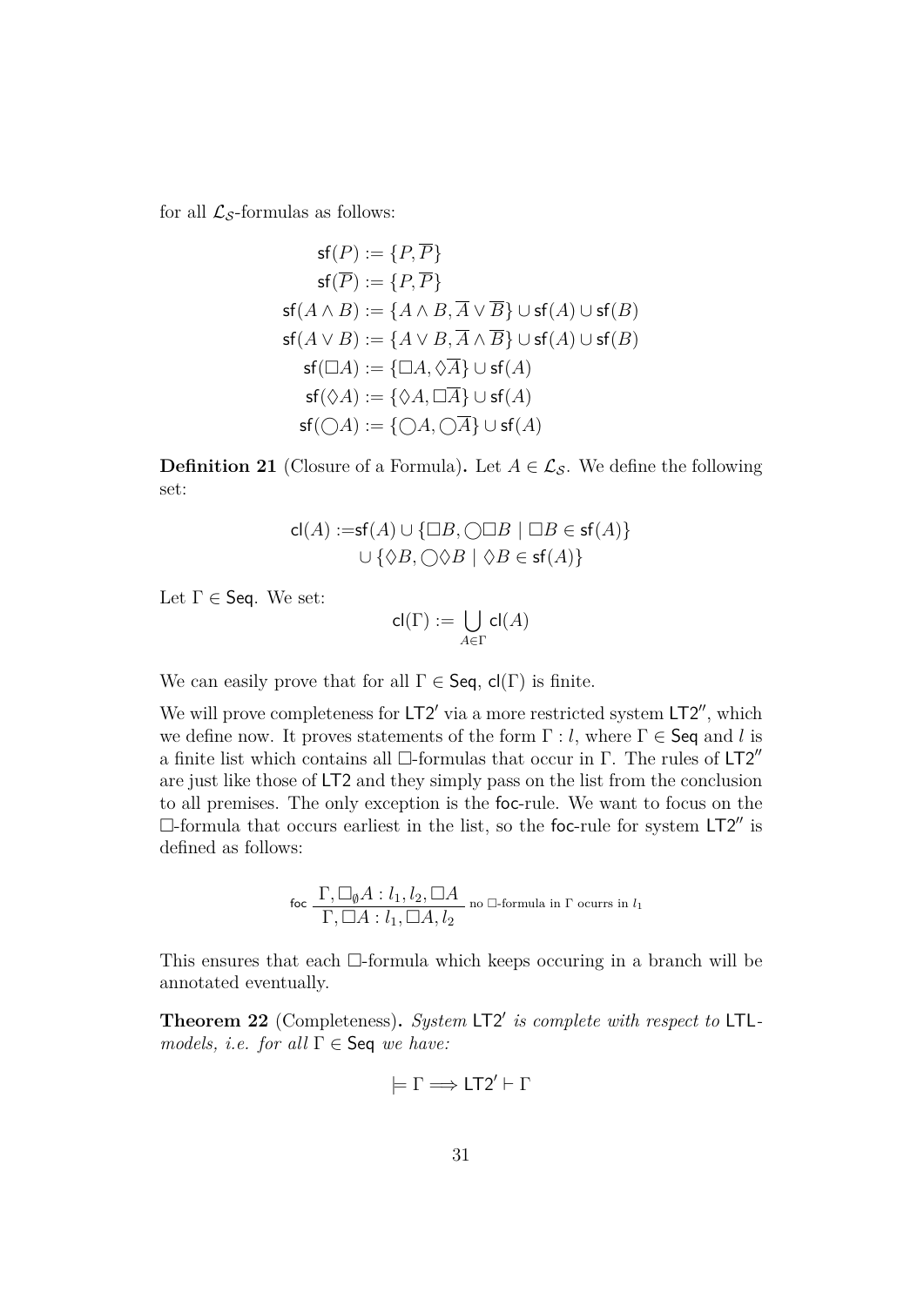for all $\mathcal{L}_\mathcal{S}$-formulas as follows:

$$
\begin{aligned}
\mathsf{sf}(P) &:= \{P, \overline{P}\} \\
\mathsf{sf}(\overline{P}) &:= \{P, \overline{P}\} \\
\mathsf{sf}(A \wedge B) &:= \{A \wedge B, \overline{A} \vee \overline{B}\} \cup \mathsf{sf}(A) \cup \mathsf{sf}(B) \\
\mathsf{sf}(A \vee B) &:= \{A \vee B, \overline{A} \wedge \overline{B}\} \cup \mathsf{sf}(A) \cup \mathsf{sf}(B) \\
\mathsf{sf}(\Box A) &:= \{\Box A, \Diamond \overline{A}\} \cup \mathsf{sf}(A) \\
\mathsf{sf}(\Diamond A) &:= \{\Diamond A, \Box \overline{A}\} \cup \mathsf{sf}(A) \\
\mathsf{sf}(\bigcirc A) &:= \{\bigcirc A, \bigcirc \overline{A}\} \cup \mathsf{sf}(A)
\end{aligned}
$$

**Definition 21** (Closure of a Formula)**.** Let $A \in \mathcal{L}_\mathcal{S}$. We define the following set:

$$
\begin{aligned}
\mathsf{cl}(A) :=& \mathsf{sf}(A) \cup \{\Box B, \bigcirc \Box B \mid \Box B \in \mathsf{sf}(A)\} \\
& \cup \{\Diamond B, \bigcirc \Diamond B \mid \Diamond B \in \mathsf{sf}(A)\}
\end{aligned}
$$

Let $\Gamma \in \mathsf{Seq}$. We set:

$$
\mathsf{cl}(\Gamma) := \bigcup_{A \in \Gamma} \mathsf{cl}(A)
$$

We can easily prove that for all $\Gamma \in \mathsf{Seq}$, $\mathsf{cl}(\Gamma)$ is finite.

We will prove completeness for $\mathsf{LT2}'$ via a more restricted system $\mathsf{LT2}''$, which we define now. It proves statements of the form $\Gamma : l$, where $\Gamma \in \mathsf{Seq}$ and $l$ is a finite list which contains all $\Box$-formulas that occur in $\Gamma$. The rules of $\mathsf{LT2}''$ are just like those of $\mathsf{LT2}$ and they simply pass on the list from the conclusion to all premises. The only exception is the $\mathsf{foc}$-rule. We want to focus on the $\Box$-formula that occurs earliest in the list, so the $\mathsf{foc}$-rule for system $\mathsf{LT2}''$ is defined as follows:

$$
\mathsf{foc}\ \frac{\Gamma, \Box_\emptyset A : l_1, l_2, \Box A}{\Gamma, \Box A : l_1, \Box A, l_2}\ \text{no } \Box\text{-formula in } \Gamma \text{ ocurrs in } l_1
$$

This ensures that each $\Box$-formula which keeps occuring in a branch will be annotated eventually.

**Theorem 22** (Completeness)**.** *System $\mathsf{LT2}'$ is complete with respect to $\mathsf{LTL}$-models, i.e. for all $\Gamma \in \mathsf{Seq}$ we have:*

$$
\models \Gamma \Longrightarrow \mathsf{LT2}' \vdash \Gamma
$$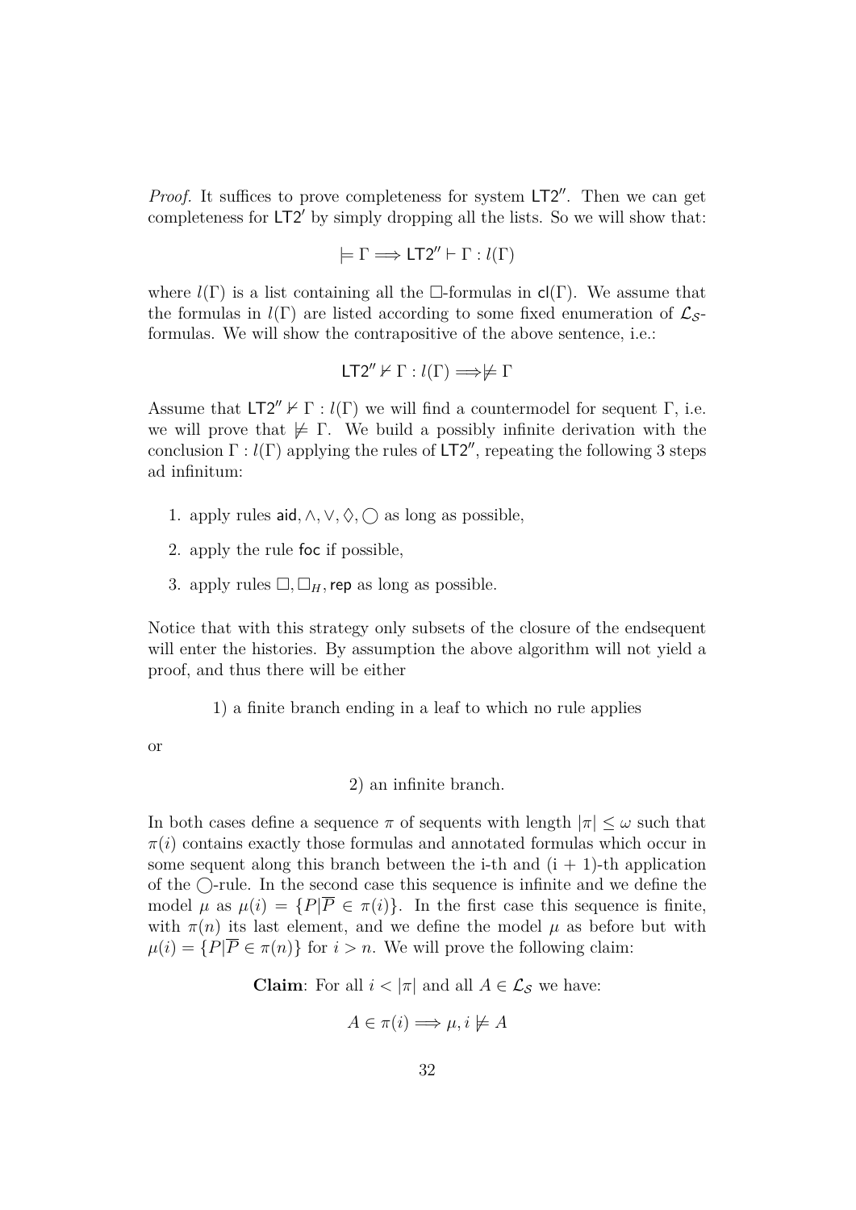*Proof.* It suffices to prove completeness for system $\mathsf{LT2''}$. Then we can get completeness for $\mathsf{LT2'}$ by simply dropping all the lists. So we will show that:

$$\models \Gamma \Longrightarrow \mathsf{LT2''} \vdash \Gamma : l(\Gamma)$$

where $l(\Gamma)$ is a list containing all the $\Box$-formulas in $\mathsf{cl}(\Gamma)$. We assume that the formulas in $l(\Gamma)$ are listed according to some fixed enumeration of $\mathcal{L}_{\mathcal{S}}$-formulas. We will show the contrapositive of the above sentence, i.e.:

$$\mathsf{LT2''} \nvdash \Gamma : l(\Gamma) \Longrightarrow \not\models \Gamma$$

Assume that $\mathsf{LT2''} \nvdash \Gamma : l(\Gamma)$ we will find a countermodel for sequent $\Gamma$, i.e. we will prove that $\not\models \Gamma$. We build a possibly infinite derivation with the conclusion $\Gamma : l(\Gamma)$ applying the rules of $\mathsf{LT2''}$, repeating the following 3 steps ad infinitum:

1. apply rules $\mathsf{aid}, \wedge, \vee, \Diamond, \bigcirc$ as long as possible,
2. apply the rule $\mathsf{foc}$ if possible,
3. apply rules $\Box, \Box_H, \mathsf{rep}$ as long as possible.

Notice that with this strategy only subsets of the closure of the endsequent will enter the histories. By assumption the above algorithm will not yield a proof, and thus there will be either

1) a finite branch ending in a leaf to which no rule applies

or

2) an infinite branch.

In both cases define a sequence $\pi$ of sequents with length $|\pi| \leq \omega$ such that $\pi(i)$ contains exactly those formulas and annotated formulas which occur in some sequent along this branch between the i-th and (i + 1)-th application of the $\bigcirc$-rule. In the second case this sequence is infinite and we define the model $\mu$ as $\mu(i) = \{P | \overline{P} \in \pi(i)\}$. In the first case this sequence is finite, with $\pi(n)$ its last element, and we define the model $\mu$ as before but with $\mu(i) = \{P | \overline{P} \in \pi(n)\}$ for $i > n$. We will prove the following claim:

**Claim**: For all $i < |\pi|$ and all $A \in \mathcal{L}_{\mathcal{S}}$ we have:

$$A \in \pi(i) \Longrightarrow \mu, i \not\models A$$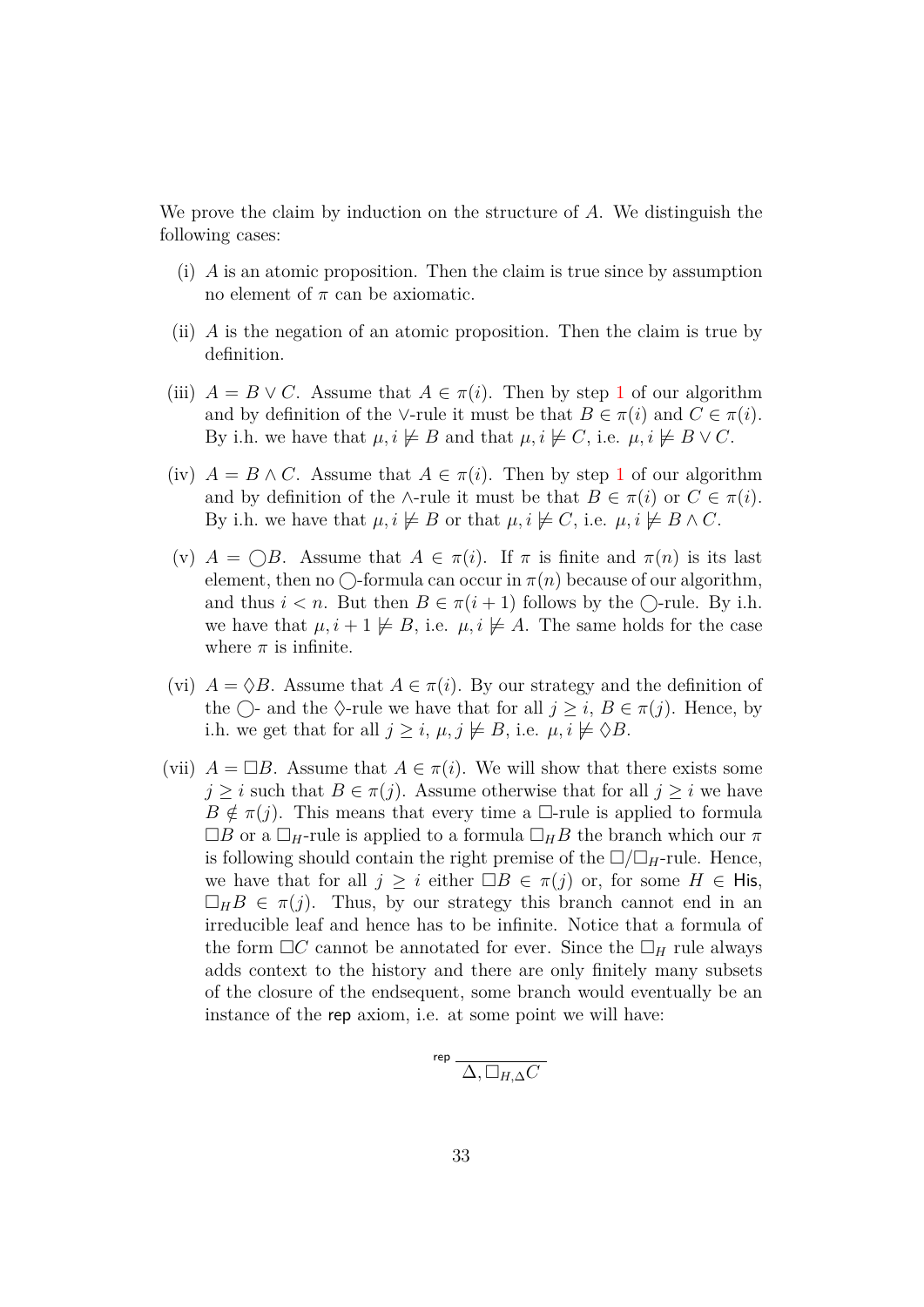We prove the claim by induction on the structure of $A$. We distinguish the following cases:

(i) $A$ is an atomic proposition. Then the claim is true since by assumption no element of $\pi$ can be axiomatic.

(ii) $A$ is the negation of an atomic proposition. Then the claim is true by definition.

(iii) $A = B \vee C$. Assume that $A \in \pi(i)$. Then by step 1 of our algorithm and by definition of the $\vee$-rule it must be that $B \in \pi(i)$ and $C \in \pi(i)$. By i.h. we have that $\mu, i \not\models B$ and that $\mu, i \not\models C$, i.e. $\mu, i \not\models B \vee C$.

(iv) $A = B \wedge C$. Assume that $A \in \pi(i)$. Then by step 1 of our algorithm and by definition of the $\wedge$-rule it must be that $B \in \pi(i)$ or $C \in \pi(i)$. By i.h. we have that $\mu, i \not\models B$ or that $\mu, i \not\models C$, i.e. $\mu, i \not\models B \wedge C$.

(v) $A = \bigcirc B$. Assume that $A \in \pi(i)$. If $\pi$ is finite and $\pi(n)$ is its last element, then no $\bigcirc$-formula can occur in $\pi(n)$ because of our algorithm, and thus $i < n$. But then $B \in \pi(i+1)$ follows by the $\bigcirc$-rule. By i.h. we have that $\mu, i+1 \not\models B$, i.e. $\mu, i \not\models A$. The same holds for the case where $\pi$ is infinite.

(vi) $A = \Diamond B$. Assume that $A \in \pi(i)$. By our strategy and the definition of the $\bigcirc$- and the $\Diamond$-rule we have that for all $j \geq i$, $B \in \pi(j)$. Hence, by i.h. we get that for all $j \geq i$, $\mu, j \not\models B$, i.e. $\mu, i \not\models \Diamond B$.

(vii) $A = \Box B$. Assume that $A \in \pi(i)$. We will show that there exists some $j \geq i$ such that $B \in \pi(j)$. Assume otherwise that for all $j \geq i$ we have $B \notin \pi(j)$. This means that every time a $\Box$-rule is applied to formula $\Box B$ or a $\Box_H$-rule is applied to a formula $\Box_H B$ the branch which our $\pi$ is following should contain the right premise of the $\Box/\Box_H$-rule. Hence, we have that for all $j \geq i$ either $\Box B \in \pi(j)$ or, for some $H \in \mathsf{His}$, $\Box_H B \in \pi(j)$. Thus, by our strategy this branch cannot end in an irreducible leaf and hence has to be infinite. Notice that a formula of the form $\Box C$ cannot be annotated for ever. Since the $\Box_H$ rule always adds context to the history and there are only finitely many subsets of the closure of the endsequent, some branch would eventually be an instance of the $\mathsf{rep}$ axiom, i.e. at some point we will have:

$$\mathsf{rep}\,\frac{}{\Delta, \Box_{H,\Delta} C}$$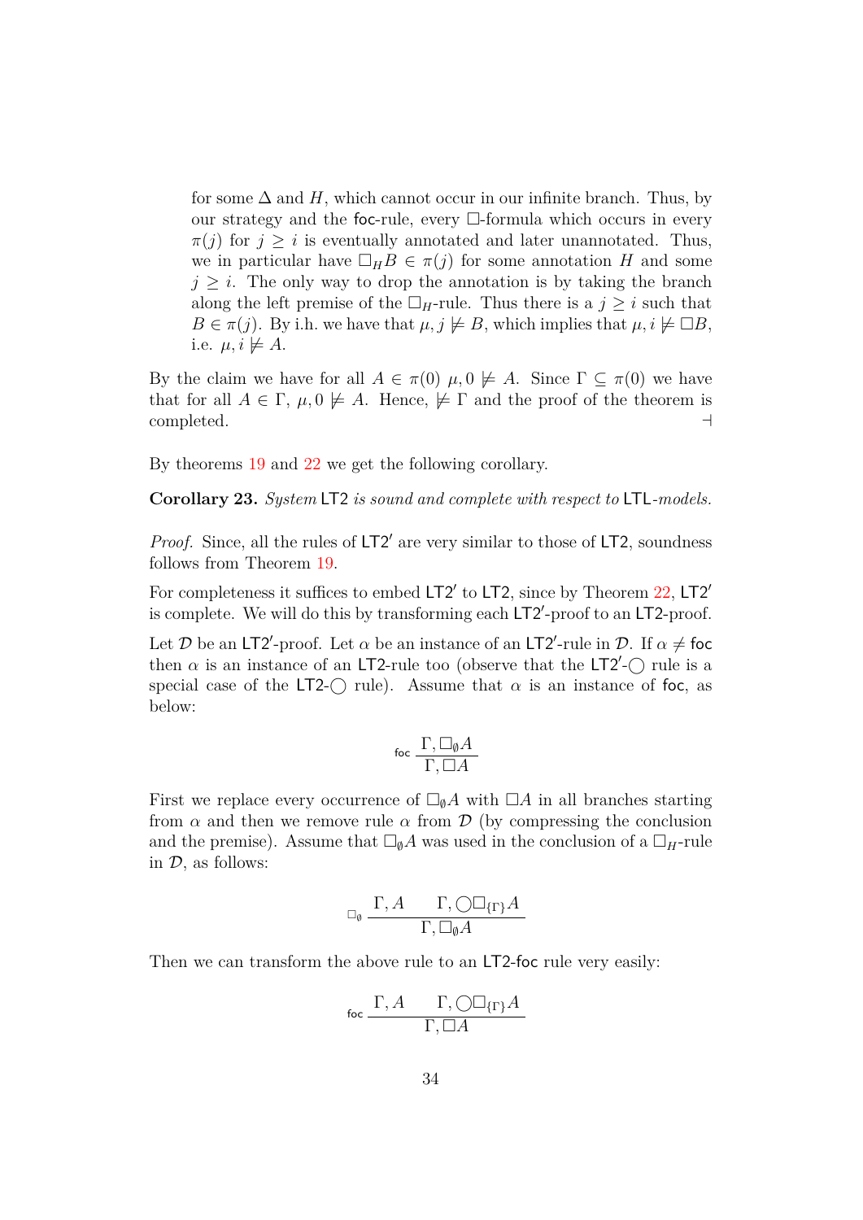for some $\Delta$ and $H$, which cannot occur in our infinite branch. Thus, by our strategy and the foc-rule, every $\Box$-formula which occurs in every $\pi(j)$ for $j \geq i$ is eventually annotated and later unannotated. Thus, we in particular have $\Box_H B \in \pi(j)$ for some annotation $H$ and some $j \geq i$. The only way to drop the annotation is by taking the branch along the left premise of the $\Box_H$-rule. Thus there is a $j \geq i$ such that $B \in \pi(j)$. By i.h. we have that $\mu, j \not\models B$, which implies that $\mu, i \not\models \Box B$, i.e. $\mu, i \not\models A$.

By the claim we have for all $A \in \pi(0)$ $\mu, 0 \not\models A$. Since $\Gamma \subseteq \pi(0)$ we have that for all $A \in \Gamma$, $\mu, 0 \not\models A$. Hence, $\not\models \Gamma$ and the proof of the theorem is completed. ⊣

By theorems 19 and 22 we get the following corollary.

**Corollary 23.** *System* LT2 *is sound and complete with respect to* LTL*-models.*

*Proof.* Since, all the rules of LT2′ are very similar to those of LT2, soundness follows from Theorem 19.

For completeness it suffices to embed LT2′ to LT2, since by Theorem 22, LT2′ is complete. We will do this by transforming each LT2′-proof to an LT2-proof.

Let $\mathcal{D}$ be an LT2′-proof. Let $\alpha$ be an instance of an LT2′-rule in $\mathcal{D}$. If $\alpha \neq$ foc then $\alpha$ is an instance of an LT2-rule too (observe that the LT2′-$\bigcirc$ rule is a special case of the LT2-$\bigcirc$ rule). Assume that $\alpha$ is an instance of foc, as below:

$$\text{foc}\ \frac{\Gamma, \Box_\emptyset A}{\Gamma, \Box A}$$

First we replace every occurrence of $\Box_\emptyset A$ with $\Box A$ in all branches starting from $\alpha$ and then we remove rule $\alpha$ from $\mathcal{D}$ (by compressing the conclusion and the premise). Assume that $\Box_\emptyset A$ was used in the conclusion of a $\Box_H$-rule in $\mathcal{D}$, as follows:

$$\Box_\emptyset\ \frac{\Gamma, A \qquad \Gamma, \bigcirc\Box_{\{\Gamma\}} A}{\Gamma, \Box_\emptyset A}$$

Then we can transform the above rule to an LT2-foc rule very easily:

$$\text{foc}\ \frac{\Gamma, A \qquad \Gamma, \bigcirc\Box_{\{\Gamma\}} A}{\Gamma, \Box A}$$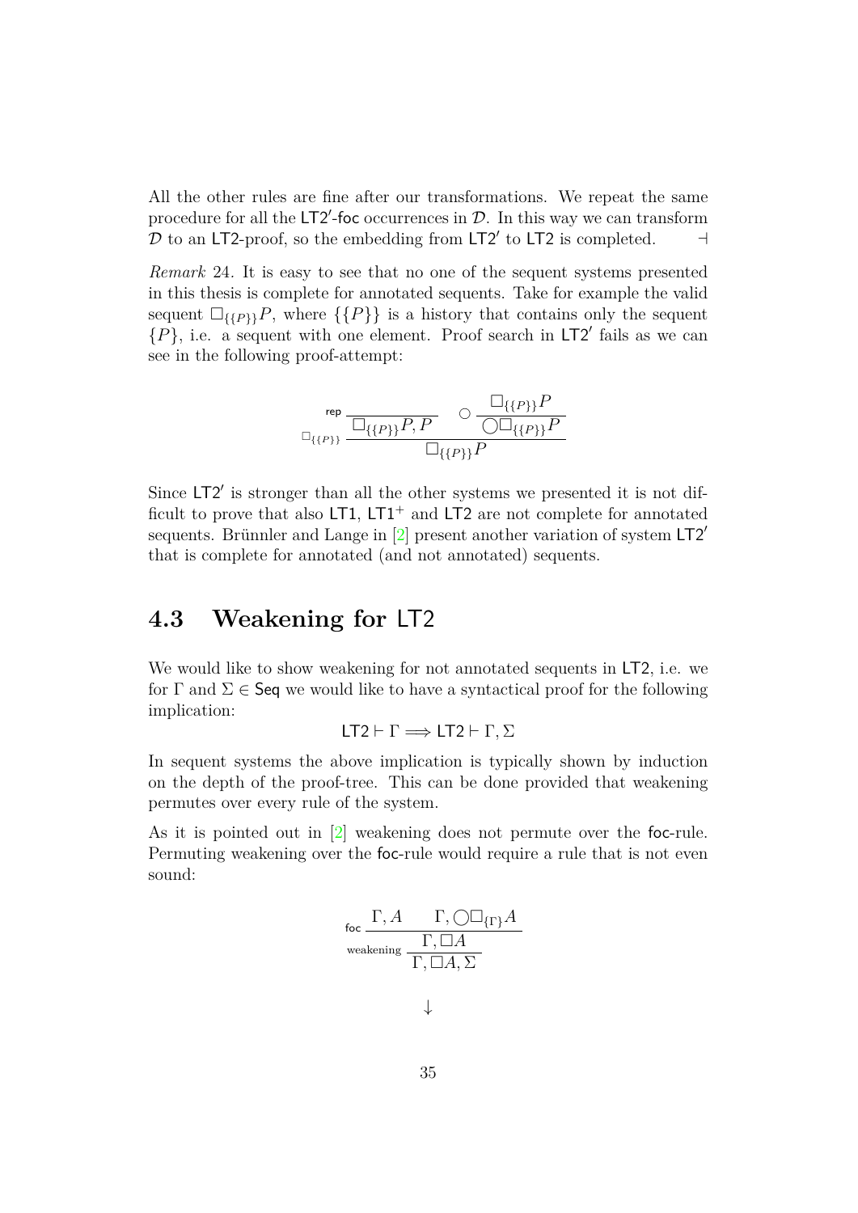All the other rules are fine after our transformations. We repeat the same procedure for all the $\mathsf{LT2}'$-$\mathsf{foc}$ occurrences in $\mathcal{D}$. In this way we can transform $\mathcal{D}$ to an $\mathsf{LT2}$-proof, so the embedding from $\mathsf{LT2}'$ to $\mathsf{LT2}$ is completed. $\dashv$

*Remark* 24. It is easy to see that no one of the sequent systems presented in this thesis is complete for annotated sequents. Take for example the valid sequent $\Box_{\{\{P\}\}}P$, where $\{\{P\}\}$ is a history that contains only the sequent $\{P\}$, i.e. a sequent with one element. Proof search in $\mathsf{LT2}'$ fails as we can see in the following proof-attempt:

$$\Box_{\{\{P\}\}}\frac{\mathsf{rep}\,\dfrac{}{\Box_{\{\{P\}\}}P, P} \qquad \bigcirc\,\dfrac{\Box_{\{\{P\}\}}P}{\bigcirc\Box_{\{\{P\}\}}P}}{\Box_{\{\{P\}\}}P}$$

Since $\mathsf{LT2}'$ is stronger than all the other systems we presented it is not difficult to prove that also $\mathsf{LT1}$, $\mathsf{LT1}^+$ and $\mathsf{LT2}$ are not complete for annotated sequents. Brünnler and Lange in [2] present another variation of system $\mathsf{LT2}'$ that is complete for annotated (and not annotated) sequents.

## 4.3 Weakening for LT2

We would like to show weakening for not annotated sequents in $\mathsf{LT2}$, i.e. we for $\Gamma$ and $\Sigma \in \mathsf{Seq}$ we would like to have a syntactical proof for the following implication:

$$\mathsf{LT2} \vdash \Gamma \Longrightarrow \mathsf{LT2} \vdash \Gamma, \Sigma$$

In sequent systems the above implication is typically shown by induction on the depth of the proof-tree. This can be done provided that weakening permutes over every rule of the system.

As it is pointed out in [2] weakening does not permute over the $\mathsf{foc}$-rule. Permuting weakening over the $\mathsf{foc}$-rule would require a rule that is not even sound:

$$\text{weakening}\,\frac{\mathsf{foc}\,\dfrac{\Gamma, A \qquad \Gamma, \bigcirc\Box_{\{\Gamma\}}A}{\Gamma, \Box A}}{\Gamma, \Box A, \Sigma}$$

$$\downarrow$$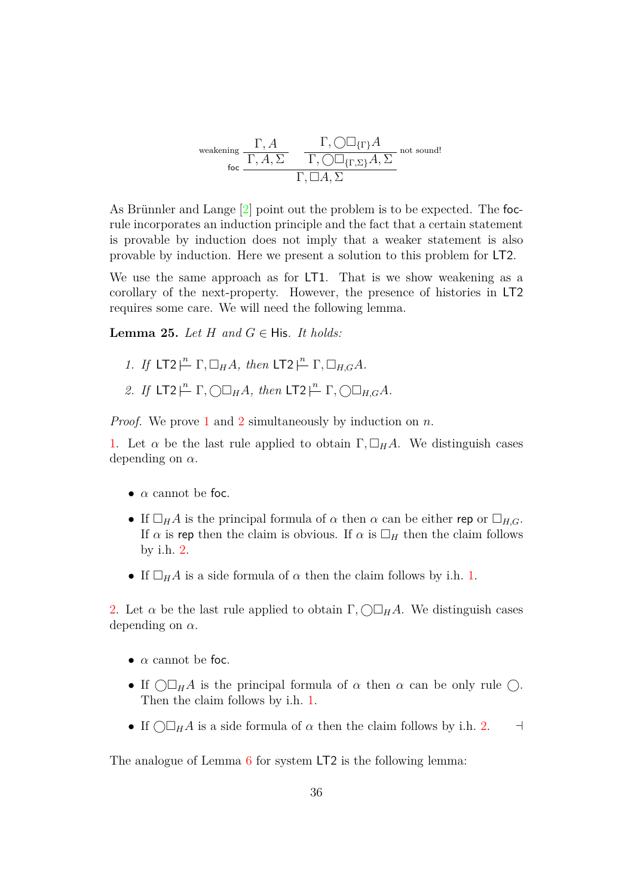$$
\dfrac{\dfrac{\Gamma, A}{\Gamma, A, \Sigma}\ \text{weakening} \qquad \dfrac{\Gamma, \bigcirc\Box_{\{\Gamma\}} A}{\Gamma, \bigcirc\Box_{\{\Gamma,\Sigma\}} A, \Sigma}\ \text{not sound!}}{\Gamma, \Box A, \Sigma}\ \mathsf{foc}
$$

As Brünnler and Lange [2] point out the problem is to be expected. The foc-rule incorporates an induction principle and the fact that a certain statement is provable by induction does not imply that a weaker statement is also provable by induction. Here we present a solution to this problem for LT2.

We use the same approach as for LT1. That is we show weakening as a corollary of the next-property. However, the presence of histories in LT2 requires some care. We will need the following lemma.

**Lemma 25.** *Let $H$ and $G \in \mathsf{His}$. It holds:*

1. *If $\mathsf{LT2} \overset{n}{\vdash} \Gamma, \Box_H A$, then $\mathsf{LT2} \overset{n}{\vdash} \Gamma, \Box_{H,G} A$.*
2. *If $\mathsf{LT2} \overset{n}{\vdash} \Gamma, \bigcirc\Box_H A$, then $\mathsf{LT2} \overset{n}{\vdash} \Gamma, \bigcirc\Box_{H,G} A$.*

*Proof.* We prove 1 and 2 simultaneously by induction on $n$.

1. Let $\alpha$ be the last rule applied to obtain $\Gamma, \Box_H A$. We distinguish cases depending on $\alpha$.

- $\alpha$ cannot be foc.
- If $\Box_H A$ is the principal formula of $\alpha$ then $\alpha$ can be either rep or $\Box_{H,G}$. If $\alpha$ is rep then the claim is obvious. If $\alpha$ is $\Box_H$ then the claim follows by i.h. 2.
- If $\Box_H A$ is a side formula of $\alpha$ then the claim follows by i.h. 1.

2. Let $\alpha$ be the last rule applied to obtain $\Gamma, \bigcirc\Box_H A$. We distinguish cases depending on $\alpha$.

- $\alpha$ cannot be foc.
- If $\bigcirc\Box_H A$ is the principal formula of $\alpha$ then $\alpha$ can be only rule $\bigcirc$. Then the claim follows by i.h. 1.
- If $\bigcirc\Box_H A$ is a side formula of $\alpha$ then the claim follows by i.h. 2. $\dashv$

The analogue of Lemma 6 for system LT2 is the following lemma: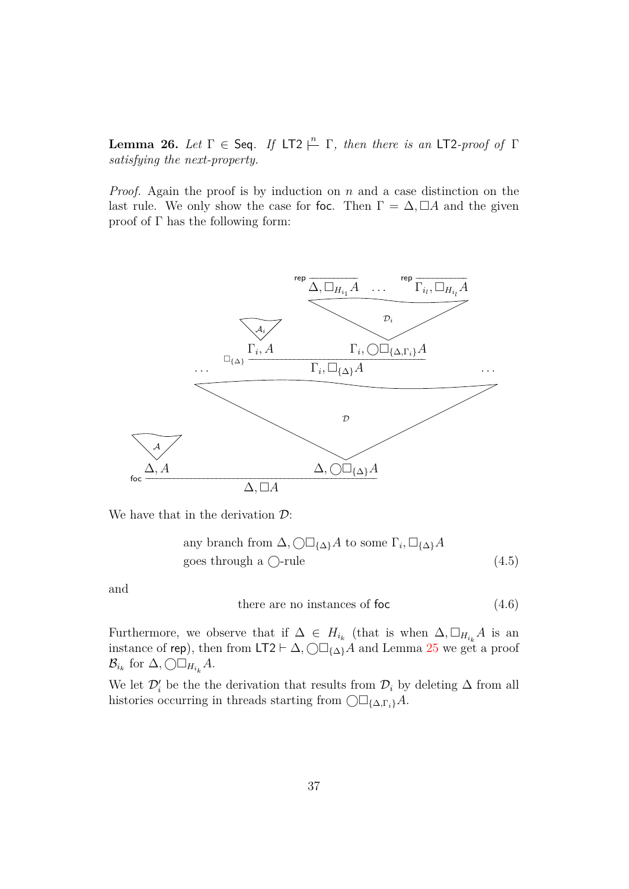**Lemma 26.** *Let $\Gamma \in \mathsf{Seq}$. If $\mathsf{LT2} \overset{n}{\vdash} \Gamma$, then there is an* $\mathsf{LT2}$*-proof of* $\Gamma$ *satisfying the next-property.*

*Proof.* Again the proof is by induction on $n$ and a case distinction on the last rule. We only show the case for $\mathsf{foc}$. Then $\Gamma = \Delta, \Box A$ and the given proof of $\Gamma$ has the following form:

$$
\dfrac{\begin{matrix}\mathcal{A} \\ \Delta, A\end{matrix} \qquad \begin{matrix} \cdots \quad \dfrac{\begin{matrix}\mathcal{A}_i \\ \Gamma_i, A\end{matrix} \qquad \begin{matrix} \dfrac{}{\Delta, \Box_{H_{i_1}} A}\,\mathsf{rep} \quad \ldots \quad \dfrac{}{\Gamma_{i_l}, \Box_{H_{i_l}} A}\,\mathsf{rep} \\ \mathcal{D}_i \\ \Gamma_i, \bigcirc\Box_{\{\Delta, \Gamma_i\}} A \end{matrix}}{\Gamma_i, \Box_{\{\Delta\}} A}\,\Box_{\{\Delta\}} \quad \cdots \\ \mathcal{D} \\ \Delta, \bigcirc\Box_{\{\Delta\}} A \end{matrix}}{\Delta, \Box A}\,\mathsf{foc}
$$

We have that in the derivation $\mathcal{D}$:

$$
\begin{aligned}
&\text{any branch from } \Delta, \bigcirc\Box_{\{\Delta\}} A \text{ to some } \Gamma_i, \Box_{\{\Delta\}} A \\
&\text{goes through a } \bigcirc\text{-rule}
\end{aligned} \tag{4.5}
$$

and

$$
\text{there are no instances of } \mathsf{foc} \tag{4.6}
$$

Furthermore, we observe that if $\Delta \in H_{i_k}$ (that is when $\Delta, \Box_{H_{i_k}} A$ is an instance of $\mathsf{rep}$), then from $\mathsf{LT2} \vdash \Delta, \bigcirc\Box_{\{\Delta\}} A$ and Lemma 25 we get a proof $\mathcal{B}_{i_k}$ for $\Delta, \bigcirc\Box_{H_{i_k}} A$.

We let $\mathcal{D}'_i$ be the the derivation that results from $\mathcal{D}_i$ by deleting $\Delta$ from all histories occurring in threads starting from $\bigcirc\Box_{\{\Delta, \Gamma_i\}} A$.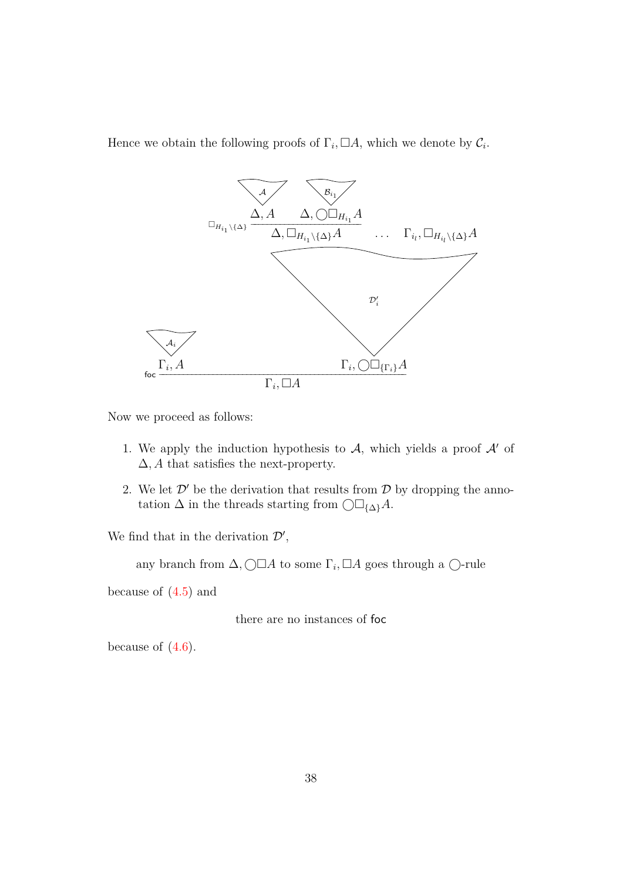Hence we obtain the following proofs of $\Gamma_i, \Box A$, which we denote by $\mathcal{C}_i$.

$$
\dfrac{\dfrac{\mathcal{A}}{\Gamma_i, A} \qquad \dfrac{\dfrac{\dfrac{\mathcal{A}}{\Delta, A} \quad \dfrac{\mathcal{B}_{i_1}}{\Delta, \bigcirc\Box_{H_{i_1}} A}}{\Delta, \Box_{H_{i_1}\setminus\{\Delta\}} A}\,\Box_{H_{i_1}\setminus\{\Delta\}} \quad \ldots \quad \Gamma_{i_l}, \Box_{H_{i_l}\setminus\{\Delta\}} A}{\Gamma_i, \bigcirc\Box_{\{\Gamma_i\}} A}\,\mathcal{D}'_i}{\Gamma_i, \Box A}\,\mathsf{foc}
$$

(Here the left premise $\Gamma_i, A$ is derived by $\mathcal{A}_i$.)

Now we proceed as follows:

1. We apply the induction hypothesis to $\mathcal{A}$, which yields a proof $\mathcal{A}'$ of $\Delta, A$ that satisfies the next-property.
2. We let $\mathcal{D}'$ be the derivation that results from $\mathcal{D}$ by dropping the annotation $\Delta$ in the threads starting from $\bigcirc\Box_{\{\Delta\}} A$.

We find that in the derivation $\mathcal{D}'$,

any branch from $\Delta, \bigcirc\Box A$ to some $\Gamma_i, \Box A$ goes through a $\bigcirc$-rule

because of (4.5) and

there are no instances of $\mathsf{foc}$

because of (4.6).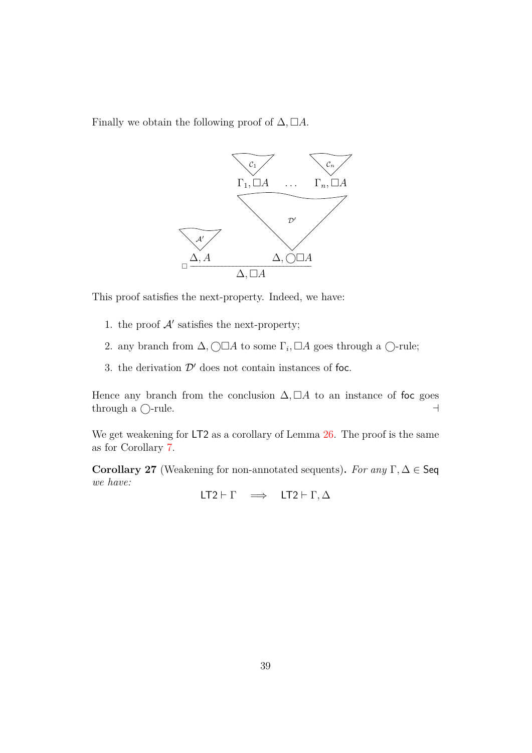Finally we obtain the following proof of $\Delta, \Box A$.

$$
\dfrac{\begin{array}{c}\mathcal{A}' \\ \Delta, A\end{array} \qquad \begin{array}{c}\mathcal{C}_1 \qquad\qquad \mathcal{C}_n \\ \Gamma_1, \Box A \quad \dots \quad \Gamma_n, \Box A \\ \mathcal{D}' \\ \Delta, \bigcirc\Box A\end{array}}{\Delta, \Box A}\;\Box
$$

This proof satisfies the next-property. Indeed, we have:

1. the proof $\mathcal{A}'$ satisfies the next-property;
2. any branch from $\Delta, \bigcirc\Box A$ to some $\Gamma_i, \Box A$ goes through a $\bigcirc$-rule;
3. the derivation $\mathcal{D}'$ does not contain instances of foc.

Hence any branch from the conclusion $\Delta, \Box A$ to an instance of foc goes through a $\bigcirc$-rule. ⊣

We get weakening for LT2 as a corollary of Lemma 26. The proof is the same as for Corollary 7.

**Corollary 27** (Weakening for non-annotated sequents)**.** *For any* $\Gamma, \Delta \in \mathsf{Seq}$ *we have:*

$$\mathsf{LT2} \vdash \Gamma \quad \Longrightarrow \quad \mathsf{LT2} \vdash \Gamma, \Delta$$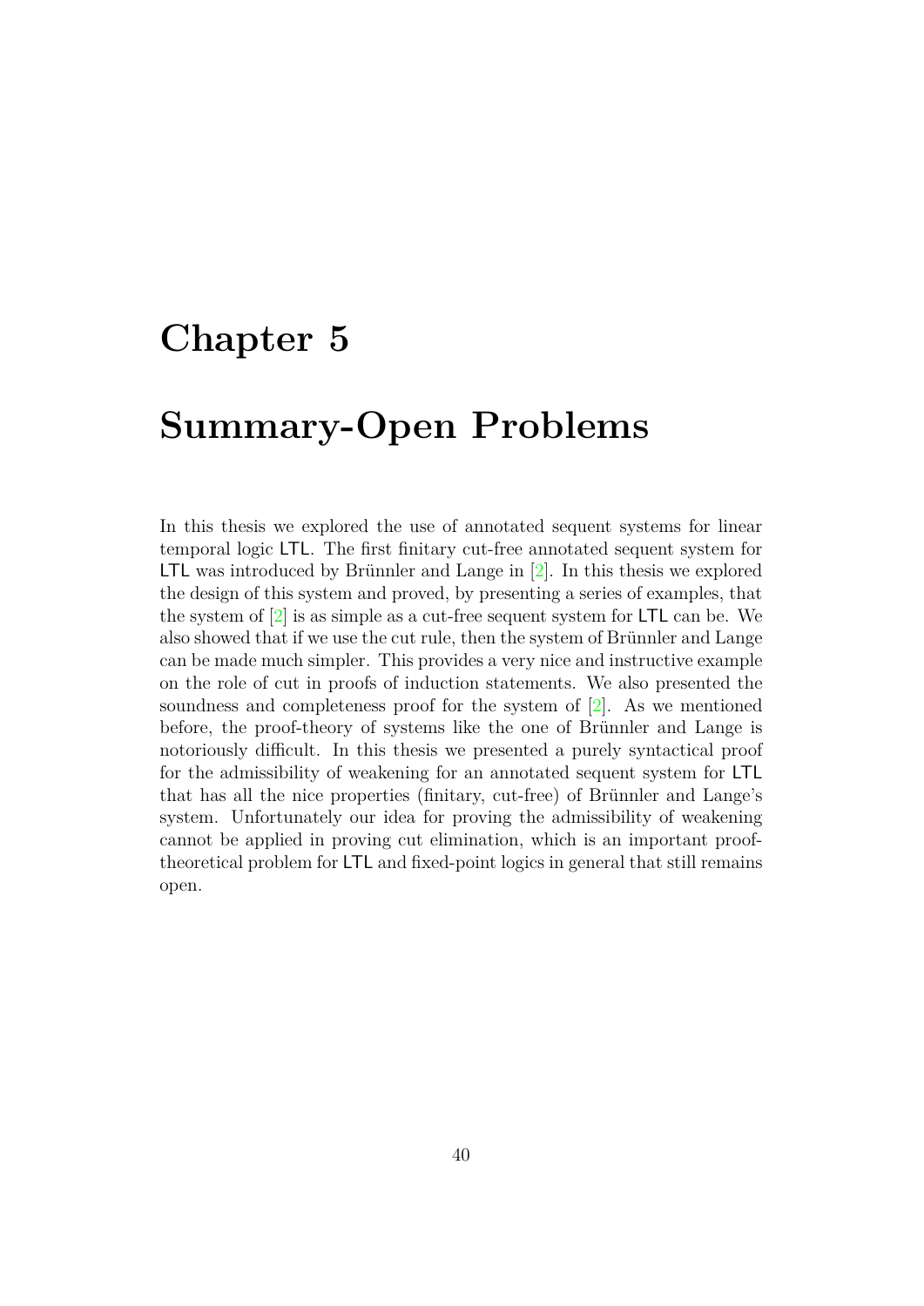# Chapter 5

# Summary-Open Problems

In this thesis we explored the use of annotated sequent systems for linear temporal logic LTL. The first finitary cut-free annotated sequent system for LTL was introduced by Brünnler and Lange in [2]. In this thesis we explored the design of this system and proved, by presenting a series of examples, that the system of [2] is as simple as a cut-free sequent system for LTL can be. We also showed that if we use the cut rule, then the system of Brünnler and Lange can be made much simpler. This provides a very nice and instructive example on the role of cut in proofs of induction statements. We also presented the soundness and completeness proof for the system of [2]. As we mentioned before, the proof-theory of systems like the one of Brünnler and Lange is notoriously difficult. In this thesis we presented a purely syntactical proof for the admissibility of weakening for an annotated sequent system for LTL that has all the nice properties (finitary, cut-free) of Brünnler and Lange's system. Unfortunately our idea for proving the admissibility of weakening cannot be applied in proving cut elimination, which is an important proof-theoretical problem for LTL and fixed-point logics in general that still remains open.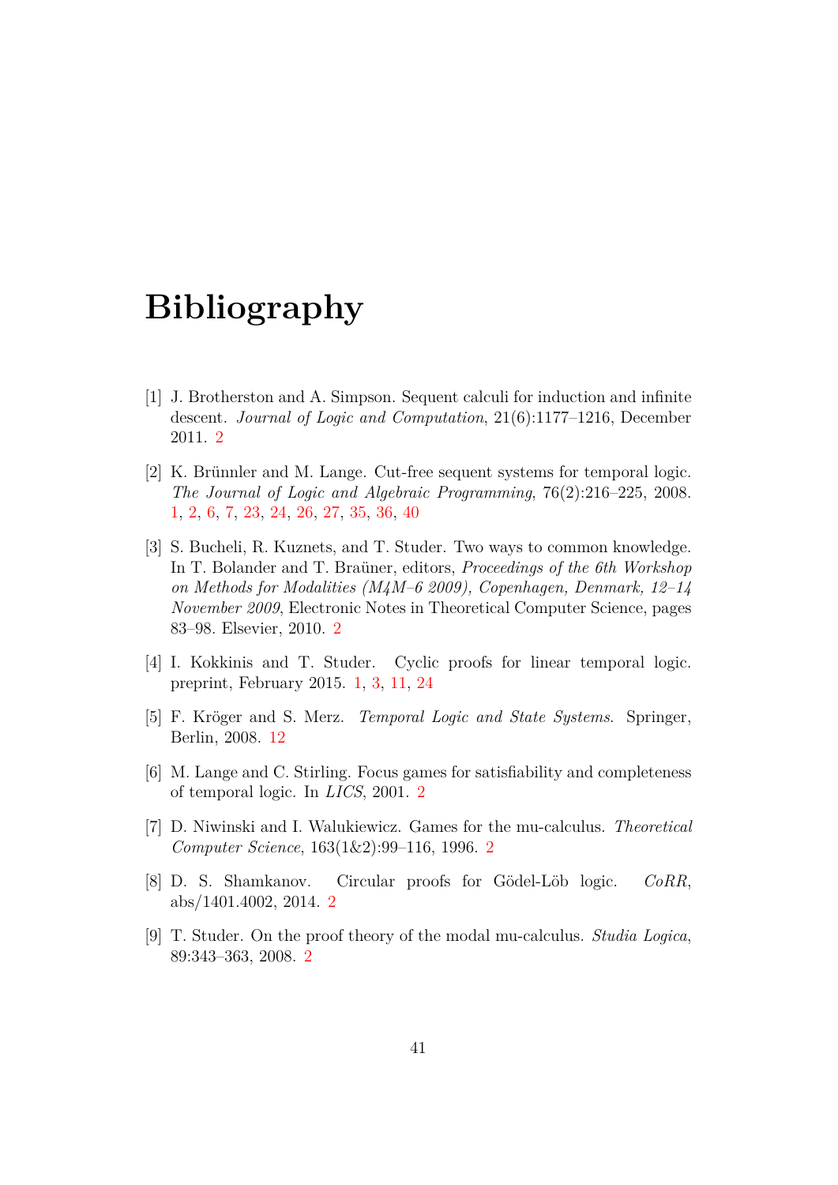# Bibliography

[1] J. Brotherston and A. Simpson. Sequent calculi for induction and infinite descent. *Journal of Logic and Computation*, 21(6):1177–1216, December 2011. 2

[2] K. Brünnler and M. Lange. Cut-free sequent systems for temporal logic. *The Journal of Logic and Algebraic Programming*, 76(2):216–225, 2008. 1, 2, 6, 7, 23, 24, 26, 27, 35, 36, 40

[3] S. Bucheli, R. Kuznets, and T. Studer. Two ways to common knowledge. In T. Bolander and T. Braüner, editors, *Proceedings of the 6th Workshop on Methods for Modalities (M4M–6 2009), Copenhagen, Denmark, 12–14 November 2009*, Electronic Notes in Theoretical Computer Science, pages 83–98. Elsevier, 2010. 2

[4] I. Kokkinis and T. Studer. Cyclic proofs for linear temporal logic. preprint, February 2015. 1, 3, 11, 24

[5] F. Kröger and S. Merz. *Temporal Logic and State Systems*. Springer, Berlin, 2008. 12

[6] M. Lange and C. Stirling. Focus games for satisfiability and completeness of temporal logic. In *LICS*, 2001. 2

[7] D. Niwinski and I. Walukiewicz. Games for the mu-calculus. *Theoretical Computer Science*, 163(1&2):99–116, 1996. 2

[8] D. S. Shamkanov. Circular proofs for Gödel-Löb logic. *CoRR*, abs/1401.4002, 2014. 2

[9] T. Studer. On the proof theory of the modal mu-calculus. *Studia Logica*, 89:343–363, 2008. 2